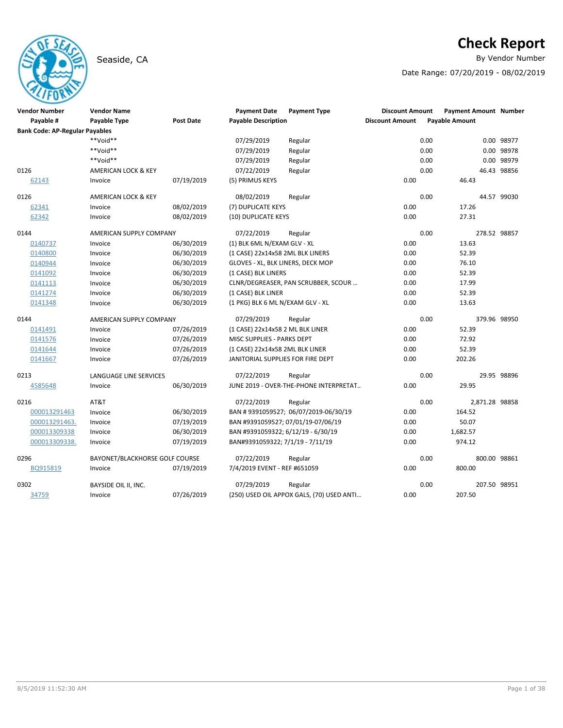# Check Report

Seaside, CA

By Vendor Number

Date Range: 07/20/2019 - 08/02/2019

| Vendor Number | Vendor Name | | Payment Date | Payment Type | Discount Amount | Payment Amount | Number |
|---|---|---|---|---|---|---|---|
| Payable # | Payable Type | Post Date | Payable Description | | Discount Amount | Payable Amount | |
| **Bank Code: AP-Regular Payables** | | | | | | | |
| | **Void** | | 07/29/2019 | Regular | 0.00 | 0.00 | 98977 |
| | **Void** | | 07/29/2019 | Regular | 0.00 | 0.00 | 98978 |
| | **Void** | | 07/29/2019 | Regular | 0.00 | 0.00 | 98979 |
| 0126 | AMERICAN LOCK & KEY | | 07/22/2019 | Regular | 0.00 | 46.43 | 98856 |
| 62143 | Invoice | 07/19/2019 | (5) PRIMUS KEYS | | 0.00 | 46.43 | |
| 0126 | AMERICAN LOCK & KEY | | 08/02/2019 | Regular | 0.00 | 44.57 | 99030 |
| 62341 | Invoice | 08/02/2019 | (7) DUPLICATE KEYS | | 0.00 | 17.26 | |
| 62342 | Invoice | 08/02/2019 | (10) DUPLICATE KEYS | | 0.00 | 27.31 | |
| 0144 | AMERICAN SUPPLY COMPANY | | 07/22/2019 | Regular | 0.00 | 278.52 | 98857 |
| 0140737 | Invoice | 06/30/2019 | (1) BLK 6ML N/EXAM GLV - XL | | 0.00 | 13.63 | |
| 0140800 | Invoice | 06/30/2019 | (1 CASE) 22x14x58 2ML BLK LINERS | | 0.00 | 52.39 | |
| 0140944 | Invoice | 06/30/2019 | GLOVES - XL, BLK LINERS, DECK MOP | | 0.00 | 76.10 | |
| 0141092 | Invoice | 06/30/2019 | (1 CASE) BLK LINERS | | 0.00 | 52.39 | |
| 0141113 | Invoice | 06/30/2019 | CLNR/DEGREASER, PAN SCRUBBER, SCOUR ... | | 0.00 | 17.99 | |
| 0141274 | Invoice | 06/30/2019 | (1 CASE) BLK LINER | | 0.00 | 52.39 | |
| 0141348 | Invoice | 06/30/2019 | (1 PKG) BLK 6 ML N/EXAM GLV - XL | | 0.00 | 13.63 | |
| 0144 | AMERICAN SUPPLY COMPANY | | 07/29/2019 | Regular | 0.00 | 379.96 | 98950 |
| 0141491 | Invoice | 07/26/2019 | (1 CASE) 22x14x58 2 ML BLK LINER | | 0.00 | 52.39 | |
| 0141576 | Invoice | 07/26/2019 | MISC SUPPLIES - PARKS DEPT | | 0.00 | 72.92 | |
| 0141644 | Invoice | 07/26/2019 | (1 CASE) 22x14x58 2ML BLK LINER | | 0.00 | 52.39 | |
| 0141667 | Invoice | 07/26/2019 | JANITORIAL SUPPLIES FOR FIRE DEPT | | 0.00 | 202.26 | |
| 0213 | LANGUAGE LINE SERVICES | | 07/22/2019 | Regular | 0.00 | 29.95 | 98896 |
| 4585648 | Invoice | 06/30/2019 | JUNE 2019 - OVER-THE-PHONE INTERPRETAT... | | 0.00 | 29.95 | |
| 0216 | AT&T | | 07/22/2019 | Regular | 0.00 | 2,871.28 | 98858 |
| 000013291463 | Invoice | 06/30/2019 | BAN # 9391059527; 06/07/2019-06/30/19 | | 0.00 | 164.52 | |
| 000013291463. | Invoice | 07/19/2019 | BAN #9391059527; 07/01/19-07/06/19 | | 0.00 | 50.07 | |
| 000013309338 | Invoice | 06/30/2019 | BAN #9391059322; 6/12/19 - 6/30/19 | | 0.00 | 1,682.57 | |
| 000013309338. | Invoice | 07/19/2019 | BAN#9391059322; 7/1/19 - 7/11/19 | | 0.00 | 974.12 | |
| 0296 | BAYONET/BLACKHORSE GOLF COURSE | | 07/22/2019 | Regular | 0.00 | 800.00 | 98861 |
| BQ915819 | Invoice | 07/19/2019 | 7/4/2019 EVENT - REF #651059 | | 0.00 | 800.00 | |
| 0302 | BAYSIDE OIL II, INC. | | 07/29/2019 | Regular | 0.00 | 207.50 | 98951 |
| 34759 | Invoice | 07/26/2019 | (250) USED OIL APPOX GALS, (70) USED ANTI... | | 0.00 | 207.50 | |

8/5/2019 11:52:30 AM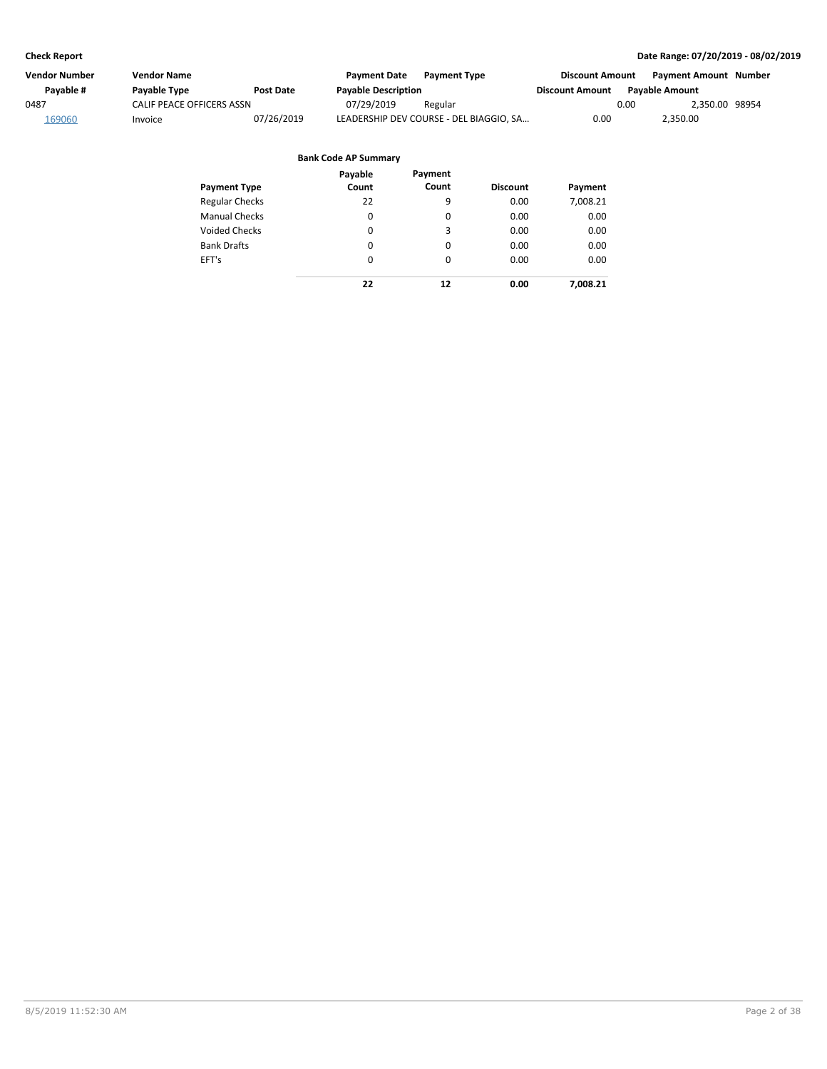| Vendor Number | Vendor Name | | Payment Date | Payment Type | Discount Amount | Payment Amount | Number |
|---|---|---|---|---|---|---|---|
| Payable # | Payable Type | Post Date | Payable Description | | Discount Amount | Payable Amount | |
| 0487 | CALIF PEACE OFFICERS ASSN | | 07/29/2019 | Regular | 0.00 | 2,350.00 | 98954 |
| 169060 | Invoice | 07/26/2019 | LEADERSHIP DEV COURSE - DEL BIAGGIO, SA… | | 0.00 | 2,350.00 | |

**Bank Code AP Summary**

| Payment Type | Payable Count | Payment Count | Discount | Payment |
|---|---|---|---|---|
| Regular Checks | 22 | 9 | 0.00 | 7,008.21 |
| Manual Checks | 0 | 0 | 0.00 | 0.00 |
| Voided Checks | 0 | 3 | 0.00 | 0.00 |
| Bank Drafts | 0 | 0 | 0.00 | 0.00 |
| EFT's | 0 | 0 | 0.00 | 0.00 |
| | **22** | **12** | **0.00** | **7,008.21** |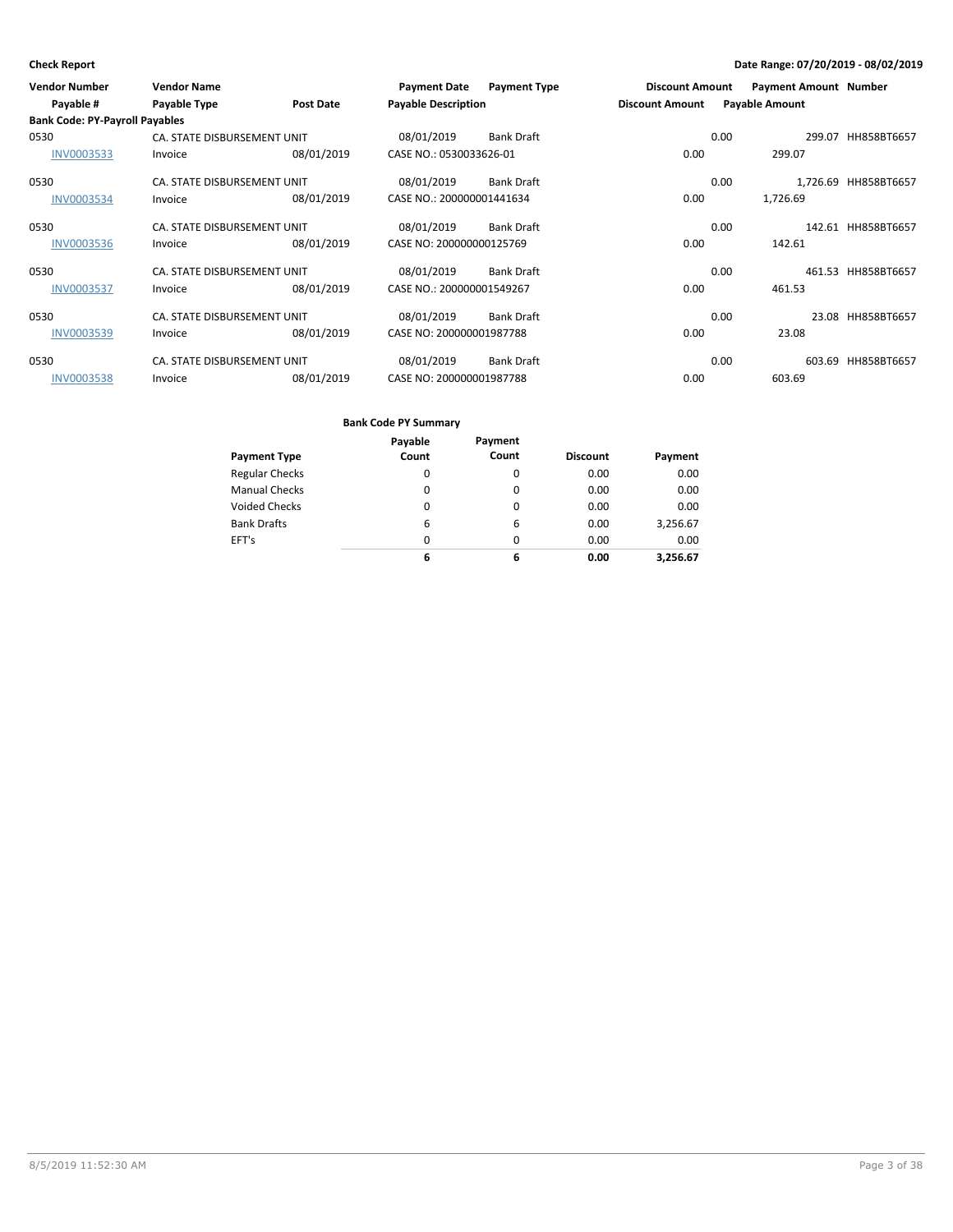**Check Report**

**Date Range: 07/20/2019 - 08/02/2019**

| Vendor Number<br>Payable # | Vendor Name<br>Payable Type | Post Date | Payment Date<br>Payable Description | Payment Type | Discount Amount<br>Discount Amount | Payment Amount<br>Payable Amount | Number |
|---|---|---|---|---|---|---|---|
| **Bank Code: PY-Payroll Payables** | | | | | | | |
| 0530 | CA. STATE DISBURSEMENT UNIT | | 08/01/2019 | Bank Draft | 0.00 | 299.07 | HH858BT6657 |
| INV0003533 | Invoice | 08/01/2019 | CASE NO.: 0530033626-01 | | 0.00 | 299.07 | |
| 0530 | CA. STATE DISBURSEMENT UNIT | | 08/01/2019 | Bank Draft | 0.00 | 1,726.69 | HH858BT6657 |
| INV0003534 | Invoice | 08/01/2019 | CASE NO.: 200000001441634 | | 0.00 | 1,726.69 | |
| 0530 | CA. STATE DISBURSEMENT UNIT | | 08/01/2019 | Bank Draft | 0.00 | 142.61 | HH858BT6657 |
| INV0003536 | Invoice | 08/01/2019 | CASE NO: 200000000125769 | | 0.00 | 142.61 | |
| 0530 | CA. STATE DISBURSEMENT UNIT | | 08/01/2019 | Bank Draft | 0.00 | 461.53 | HH858BT6657 |
| INV0003537 | Invoice | 08/01/2019 | CASE NO.: 200000001549267 | | 0.00 | 461.53 | |
| 0530 | CA. STATE DISBURSEMENT UNIT | | 08/01/2019 | Bank Draft | 0.00 | 23.08 | HH858BT6657 |
| INV0003539 | Invoice | 08/01/2019 | CASE NO: 200000001987788 | | 0.00 | 23.08 | |
| 0530 | CA. STATE DISBURSEMENT UNIT | | 08/01/2019 | Bank Draft | 0.00 | 603.69 | HH858BT6657 |
| INV0003538 | Invoice | 08/01/2019 | CASE NO: 200000001987788 | | 0.00 | 603.69 | |

**Bank Code PY Summary**

| Payment Type | Payable Count | Payment Count | Discount | Payment |
|---|---|---|---|---|
| Regular Checks | 0 | 0 | 0.00 | 0.00 |
| Manual Checks | 0 | 0 | 0.00 | 0.00 |
| Voided Checks | 0 | 0 | 0.00 | 0.00 |
| Bank Drafts | 6 | 6 | 0.00 | 3,256.67 |
| EFT's | 0 | 0 | 0.00 | 0.00 |
| | **6** | **6** | **0.00** | **3,256.67** |

8/5/2019 11:52:30 AM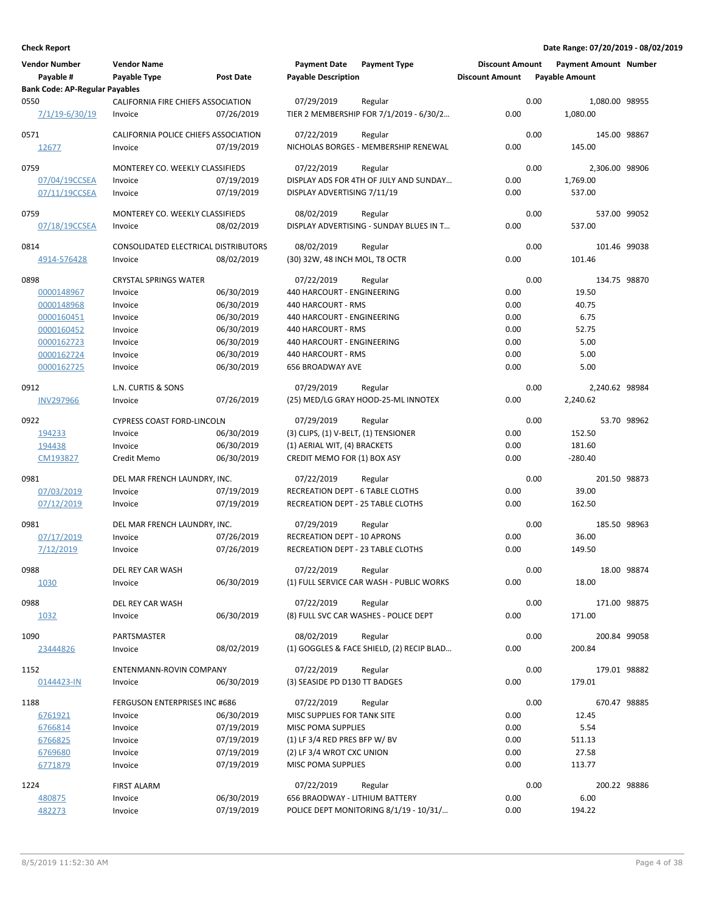**Check Report**

**Date Range: 07/20/2019 - 08/02/2019**

| Vendor Number / Payable # | Vendor Name / Payable Type | Post Date | Payment Date / Payable Description | Payment Type | Discount Amount | Payment Amount / Payable Amount | Number |
|---|---|---|---|---|---|---|---|
| **Bank Code: AP-Regular Payables** | | | | | | | |
| 0550 | CALIFORNIA FIRE CHIEFS ASSOCIATION | | 07/29/2019 | Regular | 0.00 | 1,080.00 | 98955 |
| 7/1/19-6/30/19 | Invoice | 07/26/2019 | TIER 2 MEMBERSHIP FOR 7/1/2019 - 6/30/2... | | 0.00 | 1,080.00 | |
| 0571 | CALIFORNIA POLICE CHIEFS ASSOCIATION | | 07/22/2019 | Regular | 0.00 | 145.00 | 98867 |
| 12677 | Invoice | 07/19/2019 | NICHOLAS BORGES - MEMBERSHIP RENEWAL | | 0.00 | 145.00 | |
| 0759 | MONTEREY CO. WEEKLY CLASSIFIEDS | | 07/22/2019 | Regular | 0.00 | 2,306.00 | 98906 |
| 07/04/19CCSEA | Invoice | 07/19/2019 | DISPLAY ADS FOR 4TH OF JULY AND SUNDAY... | | 0.00 | 1,769.00 | |
| 07/11/19CCSEA | Invoice | 07/19/2019 | DISPLAY ADVERTISING 7/11/19 | | 0.00 | 537.00 | |
| 0759 | MONTEREY CO. WEEKLY CLASSIFIEDS | | 08/02/2019 | Regular | 0.00 | 537.00 | 99052 |
| 07/18/19CCSEA | Invoice | 08/02/2019 | DISPLAY ADVERTISING - SUNDAY BLUES IN T... | | 0.00 | 537.00 | |
| 0814 | CONSOLIDATED ELECTRICAL DISTRIBUTORS | | 08/02/2019 | Regular | 0.00 | 101.46 | 99038 |
| 4914-576428 | Invoice | 08/02/2019 | (30) 32W, 48 INCH MOL, T8 OCTR | | 0.00 | 101.46 | |
| 0898 | CRYSTAL SPRINGS WATER | | 07/22/2019 | Regular | 0.00 | 134.75 | 98870 |
| 0000148967 | Invoice | 06/30/2019 | 440 HARCOURT - ENGINEERING | | 0.00 | 19.50 | |
| 0000148968 | Invoice | 06/30/2019 | 440 HARCOURT - RMS | | 0.00 | 40.75 | |
| 0000160451 | Invoice | 06/30/2019 | 440 HARCOURT - ENGINEERING | | 0.00 | 6.75 | |
| 0000160452 | Invoice | 06/30/2019 | 440 HARCOURT - RMS | | 0.00 | 52.75 | |
| 0000162723 | Invoice | 06/30/2019 | 440 HARCOURT - ENGINEERING | | 0.00 | 5.00 | |
| 0000162724 | Invoice | 06/30/2019 | 440 HARCOURT - RMS | | 0.00 | 5.00 | |
| 0000162725 | Invoice | 06/30/2019 | 656 BROADWAY AVE | | 0.00 | 5.00 | |
| 0912 | L.N. CURTIS & SONS | | 07/29/2019 | Regular | 0.00 | 2,240.62 | 98984 |
| INV297966 | Invoice | 07/26/2019 | (25) MED/LG GRAY HOOD-25-ML INNOTEX | | 0.00 | 2,240.62 | |
| 0922 | CYPRESS COAST FORD-LINCOLN | | 07/29/2019 | Regular | 0.00 | 53.70 | 98962 |
| 194233 | Invoice | 06/30/2019 | (3) CLIPS, (1) V-BELT, (1) TENSIONER | | 0.00 | 152.50 | |
| 194438 | Invoice | 06/30/2019 | (1) AERIAL WIT, (4) BRACKETS | | 0.00 | 181.60 | |
| CM193827 | Credit Memo | 06/30/2019 | CREDIT MEMO FOR (1) BOX ASY | | 0.00 | -280.40 | |
| 0981 | DEL MAR FRENCH LAUNDRY, INC. | | 07/22/2019 | Regular | 0.00 | 201.50 | 98873 |
| 07/03/2019 | Invoice | 07/19/2019 | RECREATION DEPT - 6 TABLE CLOTHS | | 0.00 | 39.00 | |
| 07/12/2019 | Invoice | 07/19/2019 | RECREATION DEPT - 25 TABLE CLOTHS | | 0.00 | 162.50 | |
| 0981 | DEL MAR FRENCH LAUNDRY, INC. | | 07/29/2019 | Regular | 0.00 | 185.50 | 98963 |
| 07/17/2019 | Invoice | 07/26/2019 | RECREATION DEPT - 10 APRONS | | 0.00 | 36.00 | |
| 7/12/2019 | Invoice | 07/26/2019 | RECREATION DEPT - 23 TABLE CLOTHS | | 0.00 | 149.50 | |
| 0988 | DEL REY CAR WASH | | 07/22/2019 | Regular | 0.00 | 18.00 | 98874 |
| 1030 | Invoice | 06/30/2019 | (1) FULL SERVICE CAR WASH - PUBLIC WORKS | | 0.00 | 18.00 | |
| 0988 | DEL REY CAR WASH | | 07/22/2019 | Regular | 0.00 | 171.00 | 98875 |
| 1032 | Invoice | 06/30/2019 | (8) FULL SVC CAR WASHES - POLICE DEPT | | 0.00 | 171.00 | |
| 1090 | PARTSMASTER | | 08/02/2019 | Regular | 0.00 | 200.84 | 99058 |
| 23444826 | Invoice | 08/02/2019 | (1) GOGGLES & FACE SHIELD, (2) RECIP BLAD... | | 0.00 | 200.84 | |
| 1152 | ENTENMANN-ROVIN COMPANY | | 07/22/2019 | Regular | 0.00 | 179.01 | 98882 |
| 0144423-IN | Invoice | 06/30/2019 | (3) SEASIDE PD D130 TT BADGES | | 0.00 | 179.01 | |
| 1188 | FERGUSON ENTERPRISES INC #686 | | 07/22/2019 | Regular | 0.00 | 670.47 | 98885 |
| 6761921 | Invoice | 06/30/2019 | MISC SUPPLIES FOR TANK SITE | | 0.00 | 12.45 | |
| 6766814 | Invoice | 07/19/2019 | MISC POMA SUPPLIES | | 0.00 | 5.54 | |
| 6766825 | Invoice | 07/19/2019 | (1) LF 3/4 RED PRES BFP W/ BV | | 0.00 | 511.13 | |
| 6769680 | Invoice | 07/19/2019 | (2) LF 3/4 WROT CXC UNION | | 0.00 | 27.58 | |
| 6771879 | Invoice | 07/19/2019 | MISC POMA SUPPLIES | | 0.00 | 113.77 | |
| 1224 | FIRST ALARM | | 07/22/2019 | Regular | 0.00 | 200.22 | 98886 |
| 480875 | Invoice | 06/30/2019 | 656 BRADOWAY - LITHIUM BATTERY | | 0.00 | 6.00 | |
| 482273 | Invoice | 07/19/2019 | POLICE DEPT MONITORING 8/1/19 - 10/31/... | | 0.00 | 194.22 | |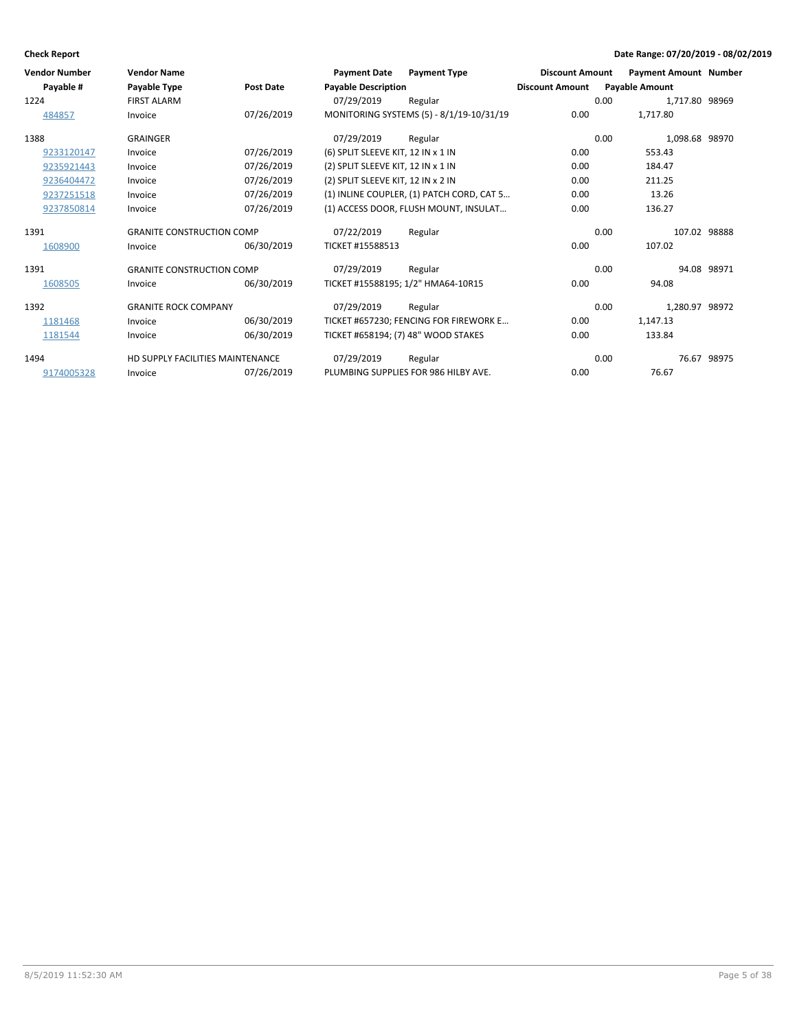**Check Report** | **Date Range: 07/20/2019 - 08/02/2019**

| Vendor Number / Payable # | Vendor Name / Payable Type | Post Date | Payment Date / Payable Description | Payment Type | Discount Amount / Discount Amount | Payment Amount / Payable Amount | Number |
|---|---|---|---|---|---|---|---|
| 1224 | FIRST ALARM | | 07/29/2019 | Regular | 0.00 | 1,717.80 | 98969 |
| 484857 | Invoice | 07/26/2019 | MONITORING SYSTEMS (5) - 8/1/19-10/31/19 | | 0.00 | 1,717.80 | |
| 1388 | GRAINGER | | 07/29/2019 | Regular | 0.00 | 1,098.68 | 98970 |
| 9233120147 | Invoice | 07/26/2019 | (6) SPLIT SLEEVE KIT, 12 IN x 1 IN | | 0.00 | 553.43 | |
| 9235921443 | Invoice | 07/26/2019 | (2) SPLIT SLEEVE KIT, 12 IN x 1 IN | | 0.00 | 184.47 | |
| 9236404472 | Invoice | 07/26/2019 | (2) SPLIT SLEEVE KIT, 12 IN x 2 IN | | 0.00 | 211.25 | |
| 9237251518 | Invoice | 07/26/2019 | (1) INLINE COUPLER, (1) PATCH CORD, CAT 5… | | 0.00 | 13.26 | |
| 9237850814 | Invoice | 07/26/2019 | (1) ACCESS DOOR, FLUSH MOUNT, INSULAT… | | 0.00 | 136.27 | |
| 1391 | GRANITE CONSTRUCTION COMP | | 07/22/2019 | Regular | 0.00 | 107.02 | 98888 |
| 1608900 | Invoice | 06/30/2019 | TICKET #15588513 | | 0.00 | 107.02 | |
| 1391 | GRANITE CONSTRUCTION COMP | | 07/29/2019 | Regular | 0.00 | 94.08 | 98971 |
| 1608505 | Invoice | 06/30/2019 | TICKET #15588195; 1/2" HMA64-10R15 | | 0.00 | 94.08 | |
| 1392 | GRANITE ROCK COMPANY | | 07/29/2019 | Regular | 0.00 | 1,280.97 | 98972 |
| 1181468 | Invoice | 06/30/2019 | TICKET #657230; FENCING FOR FIREWORK E… | | 0.00 | 1,147.13 | |
| 1181544 | Invoice | 06/30/2019 | TICKET #658194; (7) 48" WOOD STAKES | | 0.00 | 133.84 | |
| 1494 | HD SUPPLY FACILITIES MAINTENANCE | | 07/29/2019 | Regular | 0.00 | 76.67 | 98975 |
| 9174005328 | Invoice | 07/26/2019 | PLUMBING SUPPLIES FOR 986 HILBY AVE. | | 0.00 | 76.67 | |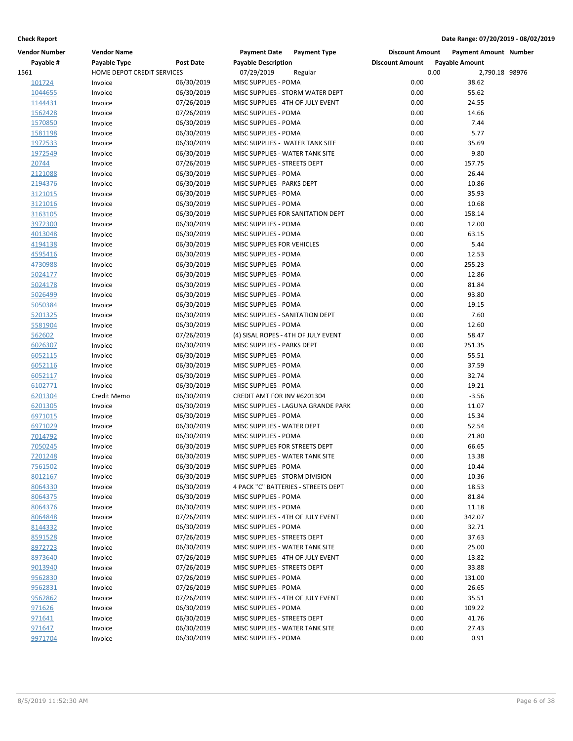**Check Report** | **Date Range: 07/20/2019 - 08/02/2019**

| Vendor Number | Vendor Name | | Payment Date | Payment Type | Discount Amount | Payment Amount | Number |
|---|---|---|---|---|---|---|---|
| Payable # | Payable Type | Post Date | Payable Description | | Discount Amount | Payable Amount | |
| 1561 | HOME DEPOT CREDIT SERVICES | | 07/29/2019 | Regular | 0.00 | 2,790.18 | 98976 |
| 101724 | Invoice | 06/30/2019 | MISC SUPPLIES - POMA | | 0.00 | 38.62 | |
| 1044655 | Invoice | 06/30/2019 | MISC SUPPLIES - STORM WATER DEPT | | 0.00 | 55.62 | |
| 1144431 | Invoice | 07/26/2019 | MISC SUPPLIES - 4TH OF JULY EVENT | | 0.00 | 24.55 | |
| 1562428 | Invoice | 07/26/2019 | MISC SUPPLIES - POMA | | 0.00 | 14.66 | |
| 1570850 | Invoice | 06/30/2019 | MISC SUPPLIES - POMA | | 0.00 | 7.44 | |
| 1581198 | Invoice | 06/30/2019 | MISC SUPPLIES - POMA | | 0.00 | 5.77 | |
| 1972533 | Invoice | 06/30/2019 | MISC SUPPLIES - WATER TANK SITE | | 0.00 | 35.69 | |
| 1972549 | Invoice | 06/30/2019 | MISC SUPPLIES - WATER TANK SITE | | 0.00 | 9.80 | |
| 20744 | Invoice | 07/26/2019 | MISC SUPPLIES - STREETS DEPT | | 0.00 | 157.75 | |
| 2121088 | Invoice | 06/30/2019 | MISC SUPPLIES - POMA | | 0.00 | 26.44 | |
| 2194376 | Invoice | 06/30/2019 | MISC SUPPLIES - PARKS DEPT | | 0.00 | 10.86 | |
| 3121015 | Invoice | 06/30/2019 | MISC SUPPLIES - POMA | | 0.00 | 35.93 | |
| 3121016 | Invoice | 06/30/2019 | MISC SUPPLIES - POMA | | 0.00 | 10.68 | |
| 3163105 | Invoice | 06/30/2019 | MISC SUPPLIES FOR SANITATION DEPT | | 0.00 | 158.14 | |
| 3972300 | Invoice | 06/30/2019 | MISC SUPPLIES - POMA | | 0.00 | 12.00 | |
| 4013048 | Invoice | 06/30/2019 | MISC SUPPLIES - POMA | | 0.00 | 63.15 | |
| 4194138 | Invoice | 06/30/2019 | MISC SUPPLIES FOR VEHICLES | | 0.00 | 5.44 | |
| 4595416 | Invoice | 06/30/2019 | MISC SUPPLIES - POMA | | 0.00 | 12.53 | |
| 4730988 | Invoice | 06/30/2019 | MISC SUPPLIES - POMA | | 0.00 | 255.23 | |
| 5024177 | Invoice | 06/30/2019 | MISC SUPPLIES - POMA | | 0.00 | 12.86 | |
| 5024178 | Invoice | 06/30/2019 | MISC SUPPLIES - POMA | | 0.00 | 81.84 | |
| 5026499 | Invoice | 06/30/2019 | MISC SUPPLIES - POMA | | 0.00 | 93.80 | |
| 5050384 | Invoice | 06/30/2019 | MISC SUPPLIES - POMA | | 0.00 | 19.15 | |
| 5201325 | Invoice | 06/30/2019 | MISC SUPPLIES - SANITATION DEPT | | 0.00 | 7.60 | |
| 5581904 | Invoice | 06/30/2019 | MISC SUPPLIES - POMA | | 0.00 | 12.60 | |
| 562602 | Invoice | 07/26/2019 | (4) SISAL ROPES - 4TH OF JULY EVENT | | 0.00 | 58.47 | |
| 6026307 | Invoice | 06/30/2019 | MISC SUPPLIES - PARKS DEPT | | 0.00 | 251.35 | |
| 6052115 | Invoice | 06/30/2019 | MISC SUPPLIES - POMA | | 0.00 | 55.51 | |
| 6052116 | Invoice | 06/30/2019 | MISC SUPPLIES - POMA | | 0.00 | 37.59 | |
| 6052117 | Invoice | 06/30/2019 | MISC SUPPLIES - POMA | | 0.00 | 32.74 | |
| 6102771 | Invoice | 06/30/2019 | MISC SUPPLIES - POMA | | 0.00 | 19.21 | |
| 6201304 | Credit Memo | 06/30/2019 | CREDIT AMT FOR INV #6201304 | | 0.00 | -3.56 | |
| 6201305 | Invoice | 06/30/2019 | MISC SUPPLIES - LAGUNA GRANDE PARK | | 0.00 | 11.07 | |
| 6971015 | Invoice | 06/30/2019 | MISC SUPPLIES - POMA | | 0.00 | 15.34 | |
| 6971029 | Invoice | 06/30/2019 | MISC SUPPLIES - WATER DEPT | | 0.00 | 52.54 | |
| 7014792 | Invoice | 06/30/2019 | MISC SUPPLIES - POMA | | 0.00 | 21.80 | |
| 7050245 | Invoice | 06/30/2019 | MISC SUPPLIES FOR STREETS DEPT | | 0.00 | 66.65 | |
| 7201248 | Invoice | 06/30/2019 | MISC SUPPLIES - WATER TANK SITE | | 0.00 | 13.38 | |
| 7561502 | Invoice | 06/30/2019 | MISC SUPPLIES - POMA | | 0.00 | 10.44 | |
| 8012167 | Invoice | 06/30/2019 | MISC SUPPLIES - STORM DIVISION | | 0.00 | 10.36 | |
| 8064330 | Invoice | 06/30/2019 | 4 PACK "C" BATTERIES - STREETS DEPT | | 0.00 | 18.53 | |
| 8064375 | Invoice | 06/30/2019 | MISC SUPPLIES - POMA | | 0.00 | 81.84 | |
| 8064376 | Invoice | 06/30/2019 | MISC SUPPLIES - POMA | | 0.00 | 11.18 | |
| 8064848 | Invoice | 07/26/2019 | MISC SUPPLIES - 4TH OF JULY EVENT | | 0.00 | 342.07 | |
| 8144332 | Invoice | 06/30/2019 | MISC SUPPLIES - POMA | | 0.00 | 32.71 | |
| 8591528 | Invoice | 07/26/2019 | MISC SUPPLIES - STREETS DEPT | | 0.00 | 37.63 | |
| 8972723 | Invoice | 06/30/2019 | MISC SUPPLIES - WATER TANK SITE | | 0.00 | 25.00 | |
| 8973640 | Invoice | 07/26/2019 | MISC SUPPLIES - 4TH OF JULY EVENT | | 0.00 | 13.82 | |
| 9013940 | Invoice | 07/26/2019 | MISC SUPPLIES - STREETS DEPT | | 0.00 | 33.88 | |
| 9562830 | Invoice | 07/26/2019 | MISC SUPPLIES - POMA | | 0.00 | 131.00 | |
| 9562831 | Invoice | 07/26/2019 | MISC SUPPLIES - POMA | | 0.00 | 26.65 | |
| 9562862 | Invoice | 07/26/2019 | MISC SUPPLIES - 4TH OF JULY EVENT | | 0.00 | 35.51 | |
| 971626 | Invoice | 06/30/2019 | MISC SUPPLIES - POMA | | 0.00 | 109.22 | |
| 971641 | Invoice | 06/30/2019 | MISC SUPPLIES - STREETS DEPT | | 0.00 | 41.76 | |
| 971647 | Invoice | 06/30/2019 | MISC SUPPLIES - WATER TANK SITE | | 0.00 | 27.43 | |
| 9971704 | Invoice | 06/30/2019 | MISC SUPPLIES - POMA | | 0.00 | 0.91 | |

8/5/2019 11:52:30 AM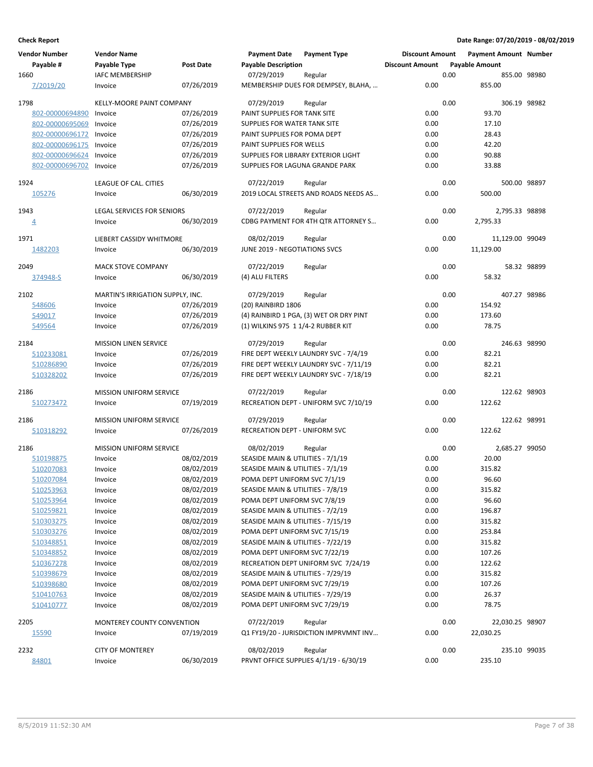**Check Report** | **Date Range: 07/20/2019 - 08/02/2019**

| Vendor Number / Payable # | Vendor Name / Payable Type | Post Date | Payment Date / Payable Description | Payment Type | Discount Amount / Discount Amount | Payment Amount / Payable Amount | Number |
|---|---|---|---|---|---|---|---|
| 1660 | IAFC MEMBERSHIP | | 07/29/2019 | Regular | 0.00 | 855.00 | 98980 |
| 7/2019/20 | Invoice | 07/26/2019 | MEMBERSHIP DUES FOR DEMPSEY, BLAHA, ... | | 0.00 | 855.00 | |
| 1798 | KELLY-MOORE PAINT COMPANY | | 07/29/2019 | Regular | 0.00 | 306.19 | 98982 |
| 802-00000694890 | Invoice | 07/26/2019 | PAINT SUPPLIES FOR TANK SITE | | 0.00 | 93.70 | |
| 802-00000695069 | Invoice | 07/26/2019 | SUPPLIES FOR WATER TANK SITE | | 0.00 | 17.10 | |
| 802-00000696172 | Invoice | 07/26/2019 | PAINT SUPPLIES FOR POMA DEPT | | 0.00 | 28.43 | |
| 802-00000696175 | Invoice | 07/26/2019 | PAINT SUPPLIES FOR WELLS | | 0.00 | 42.20 | |
| 802-00000696624 | Invoice | 07/26/2019 | SUPPLIES FOR LIBRARY EXTERIOR LIGHT | | 0.00 | 90.88 | |
| 802-00000696702 | Invoice | 07/26/2019 | SUPPLIES FOR LAGUNA GRANDE PARK | | 0.00 | 33.88 | |
| 1924 | LEAGUE OF CAL. CITIES | | 07/22/2019 | Regular | 0.00 | 500.00 | 98897 |
| 105276 | Invoice | 06/30/2019 | 2019 LOCAL STREETS AND ROADS NEEDS AS... | | 0.00 | 500.00 | |
| 1943 | LEGAL SERVICES FOR SENIORS | | 07/22/2019 | Regular | 0.00 | 2,795.33 | 98898 |
| 4 | Invoice | 06/30/2019 | CDBG PAYMENT FOR 4TH QTR ATTORNEY S... | | 0.00 | 2,795.33 | |
| 1971 | LIEBERT CASSIDY WHITMORE | | 08/02/2019 | Regular | 0.00 | 11,129.00 | 99049 |
| 1482203 | Invoice | 06/30/2019 | JUNE 2019 - NEGOTIATIONS SVCS | | 0.00 | 11,129.00 | |
| 2049 | MACK STOVE COMPANY | | 07/22/2019 | Regular | 0.00 | 58.32 | 98899 |
| 374948-S | Invoice | 06/30/2019 | (4) ALU FILTERS | | 0.00 | 58.32 | |
| 2102 | MARTIN'S IRRIGATION SUPPLY, INC. | | 07/29/2019 | Regular | 0.00 | 407.27 | 98986 |
| 548606 | Invoice | 07/26/2019 | (20) RAINBIRD 1806 | | 0.00 | 154.92 | |
| 549017 | Invoice | 07/26/2019 | (4) RAINBIRD 1 PGA, (3) WET OR DRY PINT | | 0.00 | 173.60 | |
| 549564 | Invoice | 07/26/2019 | (1) WILKINS 975 1 1/4-2 RUBBER KIT | | 0.00 | 78.75 | |
| 2184 | MISSION LINEN SERVICE | | 07/29/2019 | Regular | 0.00 | 246.63 | 98990 |
| 510233081 | Invoice | 07/26/2019 | FIRE DEPT WEEKLY LAUNDRY SVC - 7/4/19 | | 0.00 | 82.21 | |
| 510286890 | Invoice | 07/26/2019 | FIRE DEPT WEEKLY LAUNDRY SVC - 7/11/19 | | 0.00 | 82.21 | |
| 510328202 | Invoice | 07/26/2019 | FIRE DEPT WEEKLY LAUNDRY SVC - 7/18/19 | | 0.00 | 82.21 | |
| 2186 | MISSION UNIFORM SERVICE | | 07/22/2019 | Regular | 0.00 | 122.62 | 98903 |
| 510273472 | Invoice | 07/19/2019 | RECREATION DEPT - UNIFORM SVC 7/10/19 | | 0.00 | 122.62 | |
| 2186 | MISSION UNIFORM SERVICE | | 07/29/2019 | Regular | 0.00 | 122.62 | 98991 |
| 510318292 | Invoice | 07/26/2019 | RECREATION DEPT - UNIFORM SVC | | 0.00 | 122.62 | |
| 2186 | MISSION UNIFORM SERVICE | | 08/02/2019 | Regular | 0.00 | 2,685.27 | 99050 |
| 510198875 | Invoice | 08/02/2019 | SEASIDE MAIN & UTILITIES - 7/1/19 | | 0.00 | 20.00 | |
| 510207083 | Invoice | 08/02/2019 | SEASIDE MAIN & UTILITIES - 7/1/19 | | 0.00 | 315.82 | |
| 510207084 | Invoice | 08/02/2019 | POMA DEPT UNIFORM SVC 7/1/19 | | 0.00 | 96.60 | |
| 510253963 | Invoice | 08/02/2019 | SEASIDE MAIN & UTILITIES - 7/8/19 | | 0.00 | 315.82 | |
| 510253964 | Invoice | 08/02/2019 | POMA DEPT UNIFORM SVC 7/8/19 | | 0.00 | 96.60 | |
| 510259821 | Invoice | 08/02/2019 | SEASIDE MAIN & UTILITIES - 7/2/19 | | 0.00 | 196.87 | |
| 510303275 | Invoice | 08/02/2019 | SEASIDE MAIN & UTILITIES - 7/15/19 | | 0.00 | 315.82 | |
| 510303276 | Invoice | 08/02/2019 | POMA DEPT UNIFORM SVC 7/15/19 | | 0.00 | 253.84 | |
| 510348851 | Invoice | 08/02/2019 | SEASIDE MAIN & UTILITIES - 7/22/19 | | 0.00 | 315.82 | |
| 510348852 | Invoice | 08/02/2019 | POMA DEPT UNIFORM SVC 7/22/19 | | 0.00 | 107.26 | |
| 510367278 | Invoice | 08/02/2019 | RECREATION DEPT UNIFORM SVC 7/24/19 | | 0.00 | 122.62 | |
| 510398679 | Invoice | 08/02/2019 | SEASIDE MAIN & UTILITIES - 7/29/19 | | 0.00 | 315.82 | |
| 510398680 | Invoice | 08/02/2019 | POMA DEPT UNIFORM SVC 7/29/19 | | 0.00 | 107.26 | |
| 510410763 | Invoice | 08/02/2019 | SEASIDE MAIN & UTILITIES - 7/29/19 | | 0.00 | 26.37 | |
| 510410777 | Invoice | 08/02/2019 | POMA DEPT UNIFORM SVC 7/29/19 | | 0.00 | 78.75 | |
| 2205 | MONTEREY COUNTY CONVENTION | | 07/22/2019 | Regular | 0.00 | 22,030.25 | 98907 |
| 15590 | Invoice | 07/19/2019 | Q1 FY19/20 - JURISDICTION IMPRVMNT INV... | | 0.00 | 22,030.25 | |
| 2232 | CITY OF MONTEREY | | 08/02/2019 | Regular | 0.00 | 235.10 | 99035 |
| 84801 | Invoice | 06/30/2019 | PRVNT OFFICE SUPPLIES 4/1/19 - 6/30/19 | | 0.00 | 235.10 | |

8/5/2019 11:52:30 AM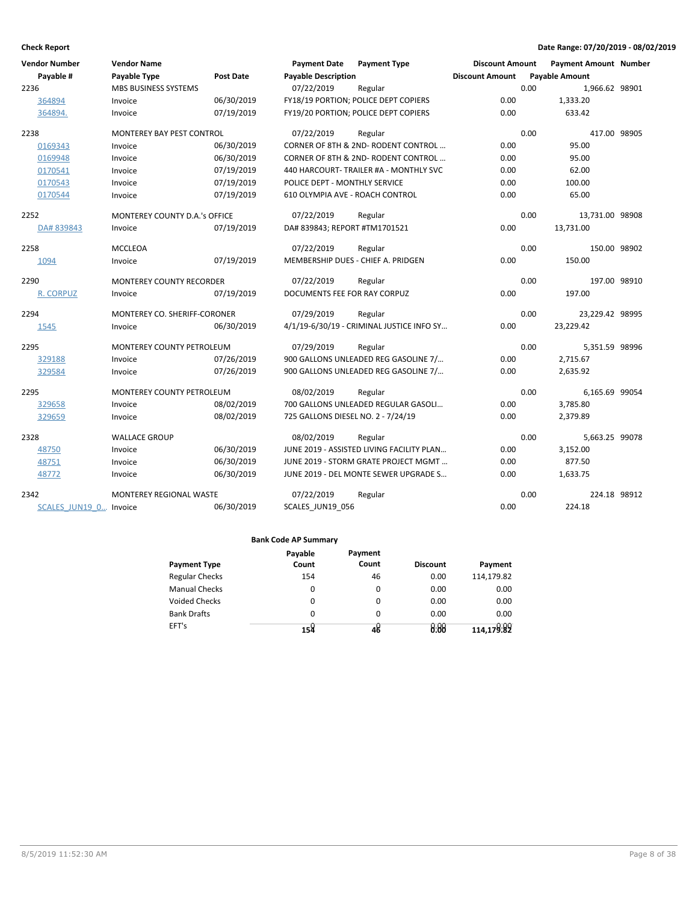**Check Report**

**Date Range: 07/20/2019 - 08/02/2019**

| Vendor Number | Vendor Name | | Payment Date | Payment Type | Discount Amount | Payment Amount | Number |
|---|---|---|---|---|---|---|---|
| **Payable #** | **Payable Type** | **Post Date** | **Payable Description** | | **Discount Amount** | **Payable Amount** | |
| 2236 | MBS BUSINESS SYSTEMS | | 07/22/2019 | Regular | 0.00 | 1,966.62 | 98901 |
| 364894 | Invoice | 06/30/2019 | FY18/19 PORTION; POLICE DEPT COPIERS | | 0.00 | 1,333.20 | |
| 364894. | Invoice | 07/19/2019 | FY19/20 PORTION; POLICE DEPT COPIERS | | 0.00 | 633.42 | |
| 2238 | MONTEREY BAY PEST CONTROL | | 07/22/2019 | Regular | 0.00 | 417.00 | 98905 |
| 0169343 | Invoice | 06/30/2019 | CORNER OF 8TH & 2ND- RODENT CONTROL ... | | 0.00 | 95.00 | |
| 0169948 | Invoice | 06/30/2019 | CORNER OF 8TH & 2ND- RODENT CONTROL ... | | 0.00 | 95.00 | |
| 0170541 | Invoice | 07/19/2019 | 440 HARCOURT- TRAILER #A - MONTHLY SVC | | 0.00 | 62.00 | |
| 0170543 | Invoice | 07/19/2019 | POLICE DEPT - MONTHLY SERVICE | | 0.00 | 100.00 | |
| 0170544 | Invoice | 07/19/2019 | 610 OLYMPIA AVE - ROACH CONTROL | | 0.00 | 65.00 | |
| 2252 | MONTEREY COUNTY D.A.'s OFFICE | | 07/22/2019 | Regular | 0.00 | 13,731.00 | 98908 |
| DA# 839843 | Invoice | 07/19/2019 | DA# 839843; REPORT #TM1701521 | | 0.00 | 13,731.00 | |
| 2258 | MCCLEOA | | 07/22/2019 | Regular | 0.00 | 150.00 | 98902 |
| 1094 | Invoice | 07/19/2019 | MEMBERSHIP DUES - CHIEF A. PRIDGEN | | 0.00 | 150.00 | |
| 2290 | MONTEREY COUNTY RECORDER | | 07/22/2019 | Regular | 0.00 | 197.00 | 98910 |
| R. CORPUZ | Invoice | 07/19/2019 | DOCUMENTS FEE FOR RAY CORPUZ | | 0.00 | 197.00 | |
| 2294 | MONTEREY CO. SHERIFF-CORONER | | 07/29/2019 | Regular | 0.00 | 23,229.42 | 98995 |
| 1545 | Invoice | 06/30/2019 | 4/1/19-6/30/19 - CRIMINAL JUSTICE INFO SY... | | 0.00 | 23,229.42 | |
| 2295 | MONTEREY COUNTY PETROLEUM | | 07/29/2019 | Regular | 0.00 | 5,351.59 | 98996 |
| 329188 | Invoice | 07/26/2019 | 900 GALLONS UNLEADED REG GASOLINE 7/... | | 0.00 | 2,715.67 | |
| 329584 | Invoice | 07/26/2019 | 900 GALLONS UNLEADED REG GASOLINE 7/... | | 0.00 | 2,635.92 | |
| 2295 | MONTEREY COUNTY PETROLEUM | | 08/02/2019 | Regular | 0.00 | 6,165.69 | 99054 |
| 329658 | Invoice | 08/02/2019 | 700 GALLONS UNLEADED REGULAR GASOLI... | | 0.00 | 3,785.80 | |
| 329659 | Invoice | 08/02/2019 | 725 GALLONS DIESEL NO. 2 - 7/24/19 | | 0.00 | 2,379.89 | |
| 2328 | WALLACE GROUP | | 08/02/2019 | Regular | 0.00 | 5,663.25 | 99078 |
| 48750 | Invoice | 06/30/2019 | JUNE 2019 - ASSISTED LIVING FACILITY PLAN... | | 0.00 | 3,152.00 | |
| 48751 | Invoice | 06/30/2019 | JUNE 2019 - STORM GRATE PROJECT MGMT ... | | 0.00 | 877.50 | |
| 48772 | Invoice | 06/30/2019 | JUNE 2019 - DEL MONTE SEWER UPGRADE S... | | 0.00 | 1,633.75 | |
| 2342 | MONTEREY REGIONAL WASTE | | 07/22/2019 | Regular | 0.00 | 224.18 | 98912 |
| SCALES_JUN19_0... | Invoice | 06/30/2019 | SCALES_JUN19_056 | | 0.00 | 224.18 | |

**Bank Code AP Summary**

| Payment Type | Payable Count | Payment Count | Discount | Payment |
|---|---|---|---|---|
| Regular Checks | 154 | 46 | 0.00 | 114,179.82 |
| Manual Checks | 0 | 0 | 0.00 | 0.00 |
| Voided Checks | 0 | 0 | 0.00 | 0.00 |
| Bank Drafts | 0 | 0 | 0.00 | 0.00 |
| EFT's | 0 | 0 | 0.00 | 0.00 |
| | **154** | **46** | **0.00** | **114,179.82** |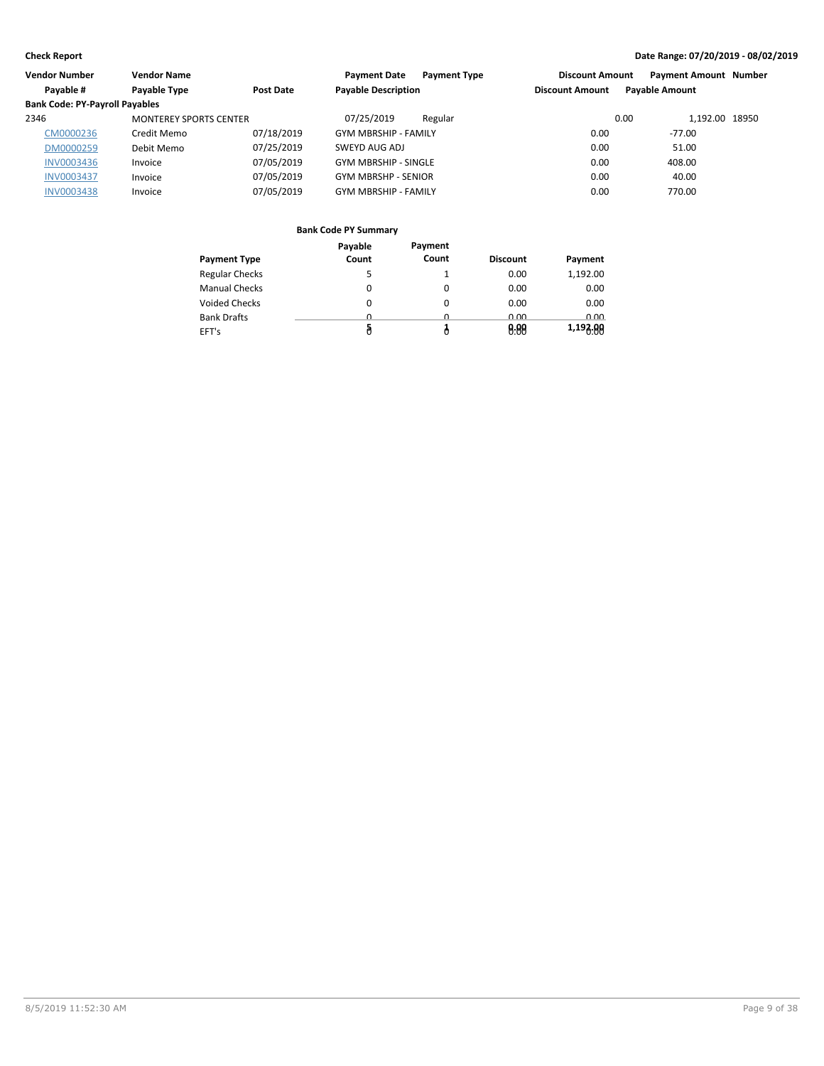| Vendor Number | Vendor Name | | Payment Date | Payment Type | Discount Amount | Payment Amount | Number |
|---|---|---|---|---|---|---|---|
| Payable # | Payable Type | Post Date | Payable Description | | Discount Amount | Payable Amount | |
| **Bank Code: PY-Payroll Payables** | | | | | | | |
| 2346 | MONTEREY SPORTS CENTER | | 07/25/2019 | Regular | 0.00 | 1,192.00 | 18950 |
| CM0000236 | Credit Memo | 07/18/2019 | GYM MBRSHIP - FAMILY | | 0.00 | -77.00 | |
| DM0000259 | Debit Memo | 07/25/2019 | SWEYD AUG ADJ | | 0.00 | 51.00 | |
| INV0003436 | Invoice | 07/05/2019 | GYM MBRSHIP - SINGLE | | 0.00 | 408.00 | |
| INV0003437 | Invoice | 07/05/2019 | GYM MBRSHP - SENIOR | | 0.00 | 40.00 | |
| INV0003438 | Invoice | 07/05/2019 | GYM MBRSHIP - FAMILY | | 0.00 | 770.00 | |

**Bank Code PY Summary**

| Payment Type | Payable Count | Payment Count | Discount | Payment |
|---|---|---|---|---|
| Regular Checks | 5 | 1 | 0.00 | 1,192.00 |
| Manual Checks | 0 | 0 | 0.00 | 0.00 |
| Voided Checks | 0 | 0 | 0.00 | 0.00 |
| Bank Drafts | 0 | 0 | 0.00 | 0.00 |
| EFT's | 0 | 0 | 0.00 | 0.00 |
| | 5 | 1 | 0.00 | 1,192.00 |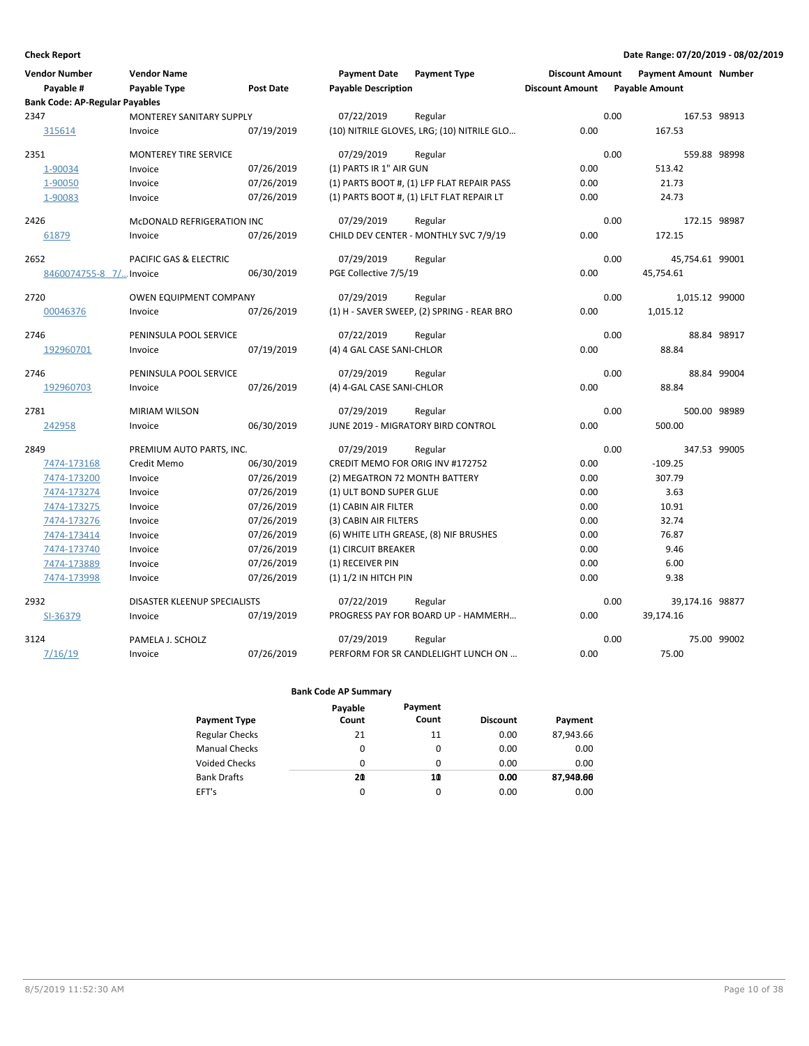**Check Report**

**Date Range: 07/20/2019 - 08/02/2019**

| Vendor Number / Payable # | Vendor Name / Payable Type | Post Date | Payment Date / Payable Description | Payment Type | Discount Amount | Payment Amount / Payable Amount | Number |
|---|---|---|---|---|---|---|---|
| **Bank Code: AP-Regular Payables** | | | | | | | |
| 2347 | MONTEREY SANITARY SUPPLY | | 07/22/2019 | Regular | 0.00 | 167.53 | 98913 |
| 315614 | Invoice | 07/19/2019 | (10) NITRILE GLOVES, LRG; (10) NITRILE GLO... | | 0.00 | 167.53 | |
| 2351 | MONTEREY TIRE SERVICE | | 07/29/2019 | Regular | 0.00 | 559.88 | 98998 |
| 1-90034 | Invoice | 07/26/2019 | (1) PARTS IR 1" AIR GUN | | 0.00 | 513.42 | |
| 1-90050 | Invoice | 07/26/2019 | (1) PARTS BOOT #, (1) LFP FLAT REPAIR PASS | | 0.00 | 21.73 | |
| 1-90083 | Invoice | 07/26/2019 | (1) PARTS BOOT #, (1) LFLT FLAT REPAIR LT | | 0.00 | 24.73 | |
| 2426 | McDONALD REFRIGERATION INC | | 07/29/2019 | Regular | 0.00 | 172.15 | 98987 |
| 61879 | Invoice | 07/26/2019 | CHILD DEV CENTER - MONTHLY SVC 7/9/19 | | 0.00 | 172.15 | |
| 2652 | PACIFIC GAS & ELECTRIC | | 07/29/2019 | Regular | 0.00 | 45,754.61 | 99001 |
| 8460074755-8 7/... | Invoice | 06/30/2019 | PGE Collective 7/5/19 | | 0.00 | 45,754.61 | |
| 2720 | OWEN EQUIPMENT COMPANY | | 07/29/2019 | Regular | 0.00 | 1,015.12 | 99000 |
| 00046376 | Invoice | 07/26/2019 | (1) H - SAVER SWEEP, (2) SPRING - REAR BRO | | 0.00 | 1,015.12 | |
| 2746 | PENINSULA POOL SERVICE | | 07/22/2019 | Regular | 0.00 | 88.84 | 98917 |
| 192960701 | Invoice | 07/19/2019 | (4) 4 GAL CASE SANI-CHLOR | | 0.00 | 88.84 | |
| 2746 | PENINSULA POOL SERVICE | | 07/29/2019 | Regular | 0.00 | 88.84 | 99004 |
| 192960703 | Invoice | 07/26/2019 | (4) 4-GAL CASE SANI-CHLOR | | 0.00 | 88.84 | |
| 2781 | MIRIAM WILSON | | 07/29/2019 | Regular | 0.00 | 500.00 | 98989 |
| 242958 | Invoice | 06/30/2019 | JUNE 2019 - MIGRATORY BIRD CONTROL | | 0.00 | 500.00 | |
| 2849 | PREMIUM AUTO PARTS, INC. | | 07/29/2019 | Regular | 0.00 | 347.53 | 99005 |
| 7474-173168 | Credit Memo | 06/30/2019 | CREDIT MEMO FOR ORIG INV #172752 | | 0.00 | -109.25 | |
| 7474-173200 | Invoice | 07/26/2019 | (2) MEGATRON 72 MONTH BATTERY | | 0.00 | 307.79 | |
| 7474-173274 | Invoice | 07/26/2019 | (1) ULT BOND SUPER GLUE | | 0.00 | 3.63 | |
| 7474-173275 | Invoice | 07/26/2019 | (1) CABIN AIR FILTER | | 0.00 | 10.91 | |
| 7474-173276 | Invoice | 07/26/2019 | (3) CABIN AIR FILTERS | | 0.00 | 32.74 | |
| 7474-173414 | Invoice | 07/26/2019 | (6) WHITE LITH GREASE, (8) NIF BRUSHES | | 0.00 | 76.87 | |
| 7474-173740 | Invoice | 07/26/2019 | (1) CIRCUIT BREAKER | | 0.00 | 9.46 | |
| 7474-173889 | Invoice | 07/26/2019 | (1) RECEIVER PIN | | 0.00 | 6.00 | |
| 7474-173998 | Invoice | 07/26/2019 | (1) 1/2 IN HITCH PIN | | 0.00 | 9.38 | |
| 2932 | DISASTER KLEENUP SPECIALISTS | | 07/22/2019 | Regular | 0.00 | 39,174.16 | 98877 |
| SI-36379 | Invoice | 07/19/2019 | PROGRESS PAY FOR BOARD UP - HAMMERH... | | 0.00 | 39,174.16 | |
| 3124 | PAMELA J. SCHOLZ | | 07/29/2019 | Regular | 0.00 | 75.00 | 99002 |
| 7/16/19 | Invoice | 07/26/2019 | PERFORM FOR SR CANDLELIGHT LUNCH ON ... | | 0.00 | 75.00 | |

**Bank Code AP Summary**

| Payment Type | Payable Count | Payment Count | Discount | Payment |
|---|---|---|---|---|
| Regular Checks | 21 | 11 | 0.00 | 87,943.66 |
| Manual Checks | 0 | 0 | 0.00 | 0.00 |
| Voided Checks | 0 | 0 | 0.00 | 0.00 |
| Bank Drafts | 21 | 11 | 0.00 | 87,943.66 |
| EFT's | 0 | 0 | 0.00 | 0.00 |

8/5/2019 11:52:30 AM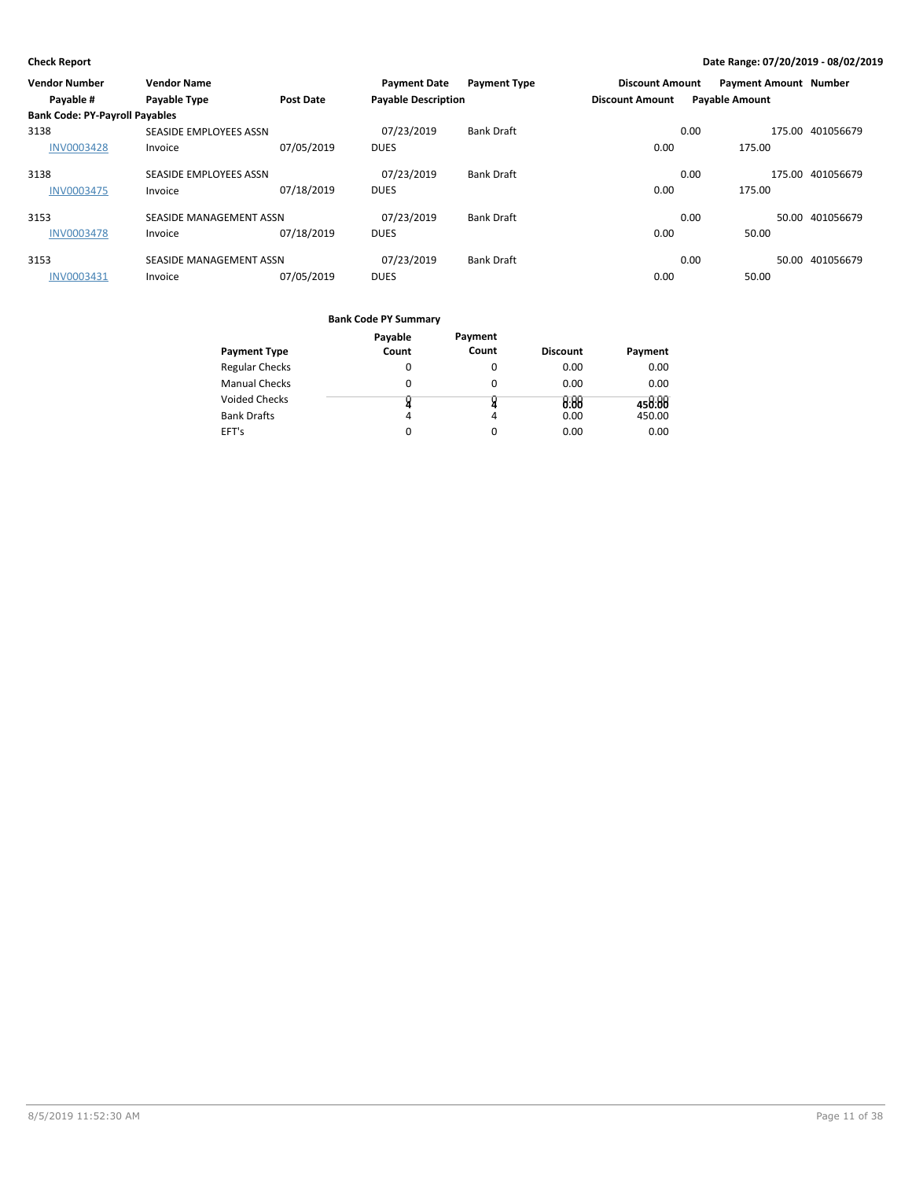**Check Report**

**Date Range: 07/20/2019 - 08/02/2019**

| Vendor Number / Payable # | Vendor Name / Payable Type | Post Date | Payment Date / Payable Description | Payment Type | Discount Amount | Payment Amount / Payable Amount | Number |
|---|---|---|---|---|---|---|---|
| **Bank Code: PY-Payroll Payables** | | | | | | | |
| 3138 | SEASIDE EMPLOYEES ASSN | | 07/23/2019 | Bank Draft | 0.00 | 175.00 | 401056679 |
| INV0003428 | Invoice | 07/05/2019 | DUES | | 0.00 | 175.00 | |
| 3138 | SEASIDE EMPLOYEES ASSN | | 07/23/2019 | Bank Draft | 0.00 | 175.00 | 401056679 |
| INV0003475 | Invoice | 07/18/2019 | DUES | | 0.00 | 175.00 | |
| 3153 | SEASIDE MANAGEMENT ASSN | | 07/23/2019 | Bank Draft | 0.00 | 50.00 | 401056679 |
| INV0003478 | Invoice | 07/18/2019 | DUES | | 0.00 | 50.00 | |
| 3153 | SEASIDE MANAGEMENT ASSN | | 07/23/2019 | Bank Draft | 0.00 | 50.00 | 401056679 |
| INV0003431 | Invoice | 07/05/2019 | DUES | | 0.00 | 50.00 | |

**Bank Code PY Summary**

| Payment Type | Payable Count | Payment Count | Discount | Payment |
|---|---|---|---|---|
| Regular Checks | 0 | 0 | 0.00 | 0.00 |
| Manual Checks | 0 | 0 | 0.00 | 0.00 |
| Voided Checks | 0 | 0 | 0.00 | 0.00 |
| Bank Drafts | 4 | 4 | 0.00 | 450.00 |
| EFT's | 0 | 0 | 0.00 | 0.00 |
| | 4 | 4 | 0.00 | 450.00 |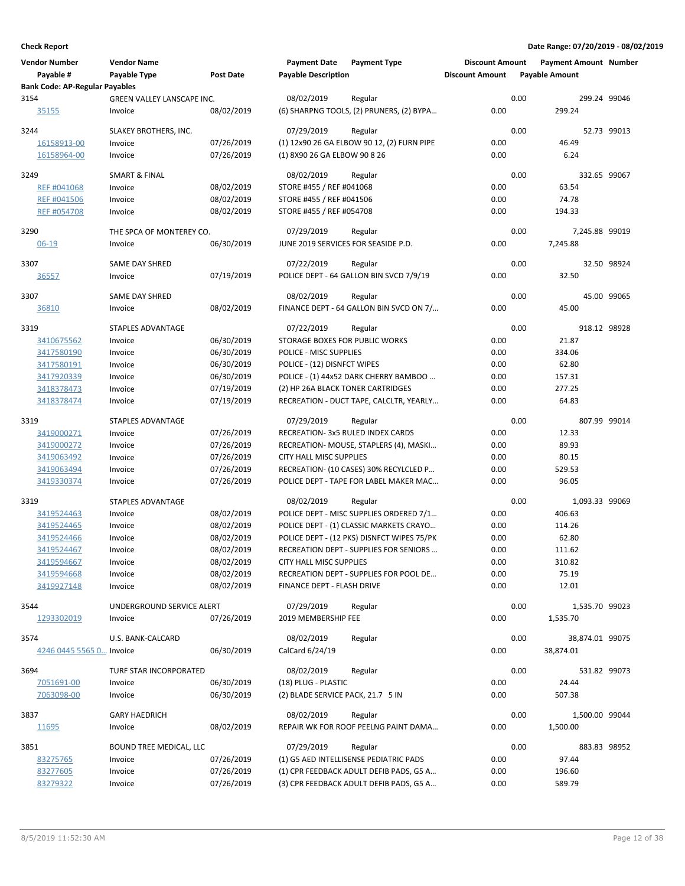**Check Report** — Date Range: 07/20/2019 - 08/02/2019

| Vendor Number / Payable # | Vendor Name / Payable Type | Post Date | Payment Date / Payable Description | Payment Type | Discount Amount | Payment Amount / Payable Amount | Number |
|---|---|---|---|---|---|---|---|
| **Bank Code: AP-Regular Payables** | | | | | | | |
| 3154 | GREEN VALLEY LANSCAPE INC. | | 08/02/2019 | Regular | 0.00 | 299.24 | 99046 |
| 35155 | Invoice | 08/02/2019 | (6) SHARPNG TOOLS, (2) PRUNERS, (2) BYPA… | | 0.00 | 299.24 | |
| 3244 | SLAKEY BROTHERS, INC. | | 07/29/2019 | Regular | 0.00 | 52.73 | 99013 |
| 16158913-00 | Invoice | 07/26/2019 | (1) 12x90 26 GA ELBOW 90 12, (2) FURN PIPE | | 0.00 | 46.49 | |
| 16158964-00 | Invoice | 07/26/2019 | (1) 8X90 26 GA ELBOW 90 8 26 | | 0.00 | 6.24 | |
| 3249 | SMART & FINAL | | 08/02/2019 | Regular | 0.00 | 332.65 | 99067 |
| REF #041068 | Invoice | 08/02/2019 | STORE #455 / REF #041068 | | 0.00 | 63.54 | |
| REF #041506 | Invoice | 08/02/2019 | STORE #455 / REF #041506 | | 0.00 | 74.78 | |
| REF #054708 | Invoice | 08/02/2019 | STORE #455 / REF #054708 | | 0.00 | 194.33 | |
| 3290 | THE SPCA OF MONTEREY CO. | | 07/29/2019 | Regular | 0.00 | 7,245.88 | 99019 |
| 06-19 | Invoice | 06/30/2019 | JUNE 2019 SERVICES FOR SEASIDE P.D. | | 0.00 | 7,245.88 | |
| 3307 | SAME DAY SHRED | | 07/22/2019 | Regular | 0.00 | 32.50 | 98924 |
| 36557 | Invoice | 07/19/2019 | POLICE DEPT - 64 GALLON BIN SVCD 7/9/19 | | 0.00 | 32.50 | |
| 3307 | SAME DAY SHRED | | 08/02/2019 | Regular | 0.00 | 45.00 | 99065 |
| 36810 | Invoice | 08/02/2019 | FINANCE DEPT - 64 GALLON BIN SVCD ON 7/… | | 0.00 | 45.00 | |
| 3319 | STAPLES ADVANTAGE | | 07/22/2019 | Regular | 0.00 | 918.12 | 98928 |
| 3410675562 | Invoice | 06/30/2019 | STORAGE BOXES FOR PUBLIC WORKS | | 0.00 | 21.87 | |
| 3417580190 | Invoice | 06/30/2019 | POLICE - MISC SUPPLIES | | 0.00 | 334.06 | |
| 3417580191 | Invoice | 06/30/2019 | POLICE - (12) DISNFCT WIPES | | 0.00 | 62.80 | |
| 3417920339 | Invoice | 06/30/2019 | POLICE - (1) 44x52 DARK CHERRY BAMBOO … | | 0.00 | 157.31 | |
| 3418378473 | Invoice | 07/19/2019 | (2) HP 26A BLACK TONER CARTRIDGES | | 0.00 | 277.25 | |
| 3418378474 | Invoice | 07/19/2019 | RECREATION - DUCT TAPE, CALCLTR, YEARLY… | | 0.00 | 64.83 | |
| 3319 | STAPLES ADVANTAGE | | 07/29/2019 | Regular | 0.00 | 807.99 | 99014 |
| 3419000271 | Invoice | 07/26/2019 | RECREATION- 3x5 RULED INDEX CARDS | | 0.00 | 12.33 | |
| 3419000272 | Invoice | 07/26/2019 | RECREATION- MOUSE, STAPLERS (4), MASKI… | | 0.00 | 89.93 | |
| 3419063492 | Invoice | 07/26/2019 | CITY HALL MISC SUPPLIES | | 0.00 | 80.15 | |
| 3419063494 | Invoice | 07/26/2019 | RECREATION- (10 CASES) 30% RECYLCLED P… | | 0.00 | 529.53 | |
| 3419330374 | Invoice | 07/26/2019 | POLICE DEPT - TAPE FOR LABEL MAKER MAC… | | 0.00 | 96.05 | |
| 3319 | STAPLES ADVANTAGE | | 08/02/2019 | Regular | 0.00 | 1,093.33 | 99069 |
| 3419524463 | Invoice | 08/02/2019 | POLICE DEPT - MISC SUPPLIES ORDERED 7/1… | | 0.00 | 406.63 | |
| 3419524465 | Invoice | 08/02/2019 | POLICE DEPT - (1) CLASSIC MARKETS CRAYO… | | 0.00 | 114.26 | |
| 3419524466 | Invoice | 08/02/2019 | POLICE DEPT - (12 PKS) DISNFCT WIPES 75/PK | | 0.00 | 62.80 | |
| 3419524467 | Invoice | 08/02/2019 | RECREATION DEPT - SUPPLIES FOR SENIORS … | | 0.00 | 111.62 | |
| 3419594667 | Invoice | 08/02/2019 | CITY HALL MISC SUPPLIES | | 0.00 | 310.82 | |
| 3419594668 | Invoice | 08/02/2019 | RECREATION DEPT - SUPPLIES FOR POOL DE… | | 0.00 | 75.19 | |
| 3419927148 | Invoice | 08/02/2019 | FINANCE DEPT - FLASH DRIVE | | 0.00 | 12.01 | |
| 3544 | UNDERGROUND SERVICE ALERT | | 07/29/2019 | Regular | 0.00 | 1,535.70 | 99023 |
| 1293302019 | Invoice | 07/26/2019 | 2019 MEMBERSHIP FEE | | 0.00 | 1,535.70 | |
| 3574 | U.S. BANK-CALCARD | | 08/02/2019 | Regular | 0.00 | 38,874.01 | 99075 |
| 4246 0445 5565 0… | Invoice | 06/30/2019 | CalCard 6/24/19 | | 0.00 | 38,874.01 | |
| 3694 | TURF STAR INCORPORATED | | 08/02/2019 | Regular | 0.00 | 531.82 | 99073 |
| 7051691-00 | Invoice | 06/30/2019 | (18) PLUG - PLASTIC | | 0.00 | 24.44 | |
| 7063098-00 | Invoice | 06/30/2019 | (2) BLADE SERVICE PACK, 21.7 5 IN | | 0.00 | 507.38 | |
| 3837 | GARY HAEDRICH | | 08/02/2019 | Regular | 0.00 | 1,500.00 | 99044 |
| 11695 | Invoice | 08/02/2019 | REPAIR WK FOR ROOF PEELNG PAINT DAMA… | | 0.00 | 1,500.00 | |
| 3851 | BOUND TREE MEDICAL, LLC | | 07/29/2019 | Regular | 0.00 | 883.83 | 98952 |
| 83275765 | Invoice | 07/26/2019 | (1) G5 AED INTELLISENSE PEDIATRIC PADS | | 0.00 | 97.44 | |
| 83277605 | Invoice | 07/26/2019 | (1) CPR FEEDBACK ADULT DEFIB PADS, G5 A… | | 0.00 | 196.60 | |
| 83279322 | Invoice | 07/26/2019 | (3) CPR FEEDBACK ADULT DEFIB PADS, G5 A… | | 0.00 | 589.79 | |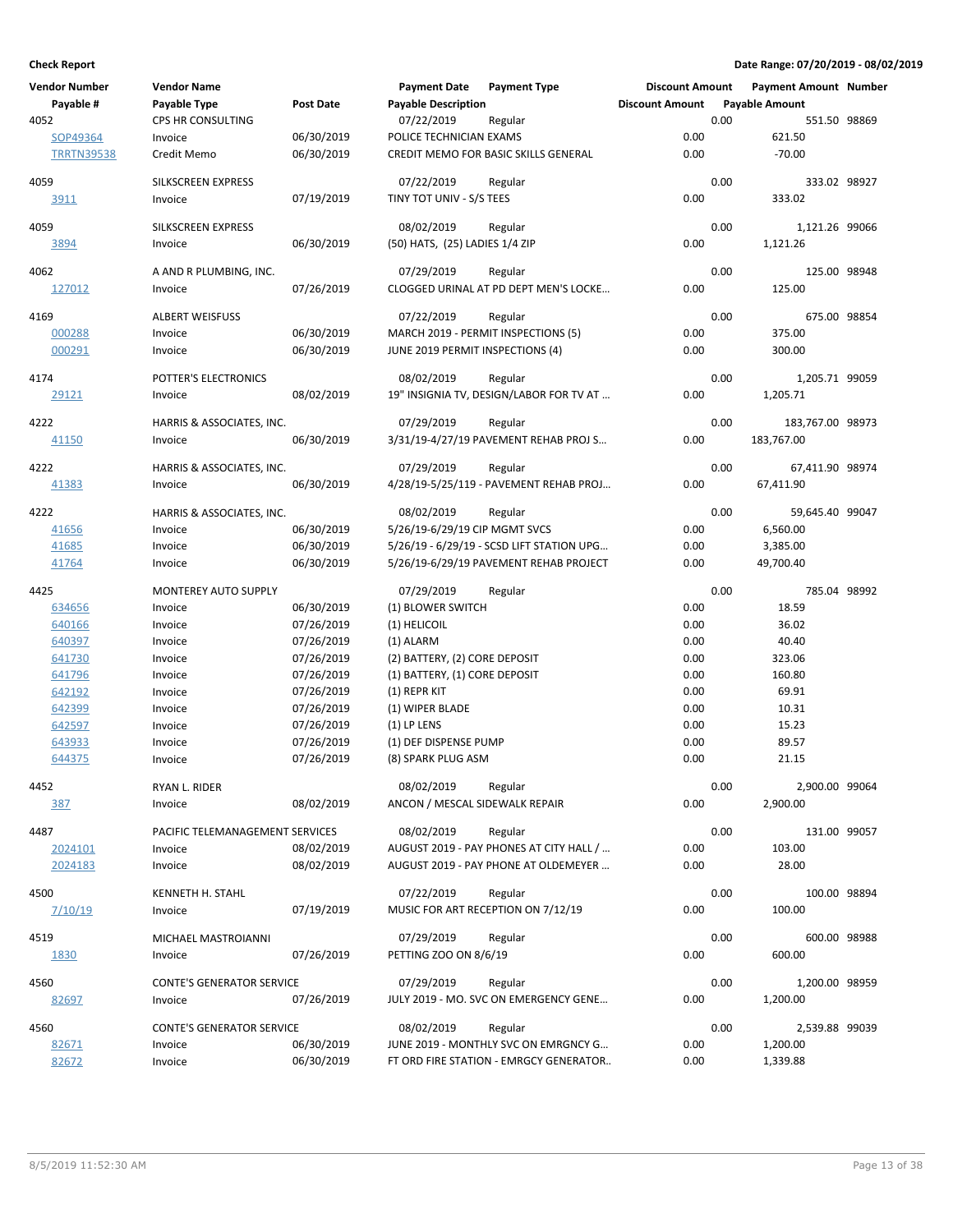**Check Report** Date Range: 07/20/2019 - 08/02/2019

| Vendor Number | Vendor Name | | Payment Date | Payment Type | Discount Amount | Payment Amount | Number |
|---|---|---|---|---|---|---|---|
| Payable # | Payable Type | Post Date | Payable Description | | Discount Amount | Payable Amount | |
| 4052 | CPS HR CONSULTING | | 07/22/2019 | Regular | 0.00 | 551.50 | 98869 |
| SOP49364 | Invoice | 06/30/2019 | POLICE TECHNICIAN EXAMS | | 0.00 | 621.50 | |
| TRRTN39538 | Credit Memo | 06/30/2019 | CREDIT MEMO FOR BASIC SKILLS GENERAL | | 0.00 | -70.00 | |
| 4059 | SILKSCREEN EXPRESS | | 07/22/2019 | Regular | 0.00 | 333.02 | 98927 |
| 3911 | Invoice | 07/19/2019 | TINY TOT UNIV - S/S TEES | | 0.00 | 333.02 | |
| 4059 | SILKSCREEN EXPRESS | | 08/02/2019 | Regular | 0.00 | 1,121.26 | 99066 |
| 3894 | Invoice | 06/30/2019 | (50) HATS, (25) LADIES 1/4 ZIP | | 0.00 | 1,121.26 | |
| 4062 | A AND R PLUMBING, INC. | | 07/29/2019 | Regular | 0.00 | 125.00 | 98948 |
| 127012 | Invoice | 07/26/2019 | CLOGGED URINAL AT PD DEPT MEN'S LOCKE... | | 0.00 | 125.00 | |
| 4169 | ALBERT WEISFUSS | | 07/22/2019 | Regular | 0.00 | 675.00 | 98854 |
| 000288 | Invoice | 06/30/2019 | MARCH 2019 - PERMIT INSPECTIONS (5) | | 0.00 | 375.00 | |
| 000291 | Invoice | 06/30/2019 | JUNE 2019 PERMIT INSPECTIONS (4) | | 0.00 | 300.00 | |
| 4174 | POTTER'S ELECTRONICS | | 08/02/2019 | Regular | 0.00 | 1,205.71 | 99059 |
| 29121 | Invoice | 08/02/2019 | 19" INSIGNIA TV, DESIGN/LABOR FOR TV AT ... | | 0.00 | 1,205.71 | |
| 4222 | HARRIS & ASSOCIATES, INC. | | 07/29/2019 | Regular | 0.00 | 183,767.00 | 98973 |
| 41150 | Invoice | 06/30/2019 | 3/31/19-4/27/19 PAVEMENT REHAB PROJ S... | | 0.00 | 183,767.00 | |
| 4222 | HARRIS & ASSOCIATES, INC. | | 07/29/2019 | Regular | 0.00 | 67,411.90 | 98974 |
| 41383 | Invoice | 06/30/2019 | 4/28/19-5/25/119 - PAVEMENT REHAB PROJ... | | 0.00 | 67,411.90 | |
| 4222 | HARRIS & ASSOCIATES, INC. | | 08/02/2019 | Regular | 0.00 | 59,645.40 | 99047 |
| 41656 | Invoice | 06/30/2019 | 5/26/19-6/29/19 CIP MGMT SVCS | | 0.00 | 6,560.00 | |
| 41685 | Invoice | 06/30/2019 | 5/26/19 - 6/29/19 - SCSD LIFT STATION UPG... | | 0.00 | 3,385.00 | |
| 41764 | Invoice | 06/30/2019 | 5/26/19-6/29/19 PAVEMENT REHAB PROJECT | | 0.00 | 49,700.40 | |
| 4425 | MONTEREY AUTO SUPPLY | | 07/29/2019 | Regular | 0.00 | 785.04 | 98992 |
| 634656 | Invoice | 06/30/2019 | (1) BLOWER SWITCH | | 0.00 | 18.59 | |
| 640166 | Invoice | 07/26/2019 | (1) HELICOIL | | 0.00 | 36.02 | |
| 640397 | Invoice | 07/26/2019 | (1) ALARM | | 0.00 | 40.40 | |
| 641730 | Invoice | 07/26/2019 | (2) BATTERY, (2) CORE DEPOSIT | | 0.00 | 323.06 | |
| 641796 | Invoice | 07/26/2019 | (1) BATTERY, (1) CORE DEPOSIT | | 0.00 | 160.80 | |
| 642192 | Invoice | 07/26/2019 | (1) REPR KIT | | 0.00 | 69.91 | |
| 642399 | Invoice | 07/26/2019 | (1) WIPER BLADE | | 0.00 | 10.31 | |
| 642597 | Invoice | 07/26/2019 | (1) LP LENS | | 0.00 | 15.23 | |
| 643933 | Invoice | 07/26/2019 | (1) DEF DISPENSE PUMP | | 0.00 | 89.57 | |
| 644375 | Invoice | 07/26/2019 | (8) SPARK PLUG ASM | | 0.00 | 21.15 | |
| 4452 | RYAN L. RIDER | | 08/02/2019 | Regular | 0.00 | 2,900.00 | 99064 |
| 387 | Invoice | 08/02/2019 | ANCON / MESCAL SIDEWALK REPAIR | | 0.00 | 2,900.00 | |
| 4487 | PACIFIC TELEMANAGEMENT SERVICES | | 08/02/2019 | Regular | 0.00 | 131.00 | 99057 |
| 2024101 | Invoice | 08/02/2019 | AUGUST 2019 - PAY PHONES AT CITY HALL / ... | | 0.00 | 103.00 | |
| 2024183 | Invoice | 08/02/2019 | AUGUST 2019 - PAY PHONE AT OLDEMEYER ... | | 0.00 | 28.00 | |
| 4500 | KENNETH H. STAHL | | 07/22/2019 | Regular | 0.00 | 100.00 | 98894 |
| 7/10/19 | Invoice | 07/19/2019 | MUSIC FOR ART RECEPTION ON 7/12/19 | | 0.00 | 100.00 | |
| 4519 | MICHAEL MASTROIANNI | | 07/29/2019 | Regular | 0.00 | 600.00 | 98988 |
| 1830 | Invoice | 07/26/2019 | PETTING ZOO ON 8/6/19 | | 0.00 | 600.00 | |
| 4560 | CONTE'S GENERATOR SERVICE | | 07/29/2019 | Regular | 0.00 | 1,200.00 | 98959 |
| 82697 | Invoice | 07/26/2019 | JULY 2019 - MO. SVC ON EMERGENCY GENE... | | 0.00 | 1,200.00 | |
| 4560 | CONTE'S GENERATOR SERVICE | | 08/02/2019 | Regular | 0.00 | 2,539.88 | 99039 |
| 82671 | Invoice | 06/30/2019 | JUNE 2019 - MONTHLY SVC ON EMRGNCY G... | | 0.00 | 1,200.00 | |
| 82672 | Invoice | 06/30/2019 | FT ORD FIRE STATION - EMRGCY GENERATOR.. | | 0.00 | 1,339.88 | |

8/5/2019 11:52:30 AM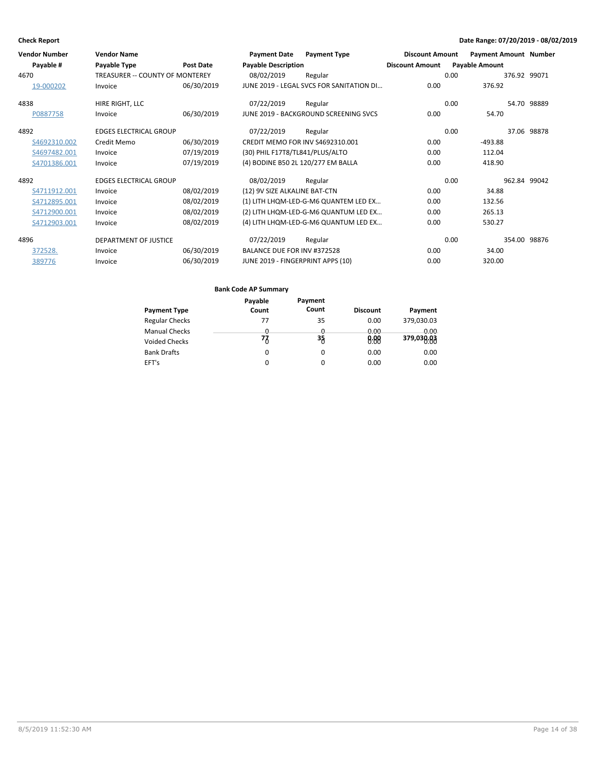| Vendor Number | Vendor Name | | Payment Date | Payment Type | Discount Amount | Payment Amount | Number |
|---|---|---|---|---|---|---|---|
| Payable # | Payable Type | Post Date | Payable Description | | Discount Amount | Payable Amount | |
| 4670 | TREASURER -- COUNTY OF MONTEREY | | 08/02/2019 | Regular | 0.00 | 376.92 | 99071 |
| 19-000202 | Invoice | 06/30/2019 | JUNE 2019 - LEGAL SVCS FOR SANITATION DI… | | 0.00 | 376.92 | |
| 4838 | HIRE RIGHT, LLC | | 07/22/2019 | Regular | 0.00 | 54.70 | 98889 |
| P0887758 | Invoice | 06/30/2019 | JUNE 2019 - BACKGROUND SCREENING SVCS | | 0.00 | 54.70 | |
| 4892 | EDGES ELECTRICAL GROUP | | 07/22/2019 | Regular | 0.00 | 37.06 | 98878 |
| S4692310.002 | Credit Memo | 06/30/2019 | CREDIT MEMO FOR INV S4692310.001 | | 0.00 | -493.88 | |
| S4697482.001 | Invoice | 07/19/2019 | (30) PHIL F17T8/TL841/PLUS/ALTO | | 0.00 | 112.04 | |
| S4701386.001 | Invoice | 07/19/2019 | (4) BODINE B50 2L 120/277 EM BALLA | | 0.00 | 418.90 | |
| 4892 | EDGES ELECTRICAL GROUP | | 08/02/2019 | Regular | 0.00 | 962.84 | 99042 |
| S4711912.001 | Invoice | 08/02/2019 | (12) 9V SIZE ALKALINE BAT-CTN | | 0.00 | 34.88 | |
| S4712895.001 | Invoice | 08/02/2019 | (1) LITH LHQM-LED-G-M6 QUANTEM LED EX… | | 0.00 | 132.56 | |
| S4712900.001 | Invoice | 08/02/2019 | (2) LITH LHQM-LED-G-M6 QUANTUM LED EX… | | 0.00 | 265.13 | |
| S4712903.001 | Invoice | 08/02/2019 | (4) LITH LHQM-LED-G-M6 QUANTUM LED EX… | | 0.00 | 530.27 | |
| 4896 | DEPARTMENT OF JUSTICE | | 07/22/2019 | Regular | 0.00 | 354.00 | 98876 |
| 372528. | Invoice | 06/30/2019 | BALANCE DUE FOR INV #372528 | | 0.00 | 34.00 | |
| 389776 | Invoice | 06/30/2019 | JUNE 2019 - FINGERPRINT APPS (10) | | 0.00 | 320.00 | |

**Bank Code AP Summary**

| Payment Type | Payable Count | Payment Count | Discount | Payment |
|---|---|---|---|---|
| Regular Checks | 77 | 35 | 0.00 | 379,030.03 |
| Manual Checks | 0 | 0 | 0.00 | 0.00 |
| Voided Checks | 0 | 0 | 0.00 | 0.00 |
| Bank Drafts | 0 | 0 | 0.00 | 0.00 |
| EFT's | 0 | 0 | 0.00 | 0.00 |
| | **77** | **35** | **0.00** | **379,030.03** |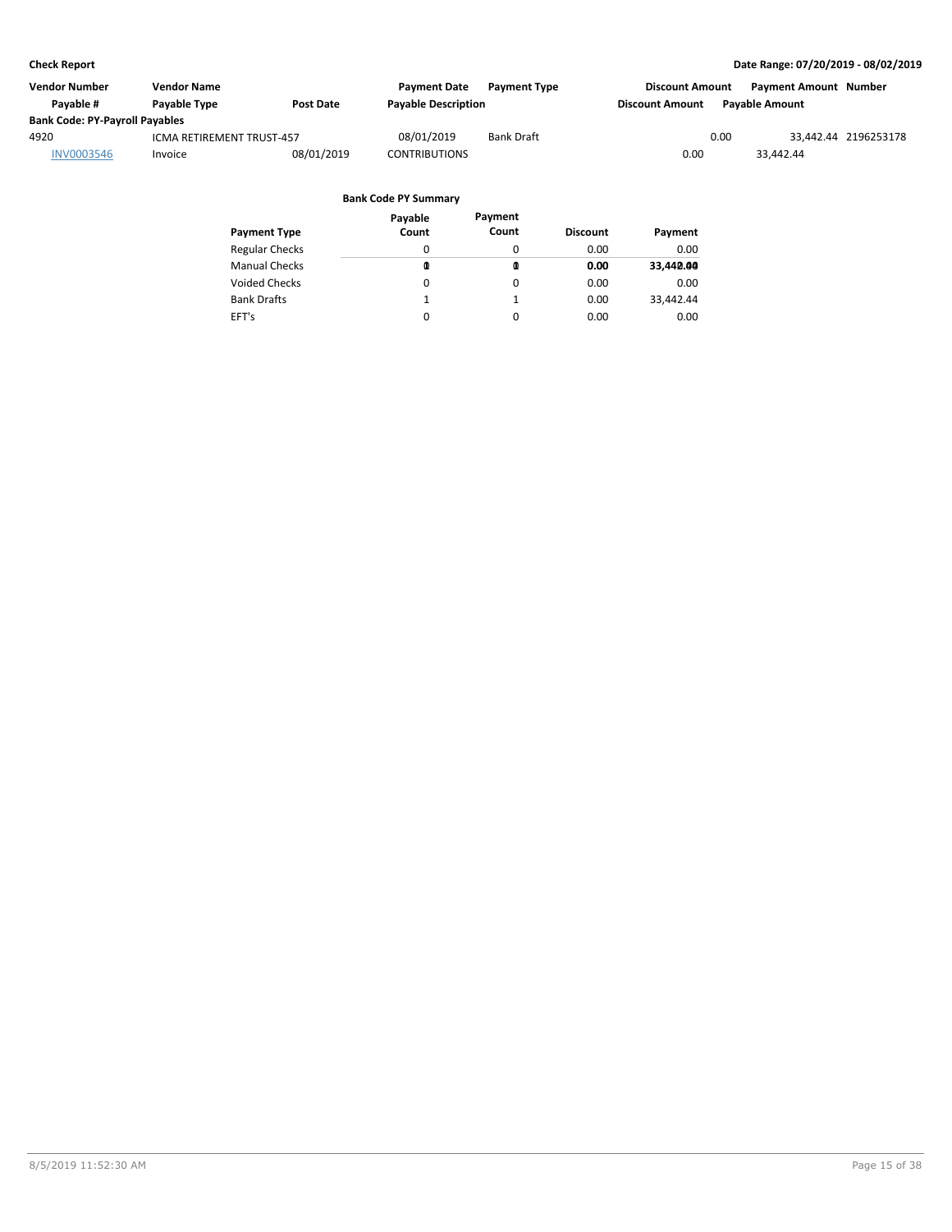| Vendor Number | Vendor Name | | Payment Date | Payment Type | Discount Amount | Payment Amount | Number |
|---|---|---|---|---|---|---|---|
| Payable # | Payable Type | Post Date | Payable Description | | Discount Amount | Payable Amount | |
| **Bank Code: PY-Payroll Payables** | | | | | | | |
| 4920 | ICMA RETIREMENT TRUST-457 | | 08/01/2019 | Bank Draft | 0.00 | 33,442.44 | 2196253178 |
| INV0003546 | Invoice | 08/01/2019 | CONTRIBUTIONS | | 0.00 | 33,442.44 | |

**Bank Code PY Summary**

| Payment Type | Payable Count | Payment Count | Discount | Payment |
|---|---|---|---|---|
| Regular Checks | 0 | 0 | 0.00 | 0.00 |
| Manual Checks | 0 | 0 | 0.00 | 0.00 |
| Voided Checks | 0 | 0 | 0.00 | 0.00 |
| Bank Drafts | 1 | 1 | 0.00 | 33,442.44 |
| EFT's | 0 | 0 | 0.00 | 0.00 |
| | **1** | **1** | **0.00** | **33,442.44** |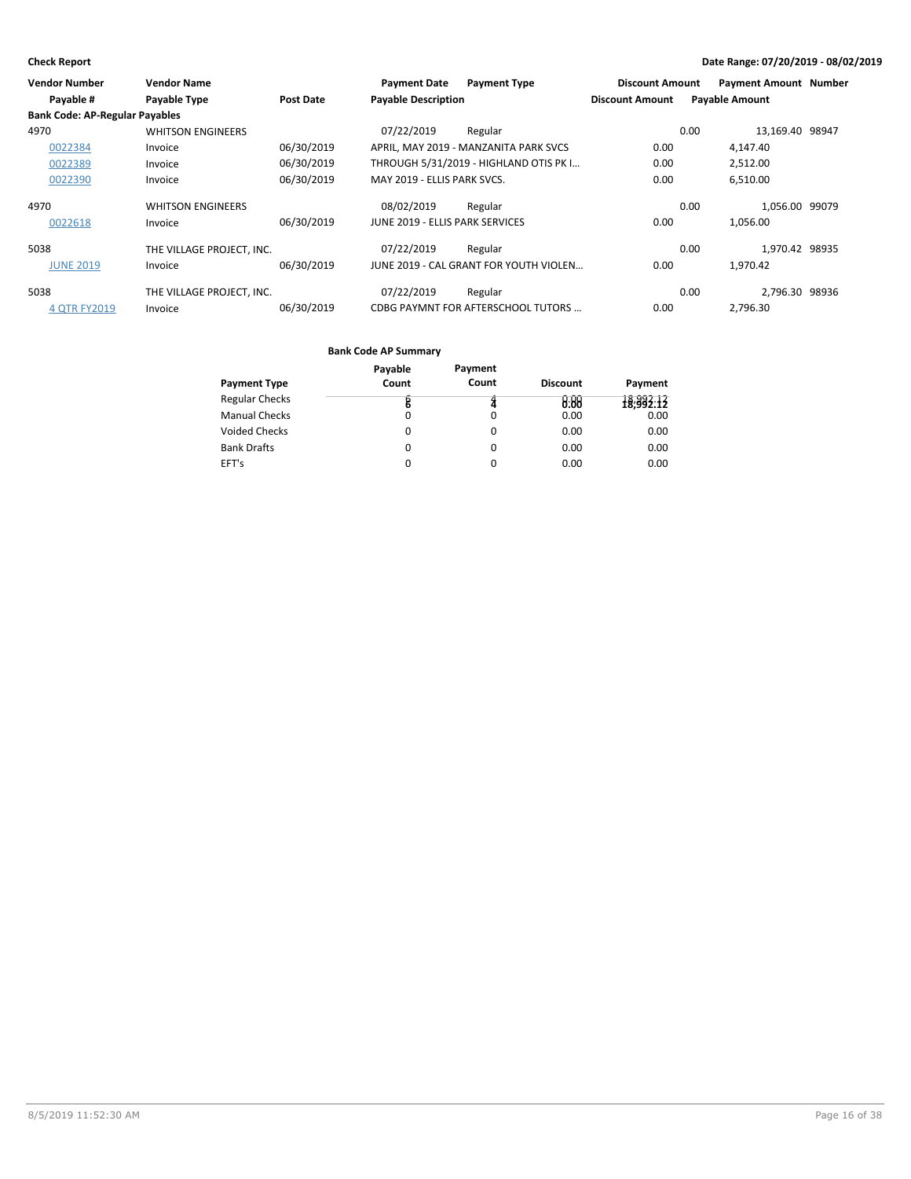**Check Report**

**Date Range: 07/20/2019 - 08/02/2019**

| Vendor Number | Vendor Name | | Payment Date | Payment Type | Discount Amount | Payment Amount | Number |
|---|---|---|---|---|---|---|---|
| Payable # | Payable Type | Post Date | Payable Description | | Discount Amount | Payable Amount | |
| **Bank Code: AP-Regular Payables** | | | | | | | |
| 4970 | WHITSON ENGINEERS | | 07/22/2019 | Regular | 0.00 | 13,169.40 | 98947 |
| 0022384 | Invoice | 06/30/2019 | APRIL, MAY 2019 - MANZANITA PARK SVCS | | 0.00 | 4,147.40 | |
| 0022389 | Invoice | 06/30/2019 | THROUGH 5/31/2019 - HIGHLAND OTIS PK I... | | 0.00 | 2,512.00 | |
| 0022390 | Invoice | 06/30/2019 | MAY 2019 - ELLIS PARK SVCS. | | 0.00 | 6,510.00 | |
| 4970 | WHITSON ENGINEERS | | 08/02/2019 | Regular | 0.00 | 1,056.00 | 99079 |
| 0022618 | Invoice | 06/30/2019 | JUNE 2019 - ELLIS PARK SERVICES | | 0.00 | 1,056.00 | |
| 5038 | THE VILLAGE PROJECT, INC. | | 07/22/2019 | Regular | 0.00 | 1,970.42 | 98935 |
| JUNE 2019 | Invoice | 06/30/2019 | JUNE 2019 - CAL GRANT FOR YOUTH VIOLEN... | | 0.00 | 1,970.42 | |
| 5038 | THE VILLAGE PROJECT, INC. | | 07/22/2019 | Regular | 0.00 | 2,796.30 | 98936 |
| 4 QTR FY2019 | Invoice | 06/30/2019 | CDBG PAYMNT FOR AFTERSCHOOL TUTORS ... | | 0.00 | 2,796.30 | |

**Bank Code AP Summary**

| Payment Type | Payable Count | Payment Count | Discount | Payment |
|---|---|---|---|---|
| Regular Checks | 6 | 4 | 0.00 | 18,992.12 |
| Manual Checks | 0 | 0 | 0.00 | 0.00 |
| Voided Checks | 0 | 0 | 0.00 | 0.00 |
| Bank Drafts | 0 | 0 | 0.00 | 0.00 |
| EFT's | 0 | 0 | 0.00 | 0.00 |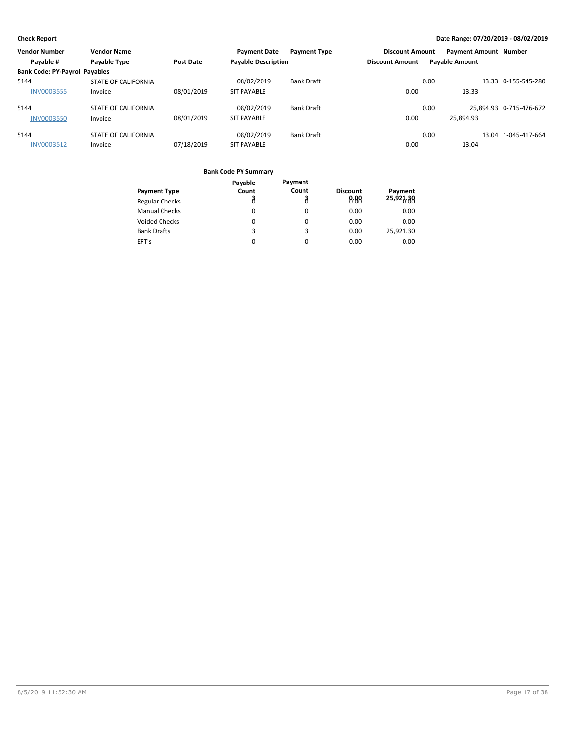| Vendor Number | Vendor Name | | Payment Date | Payment Type | Discount Amount | Payment Amount | Number |
|---|---|---|---|---|---|---|---|
| **Payable #** | **Payable Type** | **Post Date** | **Payable Description** | | **Discount Amount** | **Payable Amount** | |
| **Bank Code: PY-Payroll Payables** | | | | | | | |
| 5144 | STATE OF CALIFORNIA | | 08/02/2019 | Bank Draft | 0.00 | 13.33 | 0-155-545-280 |
| INV0003555 | Invoice | 08/01/2019 | SIT PAYABLE | | 0.00 | 13.33 | |
| 5144 | STATE OF CALIFORNIA | | 08/02/2019 | Bank Draft | 0.00 | 25,894.93 | 0-715-476-672 |
| INV0003550 | Invoice | 08/01/2019 | SIT PAYABLE | | 0.00 | 25,894.93 | |
| 5144 | STATE OF CALIFORNIA | | 08/02/2019 | Bank Draft | 0.00 | 13.04 | 1-045-417-664 |
| INV0003512 | Invoice | 07/18/2019 | SIT PAYABLE | | 0.00 | 13.04 | |

**Bank Code PY Summary**

| Payment Type | Payable Count | Payment Count | Discount | Payment |
|---|---|---|---|---|
| | 3 | 3 | 0.00 | 25,921.30 |
| Regular Checks | 0 | 0 | 0.00 | 0.00 |
| Manual Checks | 0 | 0 | 0.00 | 0.00 |
| Voided Checks | 0 | 0 | 0.00 | 0.00 |
| Bank Drafts | 3 | 3 | 0.00 | 25,921.30 |
| EFT's | 0 | 0 | 0.00 | 0.00 |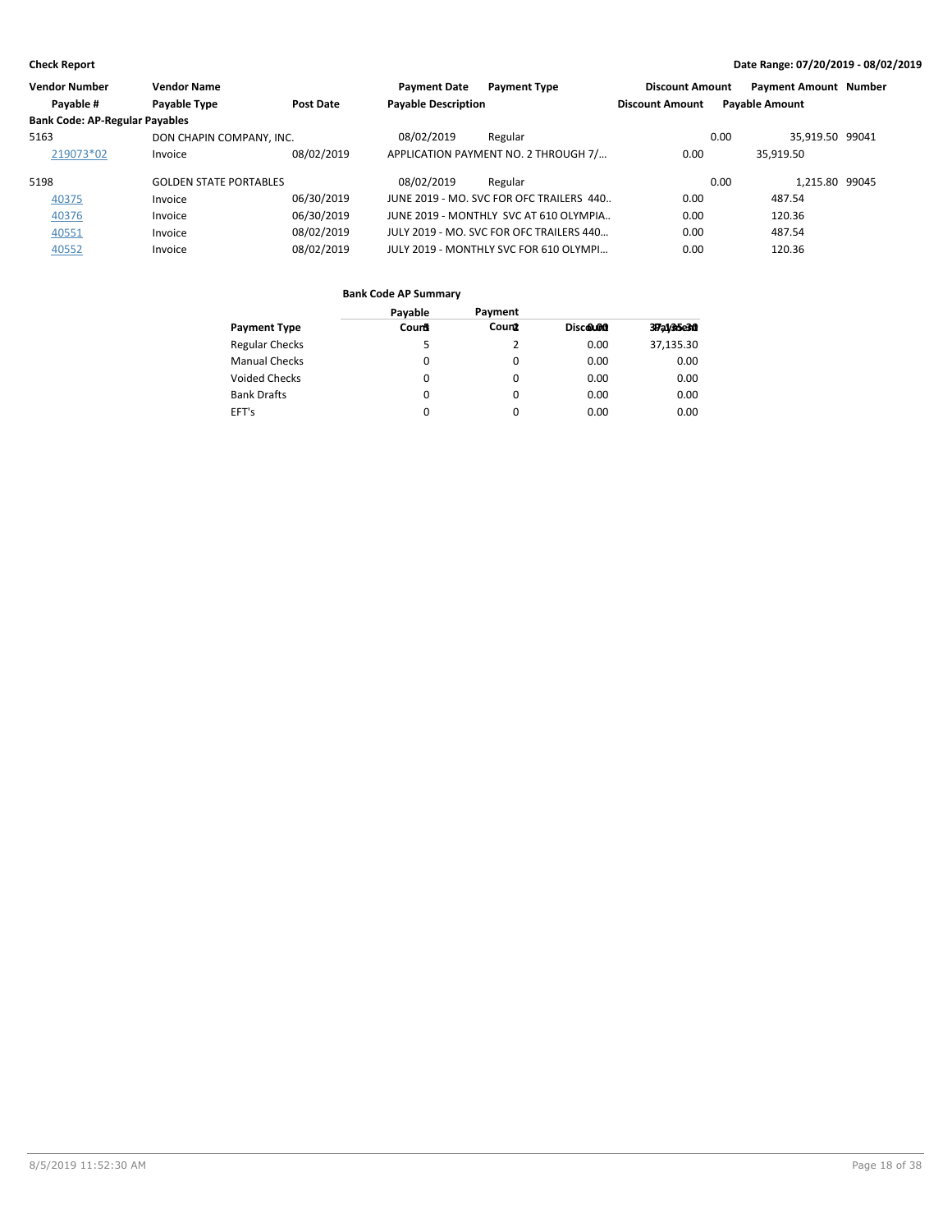**Check Report** — Date Range: 07/20/2019 - 08/02/2019

| Vendor Number / Payable # | Vendor Name / Payable Type | Post Date | Payment Date / Payable Description | Payment Type | Discount Amount | Payment Amount / Payable Amount | Number |
|---|---|---|---|---|---|---|---|
| **Bank Code: AP-Regular Payables** | | | | | | | |
| 5163 | DON CHAPIN COMPANY, INC. | | 08/02/2019 | Regular | 0.00 | 35,919.50 | 99041 |
| 219073*02 | Invoice | 08/02/2019 | APPLICATION PAYMENT NO. 2 THROUGH 7/... | | 0.00 | 35,919.50 | |
| 5198 | GOLDEN STATE PORTABLES | | 08/02/2019 | Regular | 0.00 | 1,215.80 | 99045 |
| 40375 | Invoice | 06/30/2019 | JUNE 2019 - MO. SVC FOR OFC TRAILERS 440.. | | 0.00 | 487.54 | |
| 40376 | Invoice | 06/30/2019 | JUNE 2019 - MONTHLY SVC AT 610 OLYMPIA.. | | 0.00 | 120.36 | |
| 40551 | Invoice | 08/02/2019 | JULY 2019 - MO. SVC FOR OFC TRAILERS 440... | | 0.00 | 487.54 | |
| 40552 | Invoice | 08/02/2019 | JULY 2019 - MONTHLY SVC FOR 610 OLYMPI... | | 0.00 | 120.36 | |

**Bank Code AP Summary**

| Payment Type | Payable Count | Payment Count | Discount | Payment |
|---|---|---|---|---|
| Regular Checks | 5 | 2 | 0.00 | 37,135.30 |
| Manual Checks | 0 | 0 | 0.00 | 0.00 |
| Voided Checks | 0 | 0 | 0.00 | 0.00 |
| Bank Drafts | 0 | 0 | 0.00 | 0.00 |
| EFT's | 0 | 0 | 0.00 | 0.00 |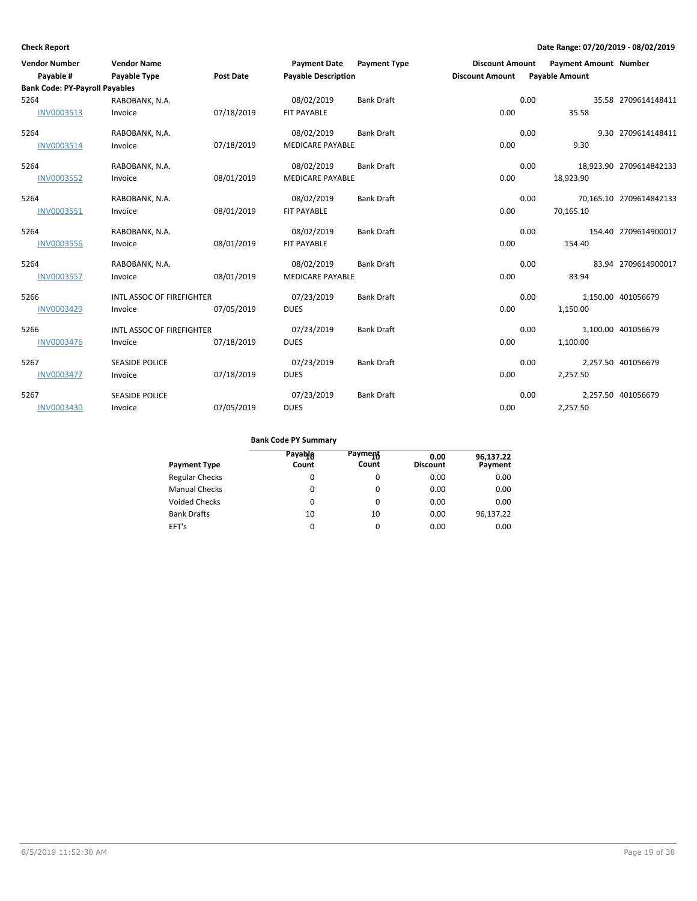**Check Report**

**Date Range: 07/20/2019 - 08/02/2019**

| Vendor Number | Vendor Name | | Payment Date | Payment Type | Discount Amount | Payment Amount | Number |
|---|---|---|---|---|---|---|---|
| Payable # | Payable Type | Post Date | Payable Description | | Discount Amount | Payable Amount | |
| **Bank Code: PY-Payroll Payables** | | | | | | | |
| 5264 | RABOBANK, N.A. | | 08/02/2019 | Bank Draft | 0.00 | 35.58 | 2709614148411 |
| INV0003513 | Invoice | 07/18/2019 | FIT PAYABLE | | 0.00 | 35.58 | |
| 5264 | RABOBANK, N.A. | | 08/02/2019 | Bank Draft | 0.00 | 9.30 | 2709614148411 |
| INV0003514 | Invoice | 07/18/2019 | MEDICARE PAYABLE | | 0.00 | 9.30 | |
| 5264 | RABOBANK, N.A. | | 08/02/2019 | Bank Draft | 0.00 | 18,923.90 | 2709614842133 |
| INV0003552 | Invoice | 08/01/2019 | MEDICARE PAYABLE | | 0.00 | 18,923.90 | |
| 5264 | RABOBANK, N.A. | | 08/02/2019 | Bank Draft | 0.00 | 70,165.10 | 2709614842133 |
| INV0003551 | Invoice | 08/01/2019 | FIT PAYABLE | | 0.00 | 70,165.10 | |
| 5264 | RABOBANK, N.A. | | 08/02/2019 | Bank Draft | 0.00 | 154.40 | 2709614900017 |
| INV0003556 | Invoice | 08/01/2019 | FIT PAYABLE | | 0.00 | 154.40 | |
| 5264 | RABOBANK, N.A. | | 08/02/2019 | Bank Draft | 0.00 | 83.94 | 2709614900017 |
| INV0003557 | Invoice | 08/01/2019 | MEDICARE PAYABLE | | 0.00 | 83.94 | |
| 5266 | INTL ASSOC OF FIREFIGHTER | | 07/23/2019 | Bank Draft | 0.00 | 1,150.00 | 401056679 |
| INV0003429 | Invoice | 07/05/2019 | DUES | | 0.00 | 1,150.00 | |
| 5266 | INTL ASSOC OF FIREFIGHTER | | 07/23/2019 | Bank Draft | 0.00 | 1,100.00 | 401056679 |
| INV0003476 | Invoice | 07/18/2019 | DUES | | 0.00 | 1,100.00 | |
| 5267 | SEASIDE POLICE | | 07/23/2019 | Bank Draft | 0.00 | 2,257.50 | 401056679 |
| INV0003477 | Invoice | 07/18/2019 | DUES | | 0.00 | 2,257.50 | |
| 5267 | SEASIDE POLICE | | 07/23/2019 | Bank Draft | 0.00 | 2,257.50 | 401056679 |
| INV0003430 | Invoice | 07/05/2019 | DUES | | 0.00 | 2,257.50 | |

**Bank Code PY Summary**

| Payment Type | Payable Count | Payment Count | Discount | Payment |
|---|---|---|---|---|
| | 10 | 10 | 0.00 | 96,137.22 |
| Regular Checks | 0 | 0 | 0.00 | 0.00 |
| Manual Checks | 0 | 0 | 0.00 | 0.00 |
| Voided Checks | 0 | 0 | 0.00 | 0.00 |
| Bank Drafts | 10 | 10 | 0.00 | 96,137.22 |
| EFT's | 0 | 0 | 0.00 | 0.00 |

8/5/2019 11:52:30 AM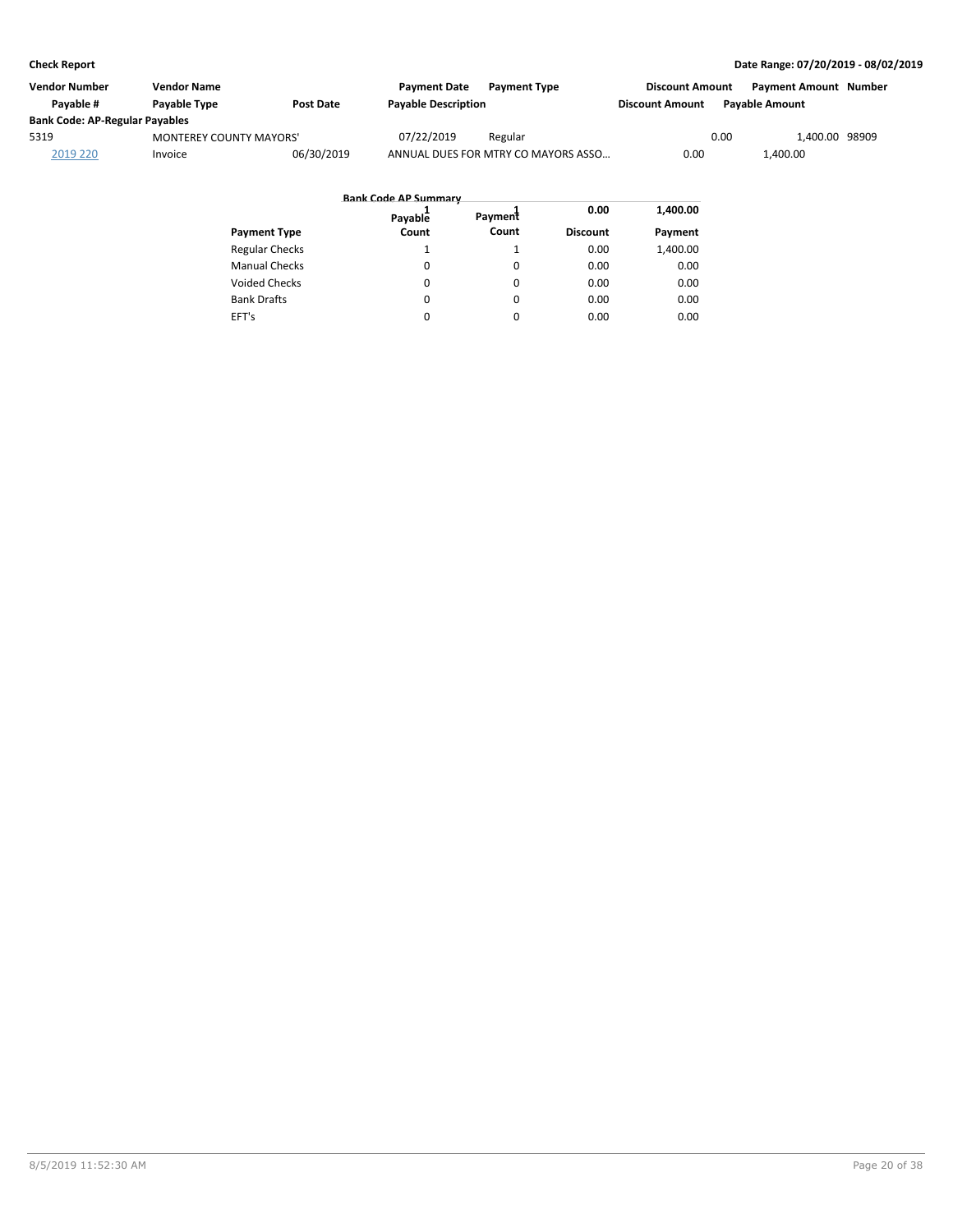| Vendor Number | Vendor Name | | Payment Date | Payment Type | Discount Amount | Payment Amount | Number |
|---|---|---|---|---|---|---|---|
| Payable # | Payable Type | Post Date | Payable Description | | Discount Amount | Payable Amount | |
| **Bank Code: AP-Regular Payables** | | | | | | | |
| 5319 | MONTEREY COUNTY MAYORS' | | 07/22/2019 | Regular | 0.00 | 1,400.00 | 98909 |
| 2019 220 | Invoice | 06/30/2019 | ANNUAL DUES FOR MTRY CO MAYORS ASSO… | | 0.00 | 1,400.00 | |

**Bank Code AP Summary**

| Payment Type | Payable Count | Payment Count | Discount | Payment |
|---|---|---|---|---|
| Regular Checks | 1 | 1 | 0.00 | 1,400.00 |
| Manual Checks | 0 | 0 | 0.00 | 0.00 |
| Voided Checks | 0 | 0 | 0.00 | 0.00 |
| Bank Drafts | 0 | 0 | 0.00 | 0.00 |
| EFT's | 0 | 0 | 0.00 | 0.00 |
| | 1 | 1 | 0.00 | 1,400.00 |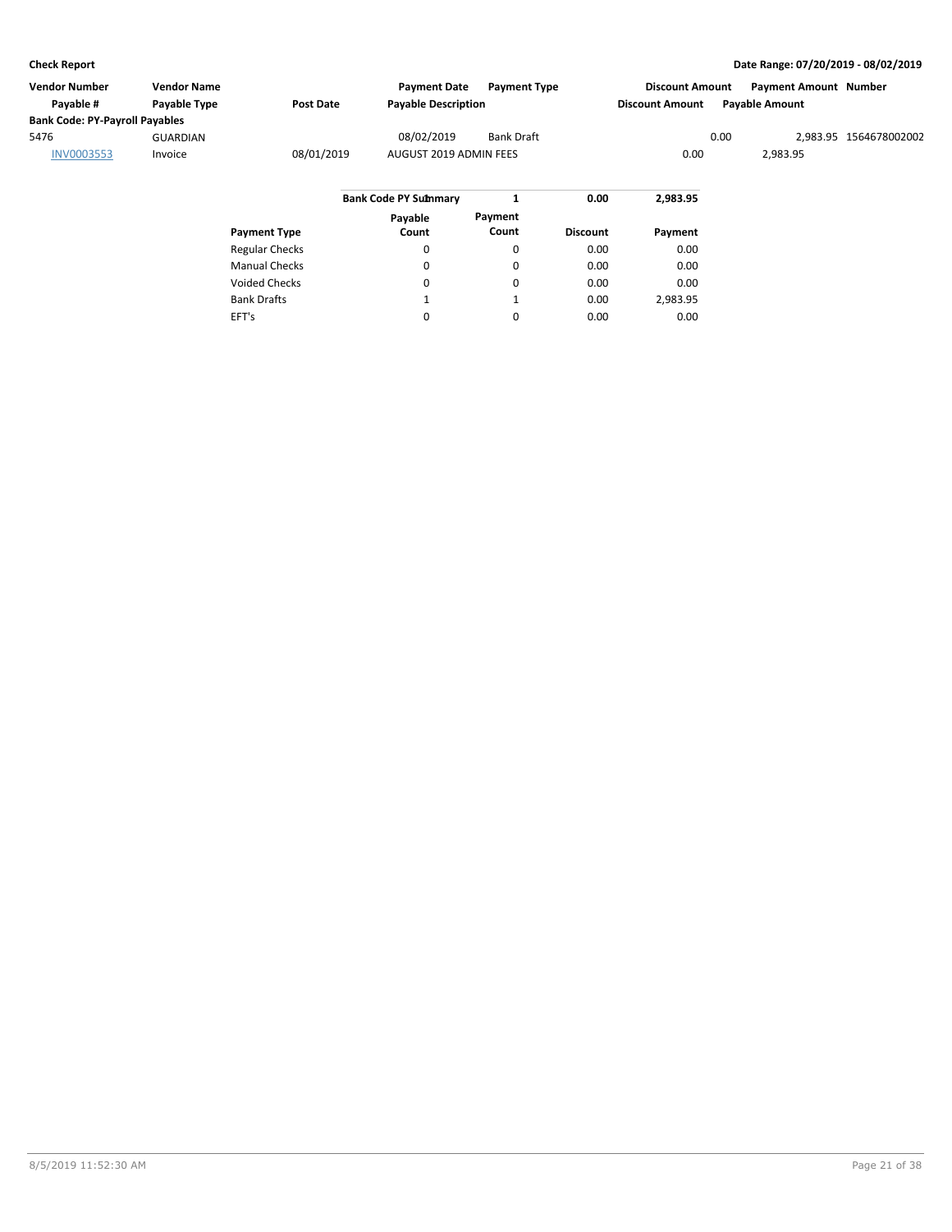**Check Report** | **Date Range: 07/20/2019 - 08/02/2019**

| Vendor Number | Vendor Name | | Payment Date | Payment Type | Discount Amount | Payment Amount | Number |
|---|---|---|---|---|---|---|---|
| Payable # | Payable Type | Post Date | Payable Description | | Discount Amount | Payable Amount | |
| **Bank Code: PY-Payroll Payables** | | | | | | | |
| 5476 | GUARDIAN | | 08/02/2019 | Bank Draft | 0.00 | 2,983.95 | 1564678002002 |
| INV0003553 | Invoice | 08/01/2019 | AUGUST 2019 ADMIN FEES | | 0.00 | 2,983.95 | |

| Payment Type | Payable Count | Payment Count | Discount | Payment |
|---|---|---|---|---|
| **Bank Code PY Summary** | **1** | | **0.00** | **2,983.95** |
| Regular Checks | 0 | 0 | 0.00 | 0.00 |
| Manual Checks | 0 | 0 | 0.00 | 0.00 |
| Voided Checks | 0 | 0 | 0.00 | 0.00 |
| Bank Drafts | 1 | 1 | 0.00 | 2,983.95 |
| EFT's | 0 | 0 | 0.00 | 0.00 |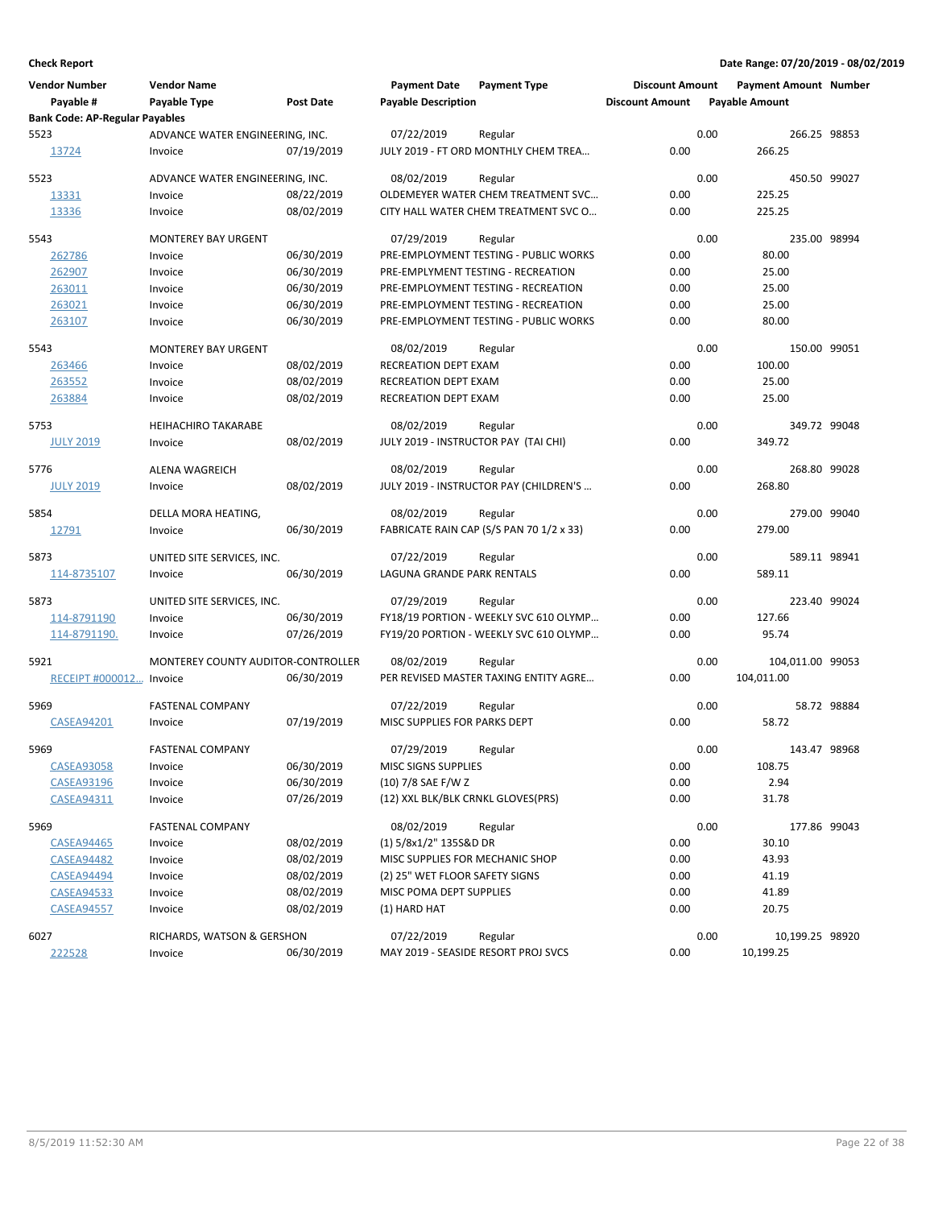**Check Report** | **Date Range: 07/20/2019 - 08/02/2019**

| Vendor Number / Payable # | Vendor Name / Payable Type | Post Date | Payment Date / Payable Description | Payment Type | Discount Amount / Discount Amount | Payment Amount / Payable Amount | Number |
|---|---|---|---|---|---|---|---|
| **Bank Code: AP-Regular Payables** | | | | | | | |
| 5523 | ADVANCE WATER ENGINEERING, INC. | | 07/22/2019 | Regular | 0.00 | 266.25 | 98853 |
| 13724 | Invoice | 07/19/2019 | JULY 2019 - FT ORD MONTHLY CHEM TREA... | | 0.00 | 266.25 | |
| 5523 | ADVANCE WATER ENGINEERING, INC. | | 08/02/2019 | Regular | 0.00 | 450.50 | 99027 |
| 13331 | Invoice | 08/22/2019 | OLDEMEYER WATER CHEM TREATMENT SVC... | | 0.00 | 225.25 | |
| 13336 | Invoice | 08/02/2019 | CITY HALL WATER CHEM TREATMENT SVC O... | | 0.00 | 225.25 | |
| 5543 | MONTEREY BAY URGENT | | 07/29/2019 | Regular | 0.00 | 235.00 | 98994 |
| 262786 | Invoice | 06/30/2019 | PRE-EMPLYMENT TESTING - PUBLIC WORKS | | 0.00 | 80.00 | |
| 262907 | Invoice | 06/30/2019 | PRE-EMPLYMENT TESTING - RECREATION | | 0.00 | 25.00 | |
| 263011 | Invoice | 06/30/2019 | PRE-EMPLYMENT TESTING - RECREATION | | 0.00 | 25.00 | |
| 263021 | Invoice | 06/30/2019 | PRE-EMPLYMENT TESTING - RECREATION | | 0.00 | 25.00 | |
| 263107 | Invoice | 06/30/2019 | PRE-EMPLYMENT TESTING - PUBLIC WORKS | | 0.00 | 80.00 | |
| 5543 | MONTEREY BAY URGENT | | 08/02/2019 | Regular | 0.00 | 150.00 | 99051 |
| 263466 | Invoice | 08/02/2019 | RECREATION DEPT EXAM | | 0.00 | 100.00 | |
| 263552 | Invoice | 08/02/2019 | RECREATION DEPT EXAM | | 0.00 | 25.00 | |
| 263884 | Invoice | 08/02/2019 | RECREATION DEPT EXAM | | 0.00 | 25.00 | |
| 5753 | HEIHACHIRO TAKARABE | | 08/02/2019 | Regular | 0.00 | 349.72 | 99048 |
| JULY 2019 | Invoice | 08/02/2019 | JULY 2019 - INSTRUCTOR PAY (TAI CHI) | | 0.00 | 349.72 | |
| 5776 | ALENA WAGREICH | | 08/02/2019 | Regular | 0.00 | 268.80 | 99028 |
| JULY 2019 | Invoice | 08/02/2019 | JULY 2019 - INSTRUCTOR PAY (CHILDREN'S ... | | 0.00 | 268.80 | |
| 5854 | DELLA MORA HEATING, | | 08/02/2019 | Regular | 0.00 | 279.00 | 99040 |
| 12791 | Invoice | 06/30/2019 | FABRICATE RAIN CAP (S/S PAN 70 1/2 x 33) | | 0.00 | 279.00 | |
| 5873 | UNITED SITE SERVICES, INC. | | 07/22/2019 | Regular | 0.00 | 589.11 | 98941 |
| 114-8735107 | Invoice | 06/30/2019 | LAGUNA GRANDE PARK RENTALS | | 0.00 | 589.11 | |
| 5873 | UNITED SITE SERVICES, INC. | | 07/29/2019 | Regular | 0.00 | 223.40 | 99024 |
| 114-8791190 | Invoice | 06/30/2019 | FY18/19 PORTION - WEEKLY SVC 610 OLYMP... | | 0.00 | 127.66 | |
| 114-8791190. | Invoice | 07/26/2019 | FY19/20 PORTION - WEEKLY SVC 610 OLYMP... | | 0.00 | 95.74 | |
| 5921 | MONTEREY COUNTY AUDITOR-CONTROLLER | | 08/02/2019 | Regular | 0.00 | 104,011.00 | 99053 |
| RECEIPT #000012... | Invoice | 06/30/2019 | PER REVISED MASTER TAXING ENTITY AGRE... | | 0.00 | 104,011.00 | |
| 5969 | FASTENAL COMPANY | | 07/22/2019 | Regular | 0.00 | 58.72 | 98884 |
| CASEA94201 | Invoice | 07/19/2019 | MISC SUPPLIES FOR PARKS DEPT | | 0.00 | 58.72 | |
| 5969 | FASTENAL COMPANY | | 07/29/2019 | Regular | 0.00 | 143.47 | 98968 |
| CASEA93058 | Invoice | 06/30/2019 | MISC SIGNS SUPPLIES | | 0.00 | 108.75 | |
| CASEA93196 | Invoice | 06/30/2019 | (10) 7/8 SAE F/W Z | | 0.00 | 2.94 | |
| CASEA94311 | Invoice | 07/26/2019 | (12) XXL BLK/BLK CRNKL GLOVES(PRS) | | 0.00 | 31.78 | |
| 5969 | FASTENAL COMPANY | | 08/02/2019 | Regular | 0.00 | 177.86 | 99043 |
| CASEA94465 | Invoice | 08/02/2019 | (1) 5/8x1/2" 135S&D DR | | 0.00 | 30.10 | |
| CASEA94482 | Invoice | 08/02/2019 | MISC SUPPLIES FOR MECHANIC SHOP | | 0.00 | 43.93 | |
| CASEA94494 | Invoice | 08/02/2019 | (2) 25" WET FLOOR SAFETY SIGNS | | 0.00 | 41.19 | |
| CASEA94533 | Invoice | 08/02/2019 | MISC POMA DEPT SUPPLIES | | 0.00 | 41.89 | |
| CASEA94557 | Invoice | 08/02/2019 | (1) HARD HAT | | 0.00 | 20.75 | |
| 6027 | RICHARDS, WATSON & GERSHON | | 07/22/2019 | Regular | 0.00 | 10,199.25 | 98920 |
| 222528 | Invoice | 06/30/2019 | MAY 2019 - SEASIDE RESORT PROJ SVCS | | 0.00 | 10,199.25 | |

8/5/2019 11:52:30 AM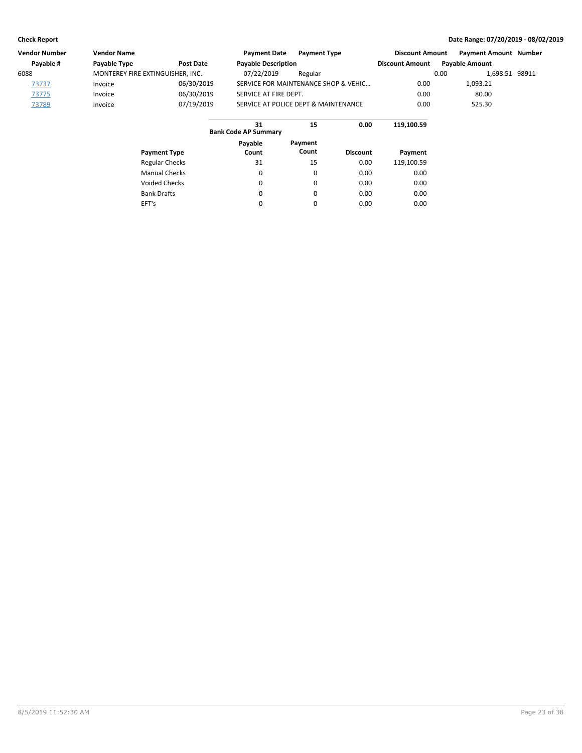| Vendor Number | Vendor Name | | Payment Date | Payment Type | Discount Amount | Payment Amount | Number |
|---|---|---|---|---|---|---|---|
| Payable # | Payable Type | Post Date | Payable Description | | Discount Amount | Payable Amount | |
| 6088 | MONTEREY FIRE EXTINGUISHER, INC. | | 07/22/2019 | Regular | 0.00 | 1,698.51 | 98911 |
| 73737 | Invoice | 06/30/2019 | SERVICE FOR MAINTENANCE SHOP & VEHIC... | | 0.00 | 1,093.21 | |
| 73775 | Invoice | 06/30/2019 | SERVICE AT FIRE DEPT. | | 0.00 | 80.00 | |
| 73789 | Invoice | 07/19/2019 | SERVICE AT POLICE DEPT & MAINTENANCE | | 0.00 | 525.30 | |

| | | | | |
|---|---|---|---|---|
| | 31 | 15 | 0.00 | 119,100.59 |

**Bank Code AP Summary**

| Payment Type | Payable Count | Payment Count | Discount | Payment |
|---|---|---|---|---|
| Regular Checks | 31 | 15 | 0.00 | 119,100.59 |
| Manual Checks | 0 | 0 | 0.00 | 0.00 |
| Voided Checks | 0 | 0 | 0.00 | 0.00 |
| Bank Drafts | 0 | 0 | 0.00 | 0.00 |
| EFT's | 0 | 0 | 0.00 | 0.00 |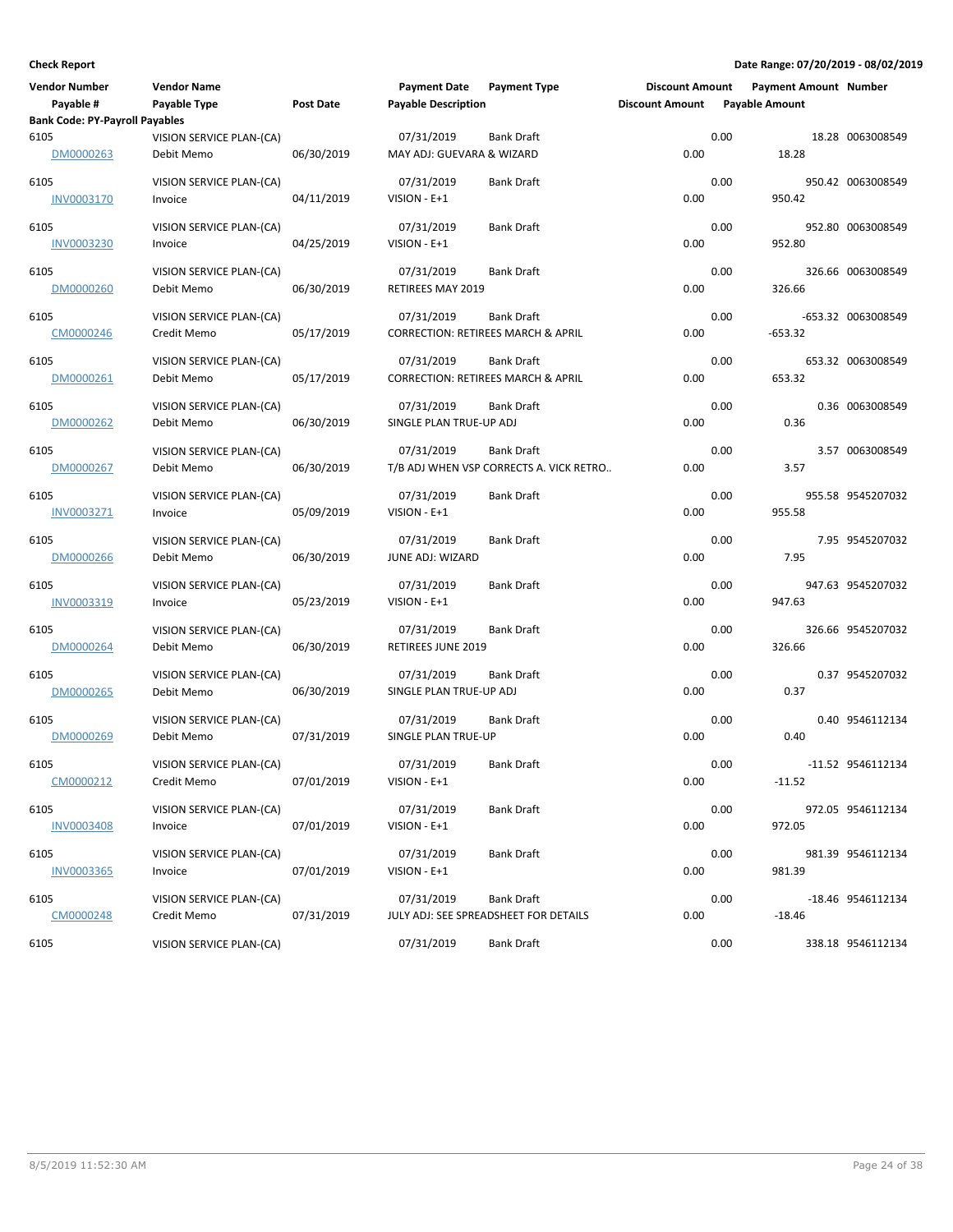**Check Report**

**Date Range: 07/20/2019 - 08/02/2019**

| Vendor Number / Payable # | Vendor Name / Payable Type | Post Date | Payment Date / Payable Description | Payment Type | Discount Amount / Discount Amount | Payment Amount / Payable Amount | Number |
|---|---|---|---|---|---|---|---|
| **Bank Code: PY-Payroll Payables** | | | | | | | |
| 6105 | VISION SERVICE PLAN-(CA) | | 07/31/2019 | Bank Draft | 0.00 | 18.28 | 0063008549 |
| DM0000263 | Debit Memo | 06/30/2019 | MAY ADJ: GUEVARA & WIZARD | | 0.00 | 18.28 | |
| 6105 | VISION SERVICE PLAN-(CA) | | 07/31/2019 | Bank Draft | 0.00 | 950.42 | 0063008549 |
| INV0003170 | Invoice | 04/11/2019 | VISION - E+1 | | 0.00 | 950.42 | |
| 6105 | VISION SERVICE PLAN-(CA) | | 07/31/2019 | Bank Draft | 0.00 | 952.80 | 0063008549 |
| INV0003230 | Invoice | 04/25/2019 | VISION - E+1 | | 0.00 | 952.80 | |
| 6105 | VISION SERVICE PLAN-(CA) | | 07/31/2019 | Bank Draft | 0.00 | 326.66 | 0063008549 |
| DM0000260 | Debit Memo | 06/30/2019 | RETIREES MAY 2019 | | 0.00 | 326.66 | |
| 6105 | VISION SERVICE PLAN-(CA) | | 07/31/2019 | Bank Draft | 0.00 | -653.32 | 0063008549 |
| CM0000246 | Credit Memo | 05/17/2019 | CORRECTION: RETIREES MARCH & APRIL | | 0.00 | -653.32 | |
| 6105 | VISION SERVICE PLAN-(CA) | | 07/31/2019 | Bank Draft | 0.00 | 653.32 | 0063008549 |
| DM0000261 | Debit Memo | 05/17/2019 | CORRECTION: RETIREES MARCH & APRIL | | 0.00 | 653.32 | |
| 6105 | VISION SERVICE PLAN-(CA) | | 07/31/2019 | Bank Draft | 0.00 | 0.36 | 0063008549 |
| DM0000262 | Debit Memo | 06/30/2019 | SINGLE PLAN TRUE-UP ADJ | | 0.00 | 0.36 | |
| 6105 | VISION SERVICE PLAN-(CA) | | 07/31/2019 | Bank Draft | 0.00 | 3.57 | 0063008549 |
| DM0000267 | Debit Memo | 06/30/2019 | T/B ADJ WHEN VSP CORRECTS A. VICK RETRO.. | | 0.00 | 3.57 | |
| 6105 | VISION SERVICE PLAN-(CA) | | 07/31/2019 | Bank Draft | 0.00 | 955.58 | 9545207032 |
| INV0003271 | Invoice | 05/09/2019 | VISION - E+1 | | 0.00 | 955.58 | |
| 6105 | VISION SERVICE PLAN-(CA) | | 07/31/2019 | Bank Draft | 0.00 | 7.95 | 9545207032 |
| DM0000266 | Debit Memo | 06/30/2019 | JUNE ADJ: WIZARD | | 0.00 | 7.95 | |
| 6105 | VISION SERVICE PLAN-(CA) | | 07/31/2019 | Bank Draft | 0.00 | 947.63 | 9545207032 |
| INV0003319 | Invoice | 05/23/2019 | VISION - E+1 | | 0.00 | 947.63 | |
| 6105 | VISION SERVICE PLAN-(CA) | | 07/31/2019 | Bank Draft | 0.00 | 326.66 | 9545207032 |
| DM0000264 | Debit Memo | 06/30/2019 | RETIREES JUNE 2019 | | 0.00 | 326.66 | |
| 6105 | VISION SERVICE PLAN-(CA) | | 07/31/2019 | Bank Draft | 0.00 | 0.37 | 9545207032 |
| DM0000265 | Debit Memo | 06/30/2019 | SINGLE PLAN TRUE-UP ADJ | | 0.00 | 0.37 | |
| 6105 | VISION SERVICE PLAN-(CA) | | 07/31/2019 | Bank Draft | 0.00 | 0.40 | 9546112134 |
| DM0000269 | Debit Memo | 07/31/2019 | SINGLE PLAN TRUE-UP | | 0.00 | 0.40 | |
| 6105 | VISION SERVICE PLAN-(CA) | | 07/31/2019 | Bank Draft | 0.00 | -11.52 | 9546112134 |
| CM0000212 | Credit Memo | 07/01/2019 | VISION - E+1 | | 0.00 | -11.52 | |
| 6105 | VISION SERVICE PLAN-(CA) | | 07/31/2019 | Bank Draft | 0.00 | 972.05 | 9546112134 |
| INV0003408 | Invoice | 07/01/2019 | VISION - E+1 | | 0.00 | 972.05 | |
| 6105 | VISION SERVICE PLAN-(CA) | | 07/31/2019 | Bank Draft | 0.00 | 981.39 | 9546112134 |
| INV0003365 | Invoice | 07/01/2019 | VISION - E+1 | | 0.00 | 981.39 | |
| 6105 | VISION SERVICE PLAN-(CA) | | 07/31/2019 | Bank Draft | 0.00 | -18.46 | 9546112134 |
| CM0000248 | Credit Memo | 07/31/2019 | JULY ADJ: SEE SPREADSHEET FOR DETAILS | | 0.00 | -18.46 | |
| 6105 | VISION SERVICE PLAN-(CA) | | 07/31/2019 | Bank Draft | 0.00 | 338.18 | 9546112134 |

8/5/2019 11:52:30 AM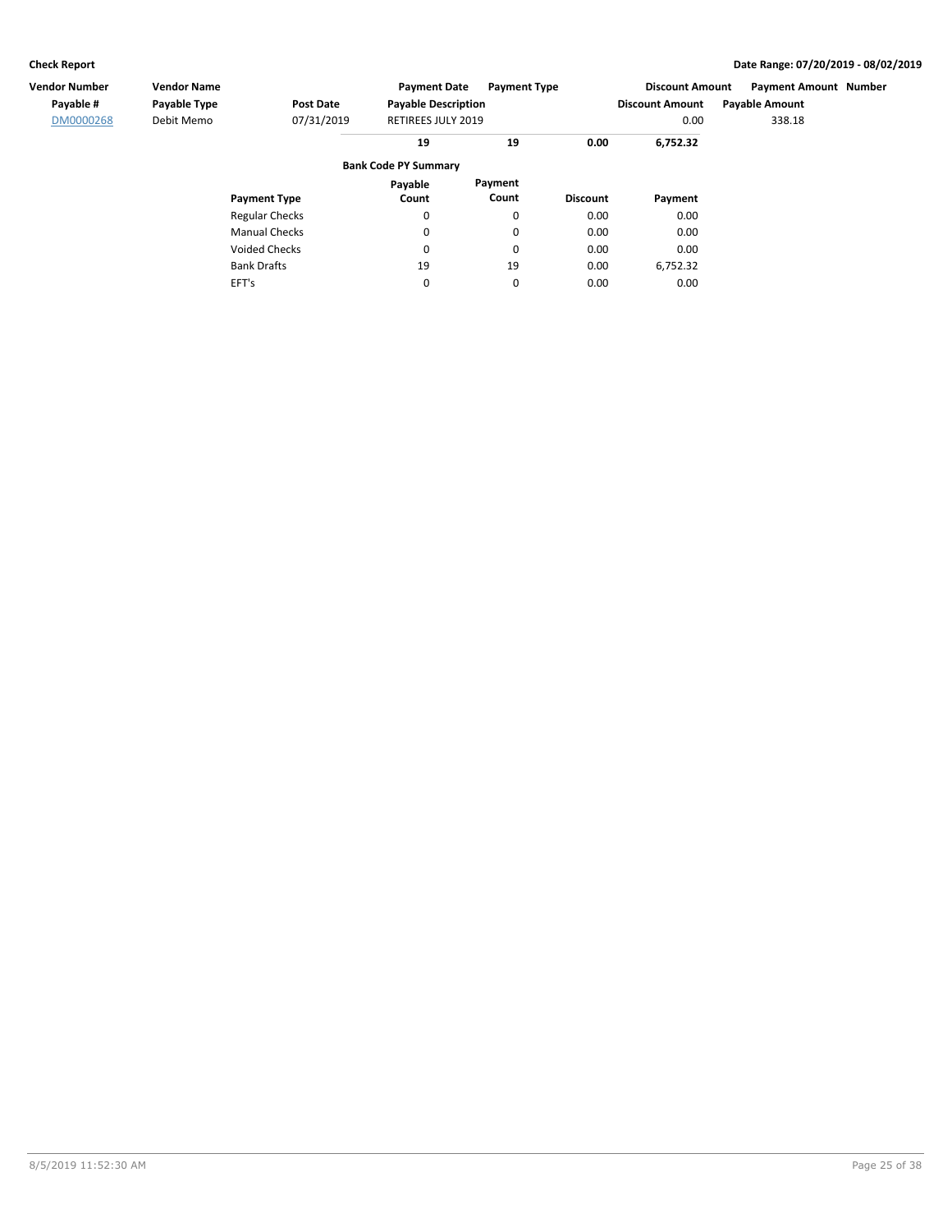| Vendor Number | Vendor Name | | Payment Date | Payment Type | | Discount Amount | Payment Amount | Number |
|---|---|---|---|---|---|---|---|---|
| Payable # | Payable Type | Post Date | Payable Description | | | Discount Amount | Payable Amount | |
| DM0000268 | Debit Memo | 07/31/2019 | RETIREES JULY 2019 | | | 0.00 | 338.18 | |

| | | | |
|---|---|---|---|
| **19** | **19** | **0.00** | **6,752.32** |

**Bank Code PY Summary**

| Payment Type | Payable Count | Payment Count | Discount | Payment |
|---|---|---|---|---|
| Regular Checks | 0 | 0 | 0.00 | 0.00 |
| Manual Checks | 0 | 0 | 0.00 | 0.00 |
| Voided Checks | 0 | 0 | 0.00 | 0.00 |
| Bank Drafts | 19 | 19 | 0.00 | 6,752.32 |
| EFT's | 0 | 0 | 0.00 | 0.00 |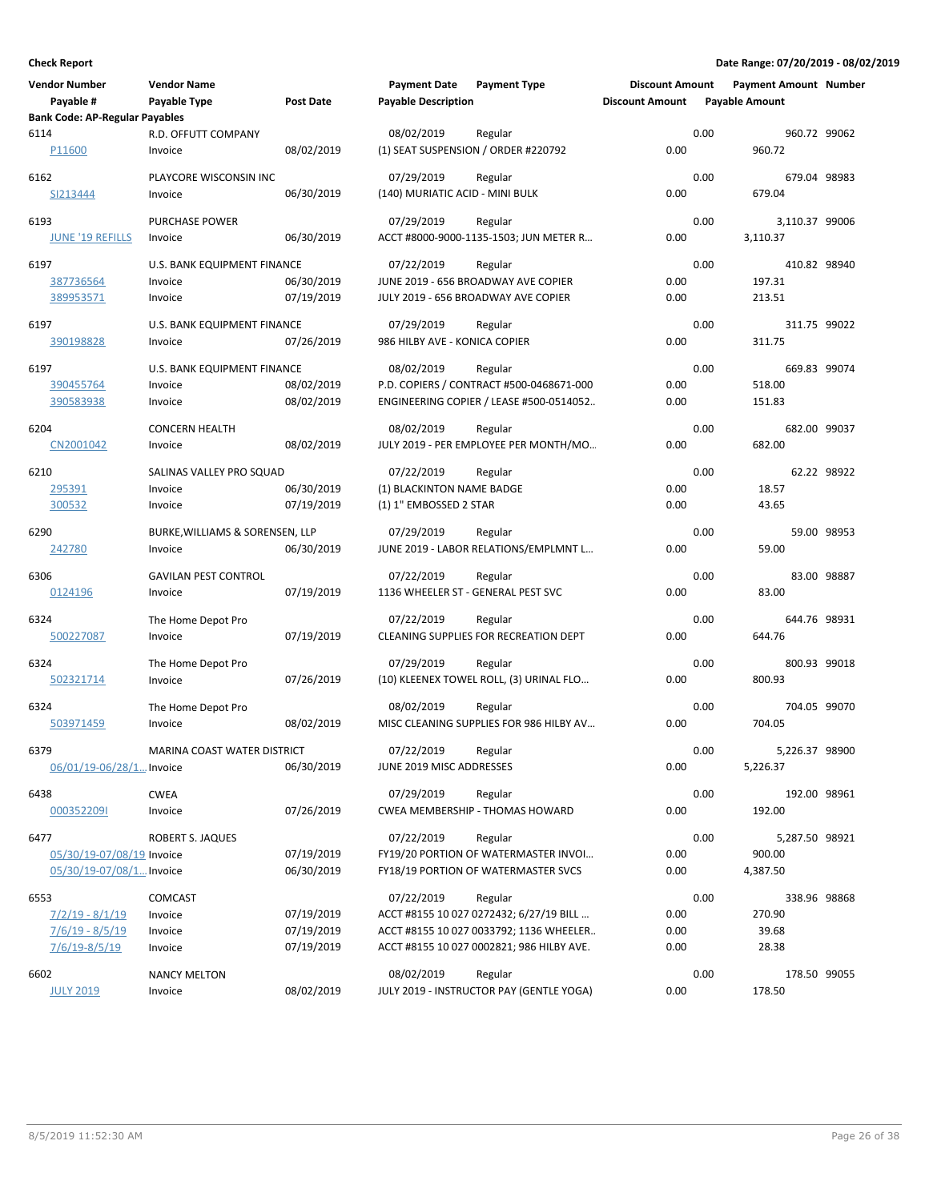**Check Report**

**Date Range: 07/20/2019 - 08/02/2019**

| Vendor Number<br>Payable # | Vendor Name<br>Payable Type | Post Date | Payment Date<br>Payable Description | Payment Type | Discount Amount<br>Discount Amount | Payment Amount<br>Payable Amount | Number |
|---|---|---|---|---|---|---|---|
| **Bank Code: AP-Regular Payables** | | | | | | | |
| 6114 | R.D. OFFUTT COMPANY | | 08/02/2019 | Regular | 0.00 | 960.72 | 99062 |
| P11600 | Invoice | 08/02/2019 | (1) SEAT SUSPENSION / ORDER #220792 | | 0.00 | 960.72 | |
| 6162 | PLAYCORE WISCONSIN INC | | 07/29/2019 | Regular | 0.00 | 679.04 | 98983 |
| SI213444 | Invoice | 06/30/2019 | (140) MURIATIC ACID - MINI BULK | | 0.00 | 679.04 | |
| 6193 | PURCHASE POWER | | 07/29/2019 | Regular | 0.00 | 3,110.37 | 99006 |
| JUNE '19 REFILLS | Invoice | 06/30/2019 | ACCT #8000-9000-1135-1503; JUN METER R... | | 0.00 | 3,110.37 | |
| 6197 | U.S. BANK EQUIPMENT FINANCE | | 07/22/2019 | Regular | 0.00 | 410.82 | 98940 |
| 387736564 | Invoice | 06/30/2019 | JUNE 2019 - 656 BROADWAY AVE COPIER | | 0.00 | 197.31 | |
| 389953571 | Invoice | 07/19/2019 | JULY 2019 - 656 BROADWAY AVE COPIER | | 0.00 | 213.51 | |
| 6197 | U.S. BANK EQUIPMENT FINANCE | | 07/29/2019 | Regular | 0.00 | 311.75 | 99022 |
| 390198828 | Invoice | 07/26/2019 | 986 HILBY AVE - KONICA COPIER | | 0.00 | 311.75 | |
| 6197 | U.S. BANK EQUIPMENT FINANCE | | 08/02/2019 | Regular | 0.00 | 669.83 | 99074 |
| 390455764 | Invoice | 08/02/2019 | P.D. COPIERS / CONTRACT #500-0468671-000 | | 0.00 | 518.00 | |
| 390583938 | Invoice | 08/02/2019 | ENGINEERING COPIER / LEASE #500-0514052.. | | 0.00 | 151.83 | |
| 6204 | CONCERN HEALTH | | 08/02/2019 | Regular | 0.00 | 682.00 | 99037 |
| CN2001042 | Invoice | 08/02/2019 | JULY 2019 - PER EMPLOYEE PER MONTH/MO... | | 0.00 | 682.00 | |
| 6210 | SALINAS VALLEY PRO SQUAD | | 07/22/2019 | Regular | 0.00 | 62.22 | 98922 |
| 295391 | Invoice | 06/30/2019 | (1) BLACKINTON NAME BADGE | | 0.00 | 18.57 | |
| 300532 | Invoice | 07/19/2019 | (1) 1" EMBOSSED 2 STAR | | 0.00 | 43.65 | |
| 6290 | BURKE,WILLIAMS & SORENSEN, LLP | | 07/29/2019 | Regular | 0.00 | 59.00 | 98953 |
| 242780 | Invoice | 06/30/2019 | JUNE 2019 - LABOR RELATIONS/EMPLMNT L... | | 0.00 | 59.00 | |
| 6306 | GAVILAN PEST CONTROL | | 07/22/2019 | Regular | 0.00 | 83.00 | 98887 |
| 0124196 | Invoice | 07/19/2019 | 1136 WHEELER ST - GENERAL PEST SVC | | 0.00 | 83.00 | |
| 6324 | The Home Depot Pro | | 07/22/2019 | Regular | 0.00 | 644.76 | 98931 |
| 500227087 | Invoice | 07/19/2019 | CLEANING SUPPLIES FOR RECREATION DEPT | | 0.00 | 644.76 | |
| 6324 | The Home Depot Pro | | 07/29/2019 | Regular | 0.00 | 800.93 | 99018 |
| 502321714 | Invoice | 07/26/2019 | (10) KLEENEX TOWEL ROLL, (3) URINAL FLO... | | 0.00 | 800.93 | |
| 6324 | The Home Depot Pro | | 08/02/2019 | Regular | 0.00 | 704.05 | 99070 |
| 503971459 | Invoice | 08/02/2019 | MISC CLEANING SUPPLIES FOR 986 HILBY AV... | | 0.00 | 704.05 | |
| 6379 | MARINA COAST WATER DISTRICT | | 07/22/2019 | Regular | 0.00 | 5,226.37 | 98900 |
| 06/01/19-06/28/1... | Invoice | 06/30/2019 | JUNE 2019 MISC ADDRESSES | | 0.00 | 5,226.37 | |
| 6438 | CWEA | | 07/29/2019 | Regular | 0.00 | 192.00 | 98961 |
| 000352209I | Invoice | 07/26/2019 | CWEA MEMBERSHIP - THOMAS HOWARD | | 0.00 | 192.00 | |
| 6477 | ROBERT S. JAQUES | | 07/22/2019 | Regular | 0.00 | 5,287.50 | 98921 |
| 05/30/19-07/08/19 | Invoice | 07/19/2019 | FY19/20 PORTION OF WATERMASTER INVOI... | | 0.00 | 900.00 | |
| 05/30/19-07/08/1... | Invoice | 06/30/2019 | FY18/19 PORTION OF WATERMASTER SVCS | | 0.00 | 4,387.50 | |
| 6553 | COMCAST | | 07/22/2019 | Regular | 0.00 | 338.96 | 98868 |
| 7/2/19 - 8/1/19 | Invoice | 07/19/2019 | ACCT #8155 10 027 0272432; 6/27/19 BILL ... | | 0.00 | 270.90 | |
| 7/6/19 - 8/5/19 | Invoice | 07/19/2019 | ACCT #8155 10 027 0033792; 1136 WHEELER.. | | 0.00 | 39.68 | |
| 7/6/19-8/5/19 | Invoice | 07/19/2019 | ACCT #8155 10 027 0002821; 986 HILBY AVE. | | 0.00 | 28.38 | |
| 6602 | NANCY MELTON | | 08/02/2019 | Regular | 0.00 | 178.50 | 99055 |
| JULY 2019 | Invoice | 08/02/2019 | JULY 2019 - INSTRUCTOR PAY (GENTLE YOGA) | | 0.00 | 178.50 | |

8/5/2019 11:52:30 AM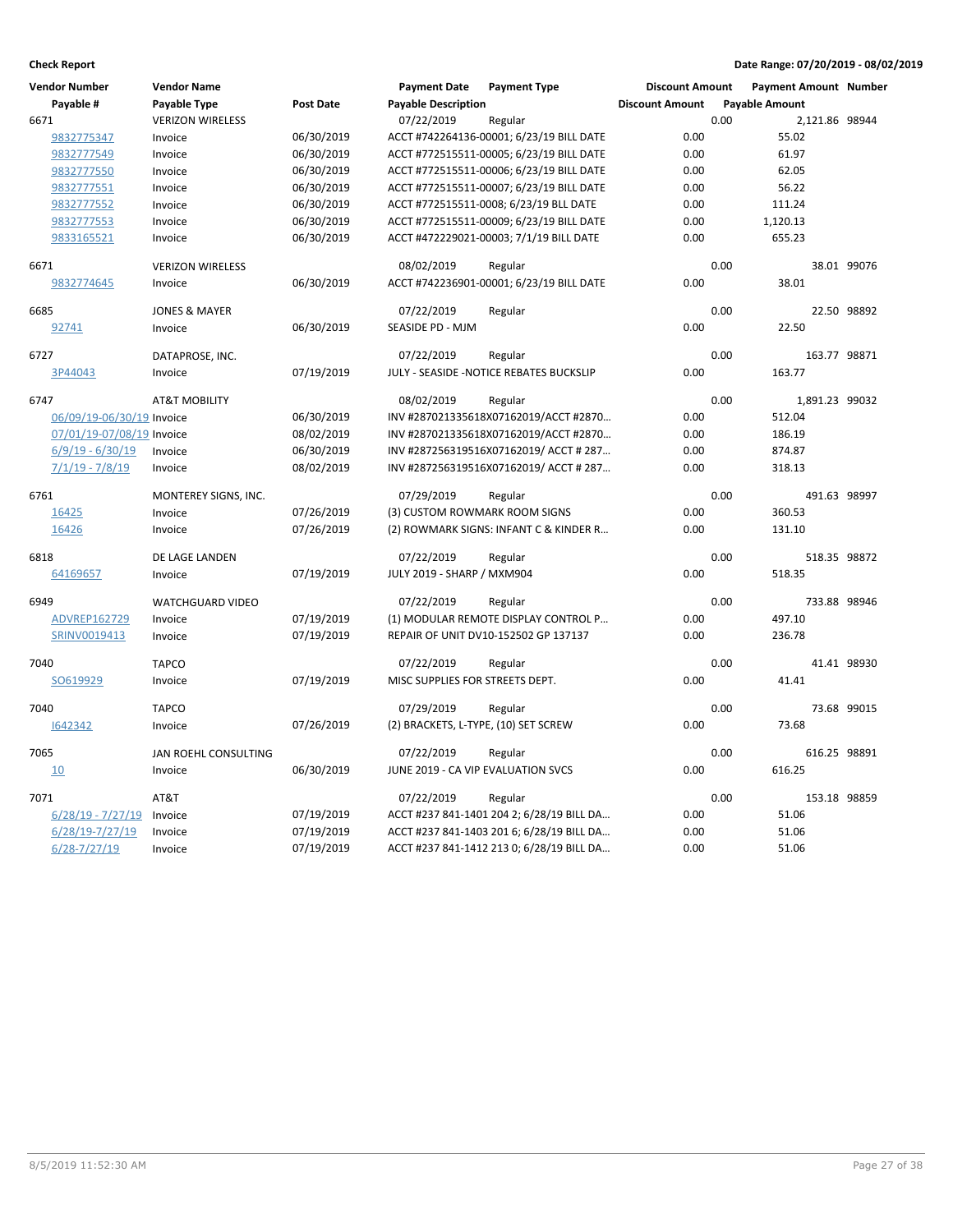**Check Report**

**Date Range: 07/20/2019 - 08/02/2019**

| Vendor Number / Payable # | Vendor Name / Payable Type | Post Date | Payment Date / Payable Description | Payment Type | Discount Amount / Discount Amount | Payment Amount / Payable Amount | Number |
|---|---|---|---|---|---|---|---|
| 6671 | VERIZON WIRELESS | | 07/22/2019 | Regular | 0.00 | 2,121.86 | 98944 |
| 9832775347 | Invoice | 06/30/2019 | ACCT #742264136-00001; 6/23/19 BILL DATE | | 0.00 | 55.02 | |
| 9832777549 | Invoice | 06/30/2019 | ACCT #772515511-00005; 6/23/19 BILL DATE | | 0.00 | 61.97 | |
| 9832777550 | Invoice | 06/30/2019 | ACCT #772515511-00006; 6/23/19 BILL DATE | | 0.00 | 62.05 | |
| 9832777551 | Invoice | 06/30/2019 | ACCT #772515511-00007; 6/23/19 BILL DATE | | 0.00 | 56.22 | |
| 9832777552 | Invoice | 06/30/2019 | ACCT #772515511-0008; 6/23/19 BLL DATE | | 0.00 | 111.24 | |
| 9832777553 | Invoice | 06/30/2019 | ACCT #772515511-00009; 6/23/19 BILL DATE | | 0.00 | 1,120.13 | |
| 9833165521 | Invoice | 06/30/2019 | ACCT #472229021-00003; 7/1/19 BILL DATE | | 0.00 | 655.23 | |
| 6671 | VERIZON WIRELESS | | 08/02/2019 | Regular | 0.00 | 38.01 | 99076 |
| 9832774645 | Invoice | 06/30/2019 | ACCT #742236901-00001; 6/23/19 BILL DATE | | 0.00 | 38.01 | |
| 6685 | JONES & MAYER | | 07/22/2019 | Regular | 0.00 | 22.50 | 98892 |
| 92741 | Invoice | 06/30/2019 | SEASIDE PD - MJM | | 0.00 | 22.50 | |
| 6727 | DATAPROSE, INC. | | 07/22/2019 | Regular | 0.00 | 163.77 | 98871 |
| 3P44043 | Invoice | 07/19/2019 | JULY - SEASIDE -NOTICE REBATES BUCKSLIP | | 0.00 | 163.77 | |
| 6747 | AT&T MOBILITY | | 08/02/2019 | Regular | 0.00 | 1,891.23 | 99032 |
| 06/09/19-06/30/19 | Invoice | 06/30/2019 | INV #287021335618X07162019/ACCT #2870… | | 0.00 | 512.04 | |
| 07/01/19-07/08/19 | Invoice | 08/02/2019 | INV #287021335618X07162019/ACCT #2870… | | 0.00 | 186.19 | |
| 6/9/19 - 6/30/19 | Invoice | 06/30/2019 | INV #287256319516X07162019/ ACCT # 287… | | 0.00 | 874.87 | |
| 7/1/19 - 7/8/19 | Invoice | 08/02/2019 | INV #287256319516X07162019/ ACCT # 287… | | 0.00 | 318.13 | |
| 6761 | MONTEREY SIGNS, INC. | | 07/29/2019 | Regular | 0.00 | 491.63 | 98997 |
| 16425 | Invoice | 07/26/2019 | (3) CUSTOM ROWMARK ROOM SIGNS | | 0.00 | 360.53 | |
| 16426 | Invoice | 07/26/2019 | (2) ROWMARK SIGNS: INFANT C & KINDER R… | | 0.00 | 131.10 | |
| 6818 | DE LAGE LANDEN | | 07/22/2019 | Regular | 0.00 | 518.35 | 98872 |
| 64169657 | Invoice | 07/19/2019 | JULY 2019 - SHARP / MXM904 | | 0.00 | 518.35 | |
| 6949 | WATCHGUARD VIDEO | | 07/22/2019 | Regular | 0.00 | 733.88 | 98946 |
| ADVREP162729 | Invoice | 07/19/2019 | (1) MODULAR REMOTE DISPLAY CONTROL P… | | 0.00 | 497.10 | |
| SRINV0019413 | Invoice | 07/19/2019 | REPAIR OF UNIT DV10-152502 GP 137137 | | 0.00 | 236.78 | |
| 7040 | TAPCO | | 07/22/2019 | Regular | 0.00 | 41.41 | 98930 |
| SO619929 | Invoice | 07/19/2019 | MISC SUPPLIES FOR STREETS DEPT. | | 0.00 | 41.41 | |
| 7040 | TAPCO | | 07/29/2019 | Regular | 0.00 | 73.68 | 99015 |
| I642342 | Invoice | 07/26/2019 | (2) BRACKETS, L-TYPE, (10) SET SCREW | | 0.00 | 73.68 | |
| 7065 | JAN ROEHL CONSULTING | | 07/22/2019 | Regular | 0.00 | 616.25 | 98891 |
| 10 | Invoice | 06/30/2019 | JUNE 2019 - CA VIP EVALUATION SVCS | | 0.00 | 616.25 | |
| 7071 | AT&T | | 07/22/2019 | Regular | 0.00 | 153.18 | 98859 |
| 6/28/19 - 7/27/19 | Invoice | 07/19/2019 | ACCT #237 841-1401 204 2; 6/28/19 BILL DA… | | 0.00 | 51.06 | |
| 6/28/19-7/27/19 | Invoice | 07/19/2019 | ACCT #237 841-1403 201 6; 6/28/19 BILL DA… | | 0.00 | 51.06 | |
| 6/28-7/27/19 | Invoice | 07/19/2019 | ACCT #237 841-1412 213 0; 6/28/19 BILL DA… | | 0.00 | 51.06 | |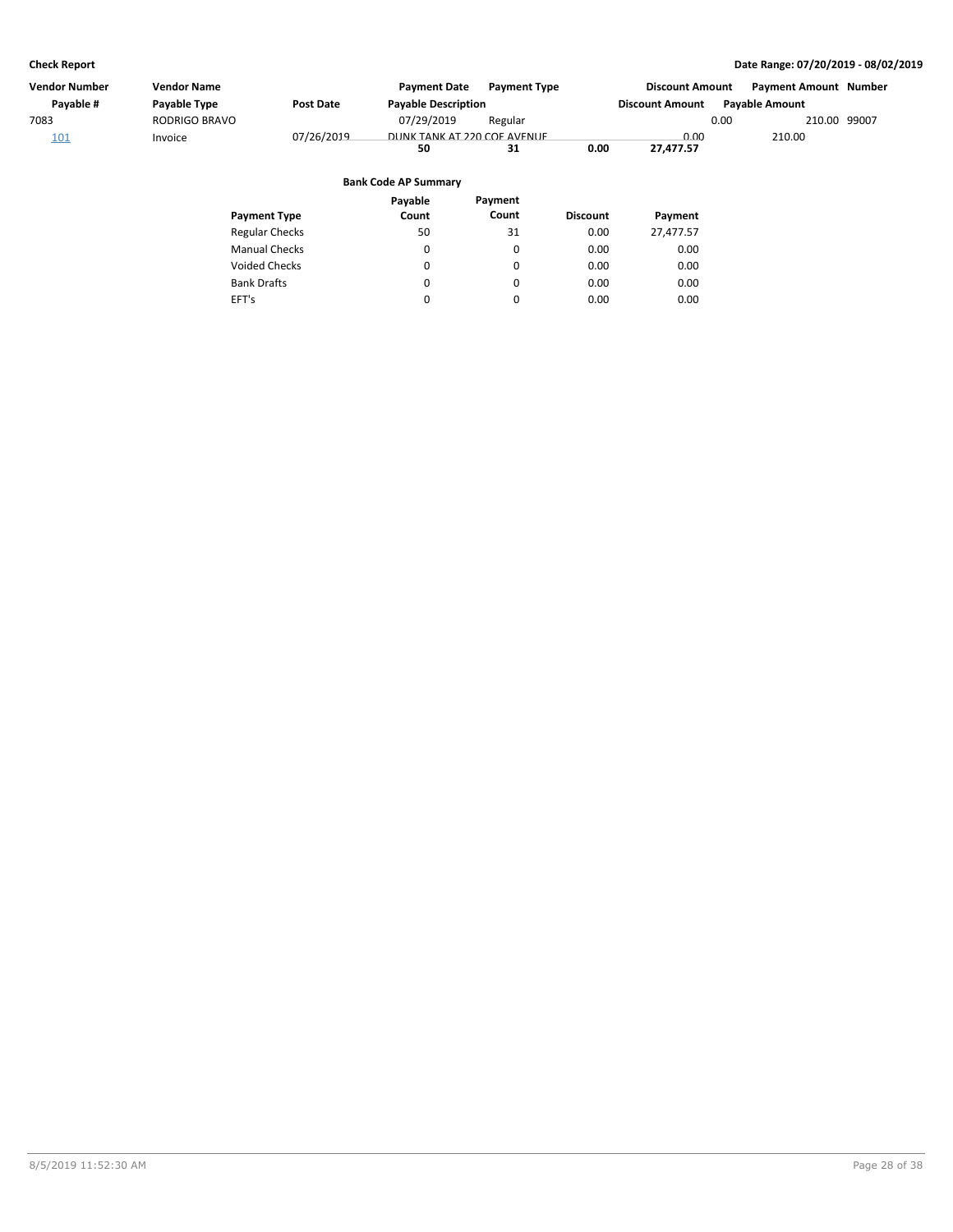**Check Report** — **Date Range: 07/20/2019 - 08/02/2019**

| Vendor Number / Payable # | Vendor Name / Payable Type | Post Date | Payment Date / Payable Description | Payment Type | | Discount Amount | Payment Amount / Payable Amount | Number |
|---|---|---|---|---|---|---|---|---|
| 7083 | RODRIGO BRAVO | | 07/29/2019 | Regular | | 0.00 | 210.00 | 99007 |
| 101 | Invoice | 07/26/2019 | DUNK TANK AT 220 COE AVENUE | | | 0.00 | 210.00 | |
| | | | 50 | 31 | 0.00 | 27,477.57 | | |

**Bank Code AP Summary**

| Payment Type | Payable Count | Payment Count | Discount | Payment |
|---|---|---|---|---|
| Regular Checks | 50 | 31 | 0.00 | 27,477.57 |
| Manual Checks | 0 | 0 | 0.00 | 0.00 |
| Voided Checks | 0 | 0 | 0.00 | 0.00 |
| Bank Drafts | 0 | 0 | 0.00 | 0.00 |
| EFT's | 0 | 0 | 0.00 | 0.00 |

8/5/2019 11:52:30 AM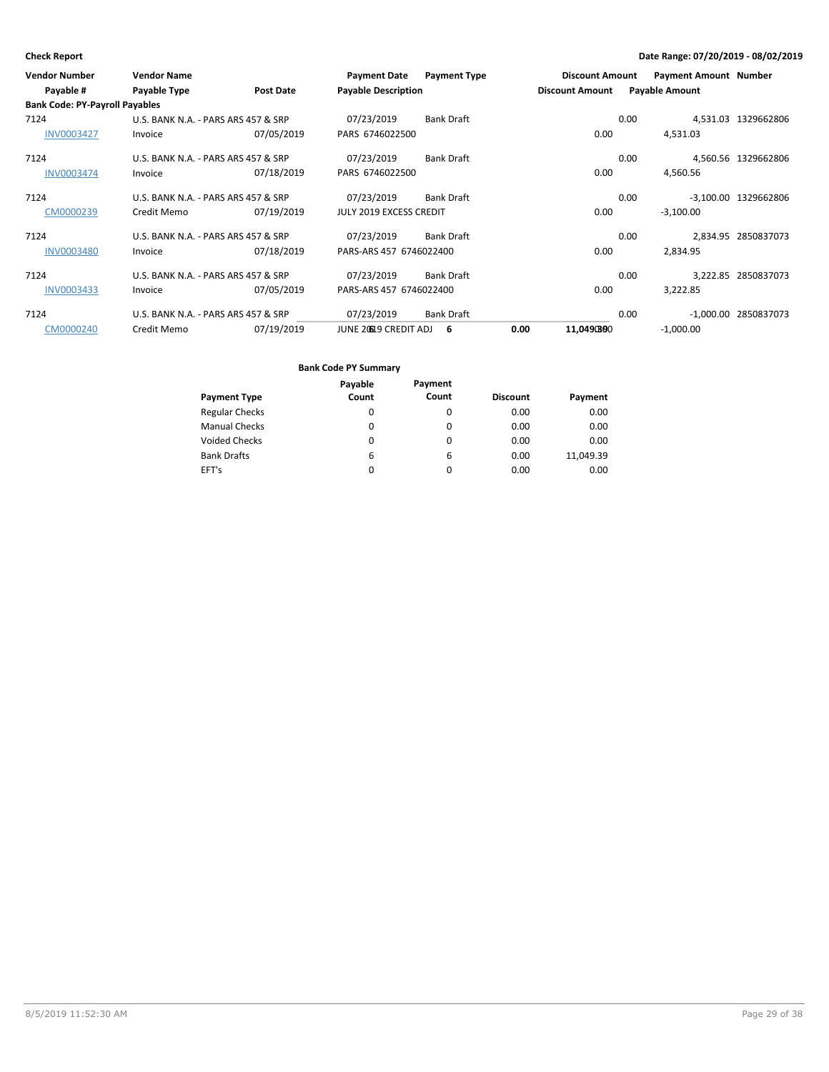**Check Report**

**Date Range: 07/20/2019 - 08/02/2019**

| Vendor Number / Payable # | Vendor Name / Payable Type | Post Date | Payment Date / Payable Description | Payment Type | Discount Amount / Discount Amount | Payment Amount / Payable Amount | Number |
|---|---|---|---|---|---|---|---|
| **Bank Code: PY-Payroll Payables** | | | | | | | |
| 7124 | U.S. BANK N.A. - PARS ARS 457 & SRP | | 07/23/2019 | Bank Draft | 0.00 | 4,531.03 | 1329662806 |
| INV0003427 | Invoice | 07/05/2019 | PARS 6746022500 | | 0.00 | 4,531.03 | |
| 7124 | U.S. BANK N.A. - PARS ARS 457 & SRP | | 07/23/2019 | Bank Draft | 0.00 | 4,560.56 | 1329662806 |
| INV0003474 | Invoice | 07/18/2019 | PARS 6746022500 | | 0.00 | 4,560.56 | |
| 7124 | U.S. BANK N.A. - PARS ARS 457 & SRP | | 07/23/2019 | Bank Draft | 0.00 | -3,100.00 | 1329662806 |
| CM0000239 | Credit Memo | 07/19/2019 | JULY 2019 EXCESS CREDIT | | 0.00 | -3,100.00 | |
| 7124 | U.S. BANK N.A. - PARS ARS 457 & SRP | | 07/23/2019 | Bank Draft | 0.00 | 2,834.95 | 2850837073 |
| INV0003480 | Invoice | 07/18/2019 | PARS-ARS 457 6746022400 | | 0.00 | 2,834.95 | |
| 7124 | U.S. BANK N.A. - PARS ARS 457 & SRP | | 07/23/2019 | Bank Draft | 0.00 | 3,222.85 | 2850837073 |
| INV0003433 | Invoice | 07/05/2019 | PARS-ARS 457 6746022400 | | 0.00 | 3,222.85 | |
| 7124 | U.S. BANK N.A. - PARS ARS 457 & SRP | | 07/23/2019 | Bank Draft | 0.00 | -1,000.00 | 2850837073 |
| CM0000240 | Credit Memo | 07/19/2019 | JUNE 2019 CREDIT ADJ | | 0.00 | -1,000.00 | |
| | | | **6** | | **0.00** | **11,049.39** | |

**Bank Code PY Summary**

| Payment Type | Payable Count | Payment Count | Discount | Payment |
|---|---|---|---|---|
| Regular Checks | 0 | 0 | 0.00 | 0.00 |
| Manual Checks | 0 | 0 | 0.00 | 0.00 |
| Voided Checks | 0 | 0 | 0.00 | 0.00 |
| Bank Drafts | 6 | 6 | 0.00 | 11,049.39 |
| EFT's | 0 | 0 | 0.00 | 0.00 |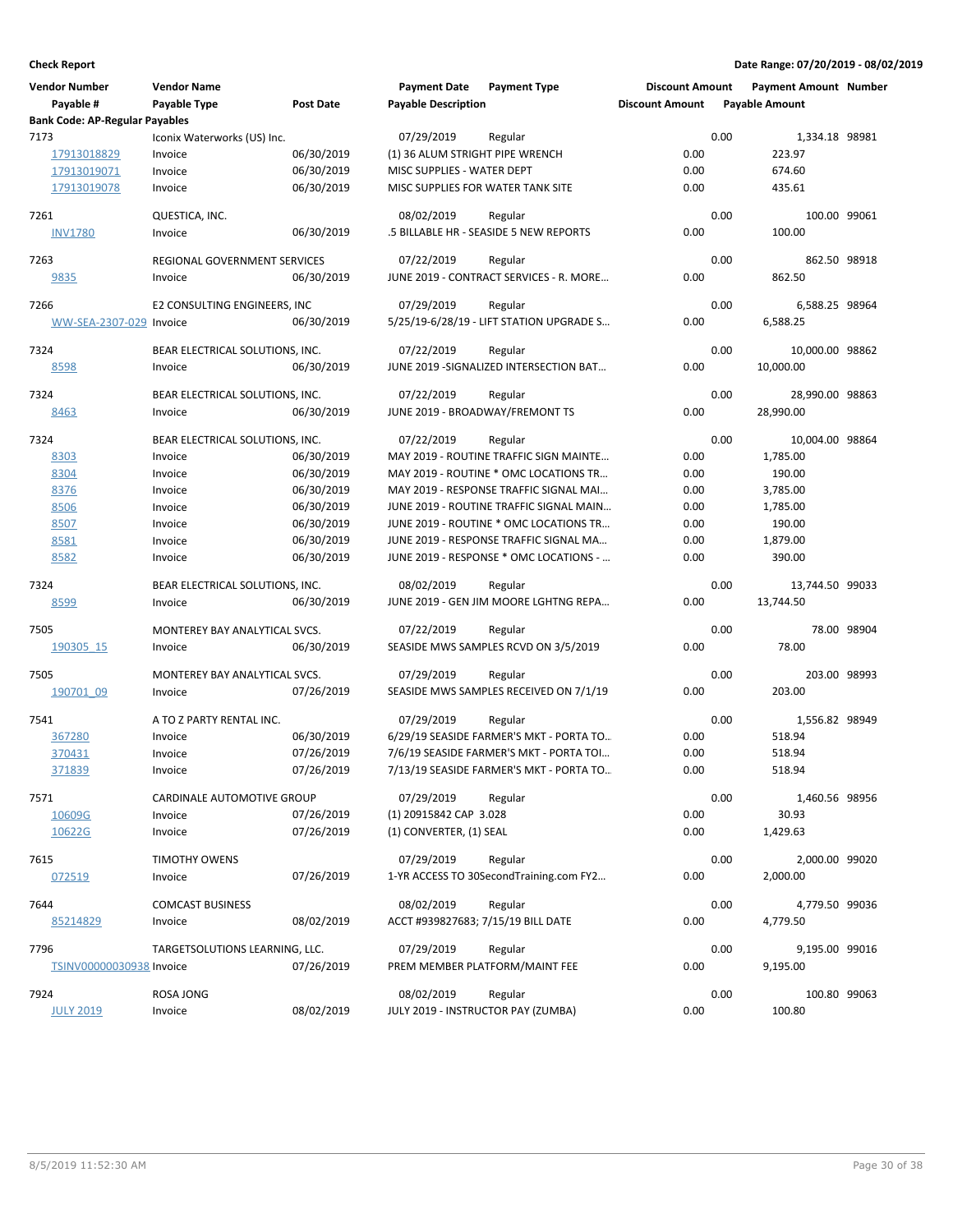**Check Report** — Date Range: 07/20/2019 - 08/02/2019

| Vendor Number / Payable # | Vendor Name / Payable Type | Post Date | Payment Date / Payable Description | Payment Type | Discount Amount / Discount Amount | Payment Amount / Payable Amount | Number |
|---|---|---|---|---|---|---|---|
| **Bank Code: AP-Regular Payables** | | | | | | | |
| 7173 | Iconix Waterworks (US) Inc. | | 07/29/2019 | Regular | 0.00 | 1,334.18 | 98981 |
| 17913018829 | Invoice | 06/30/2019 | (1) 36 ALUM STRIGHT PIPE WRENCH | | 0.00 | 223.97 | |
| 17913019071 | Invoice | 06/30/2019 | MISC SUPPLIES - WATER DEPT | | 0.00 | 674.60 | |
| 17913019078 | Invoice | 06/30/2019 | MISC SUPPLIES FOR WATER TANK SITE | | 0.00 | 435.61 | |
| 7261 | QUESTICA, INC. | | 08/02/2019 | Regular | 0.00 | 100.00 | 99061 |
| INV1780 | Invoice | 06/30/2019 | .5 BILLABLE HR - SEASIDE 5 NEW REPORTS | | 0.00 | 100.00 | |
| 7263 | REGIONAL GOVERNMENT SERVICES | | 07/22/2019 | Regular | 0.00 | 862.50 | 98918 |
| 9835 | Invoice | 06/30/2019 | JUNE 2019 - CONTRACT SERVICES - R. MORE... | | 0.00 | 862.50 | |
| 7266 | E2 CONSULTING ENGINEERS, INC | | 07/29/2019 | Regular | 0.00 | 6,588.25 | 98964 |
| WW-SEA-2307-029 | Invoice | 06/30/2019 | 5/25/19-6/28/19 - LIFT STATION UPGRADE S... | | 0.00 | 6,588.25 | |
| 7324 | BEAR ELECTRICAL SOLUTIONS, INC. | | 07/22/2019 | Regular | 0.00 | 10,000.00 | 98862 |
| 8598 | Invoice | 06/30/2019 | JUNE 2019 -SIGNALIZED INTERSECTION BAT... | | 0.00 | 10,000.00 | |
| 7324 | BEAR ELECTRICAL SOLUTIONS, INC. | | 07/22/2019 | Regular | 0.00 | 28,990.00 | 98863 |
| 8463 | Invoice | 06/30/2019 | JUNE 2019 - BROADWAY/FREMONT TS | | 0.00 | 28,990.00 | |
| 7324 | BEAR ELECTRICAL SOLUTIONS, INC. | | 07/22/2019 | Regular | 0.00 | 10,004.00 | 98864 |
| 8303 | Invoice | 06/30/2019 | MAY 2019 - ROUTINE TRAFFIC SIGN MAINTE... | | 0.00 | 1,785.00 | |
| 8304 | Invoice | 06/30/2019 | MAY 2019 - ROUTINE * OMC LOCATIONS TR... | | 0.00 | 190.00 | |
| 8376 | Invoice | 06/30/2019 | MAY 2019 - RESPONSE TRAFFIC SIGNAL MAI... | | 0.00 | 3,785.00 | |
| 8506 | Invoice | 06/30/2019 | JUNE 2019 - ROUTINE TRAFFIC SIGNAL MAIN... | | 0.00 | 1,785.00 | |
| 8507 | Invoice | 06/30/2019 | JUNE 2019 - ROUTINE * OMC LOCATIONS TR... | | 0.00 | 190.00 | |
| 8581 | Invoice | 06/30/2019 | JUNE 2019 - RESPONSE TRAFFIC SIGNAL MA... | | 0.00 | 1,879.00 | |
| 8582 | Invoice | 06/30/2019 | JUNE 2019 - RESPONSE * OMC LOCATIONS - ... | | 0.00 | 390.00 | |
| 7324 | BEAR ELECTRICAL SOLUTIONS, INC. | | 08/02/2019 | Regular | 0.00 | 13,744.50 | 99033 |
| 8599 | Invoice | 06/30/2019 | JUNE 2019 - GEN JIM MOORE LGHTNG REPA... | | 0.00 | 13,744.50 | |
| 7505 | MONTEREY BAY ANALYTICAL SVCS. | | 07/22/2019 | Regular | 0.00 | 78.00 | 98904 |
| 190305_15 | Invoice | 06/30/2019 | SEASIDE MWS SAMPLES RCVD ON 3/5/2019 | | 0.00 | 78.00 | |
| 7505 | MONTEREY BAY ANALYTICAL SVCS. | | 07/29/2019 | Regular | 0.00 | 203.00 | 98993 |
| 190701_09 | Invoice | 07/26/2019 | SEASIDE MWS SAMPLES RECEIVED ON 7/1/19 | | 0.00 | 203.00 | |
| 7541 | A TO Z PARTY RENTAL INC. | | 07/29/2019 | Regular | 0.00 | 1,556.82 | 98949 |
| 367280 | Invoice | 06/30/2019 | 6/29/19 SEASIDE FARMER'S MKT - PORTA TO... | | 0.00 | 518.94 | |
| 370431 | Invoice | 07/26/2019 | 7/6/19 SEASIDE FARMER'S MKT - PORTA TOI... | | 0.00 | 518.94 | |
| 371839 | Invoice | 07/26/2019 | 7/13/19 SEASIDE FARMER'S MKT - PORTA TO... | | 0.00 | 518.94 | |
| 7571 | CARDINALE AUTOMOTIVE GROUP | | 07/29/2019 | Regular | 0.00 | 1,460.56 | 98956 |
| 10609G | Invoice | 07/26/2019 | (1) 20915842 CAP 3.028 | | 0.00 | 30.93 | |
| 10622G | Invoice | 07/26/2019 | (1) CONVERTER, (1) SEAL | | 0.00 | 1,429.63 | |
| 7615 | TIMOTHY OWENS | | 07/29/2019 | Regular | 0.00 | 2,000.00 | 99020 |
| 072519 | Invoice | 07/26/2019 | 1-YR ACCESS TO 30SecondTraining.com FY2... | | 0.00 | 2,000.00 | |
| 7644 | COMCAST BUSINESS | | 08/02/2019 | Regular | 0.00 | 4,779.50 | 99036 |
| 85214829 | Invoice | 08/02/2019 | ACCT #939827683; 7/15/19 BILL DATE | | 0.00 | 4,779.50 | |
| 7796 | TARGETSOLUTIONS LEARNING, LLC. | | 07/29/2019 | Regular | 0.00 | 9,195.00 | 99016 |
| TSINV00000030938 | Invoice | 07/26/2019 | PREM MEMBER PLATFORM/MAINT FEE | | 0.00 | 9,195.00 | |
| 7924 | ROSA JONG | | 08/02/2019 | Regular | 0.00 | 100.80 | 99063 |
| JULY 2019 | Invoice | 08/02/2019 | JULY 2019 - INSTRUCTOR PAY (ZUMBA) | | 0.00 | 100.80 | |

8/5/2019 11:52:30 AM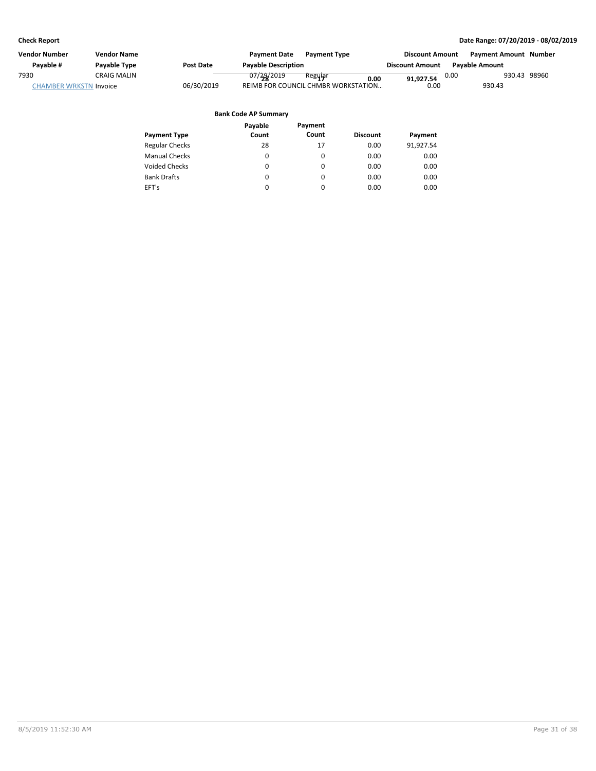| Vendor Number | Vendor Name | | Payment Date | Payment Type | Discount Amount | Payment Amount | Number |
|---|---|---|---|---|---|---|---|
| Payable # | Payable Type | Post Date | Payable Description | | Discount Amount | Payable Amount | |
| 7930 | CRAIG MALIN | | 07/29/2019 | Regular | 0.00 | 930.43 | 98960 |
| CHAMBER WRKSTN | Invoice | 06/30/2019 | REIMB FOR COUNCIL CHMBR WORKSTATION... | | 0.00 | 930.43 | |

| | | | | |
|---|---|---|---|---|
| | 28 | 17 | 0.00 | 91,927.54 |

**Bank Code AP Summary**

| Payment Type | Payable Count | Payment Count | Discount | Payment |
|---|---|---|---|---|
| Regular Checks | 28 | 17 | 0.00 | 91,927.54 |
| Manual Checks | 0 | 0 | 0.00 | 0.00 |
| Voided Checks | 0 | 0 | 0.00 | 0.00 |
| Bank Drafts | 0 | 0 | 0.00 | 0.00 |
| EFT's | 0 | 0 | 0.00 | 0.00 |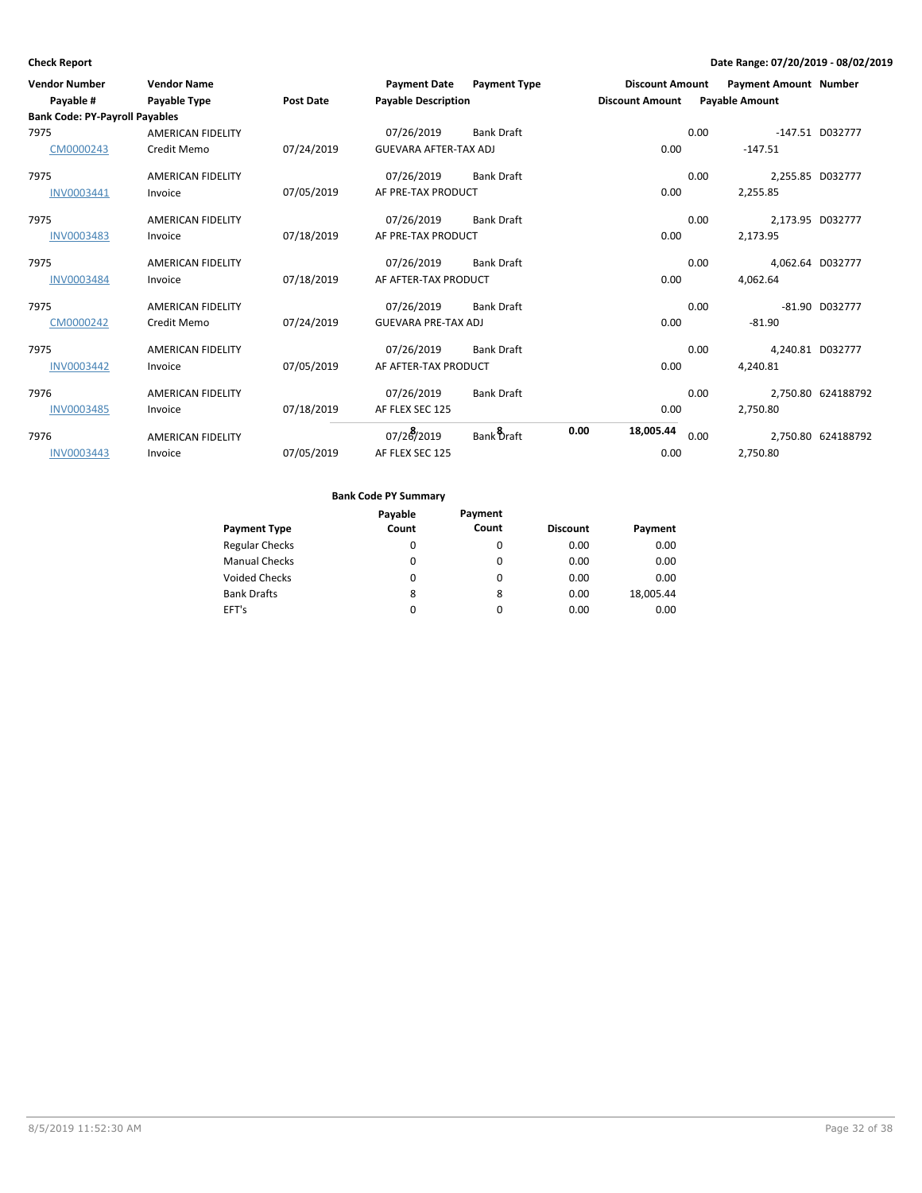**Check Report** — **Date Range: 07/20/2019 - 08/02/2019**

| Vendor Number / Payable # | Vendor Name / Payable Type | Post Date | Payment Date / Payable Description | Payment Type | Discount Amount / Discount Amount | Payment Amount / Payable Amount | Number |
|---|---|---|---|---|---|---|---|
| **Bank Code: PY-Payroll Payables** | | | | | | | |
| 7975 | AMERICAN FIDELITY | | 07/26/2019 | Bank Draft | 0.00 | -147.51 | D032777 |
| CM0000243 | Credit Memo | 07/24/2019 | GUEVARA AFTER-TAX ADJ | | 0.00 | -147.51 | |
| 7975 | AMERICAN FIDELITY | | 07/26/2019 | Bank Draft | 0.00 | 2,255.85 | D032777 |
| INV0003441 | Invoice | 07/05/2019 | AF PRE-TAX PRODUCT | | 0.00 | 2,255.85 | |
| 7975 | AMERICAN FIDELITY | | 07/26/2019 | Bank Draft | 0.00 | 2,173.95 | D032777 |
| INV0003483 | Invoice | 07/18/2019 | AF PRE-TAX PRODUCT | | 0.00 | 2,173.95 | |
| 7975 | AMERICAN FIDELITY | | 07/26/2019 | Bank Draft | 0.00 | 4,062.64 | D032777 |
| INV0003484 | Invoice | 07/18/2019 | AF AFTER-TAX PRODUCT | | 0.00 | 4,062.64 | |
| 7975 | AMERICAN FIDELITY | | 07/26/2019 | Bank Draft | 0.00 | -81.90 | D032777 |
| CM0000242 | Credit Memo | 07/24/2019 | GUEVARA PRE-TAX ADJ | | 0.00 | -81.90 | |
| 7975 | AMERICAN FIDELITY | | 07/26/2019 | Bank Draft | 0.00 | 4,240.81 | D032777 |
| INV0003442 | Invoice | 07/05/2019 | AF AFTER-TAX PRODUCT | | 0.00 | 4,240.81 | |
| 7976 | AMERICAN FIDELITY | | 07/26/2019 | Bank Draft | 0.00 | 2,750.80 | 624188792 |
| INV0003485 | Invoice | 07/18/2019 | AF FLEX SEC 125 | | 0.00 | 2,750.80 | |
| 7976 | AMERICAN FIDELITY | | 07/26/2019 | Bank Draft | 0.00 | 2,750.80 | 624188792 |
| INV0003443 | Invoice | 07/05/2019 | AF FLEX SEC 125 | | 0.00 | 2,750.80 | |

Totals: 8 | 8 | **0.00** | **18,005.44**

**Bank Code PY Summary**

| Payment Type | Payable Count | Payment Count | Discount | Payment |
|---|---|---|---|---|
| Regular Checks | 0 | 0 | 0.00 | 0.00 |
| Manual Checks | 0 | 0 | 0.00 | 0.00 |
| Voided Checks | 0 | 0 | 0.00 | 0.00 |
| Bank Drafts | 8 | 8 | 0.00 | 18,005.44 |
| EFT's | 0 | 0 | 0.00 | 0.00 |

8/5/2019 11:52:30 AM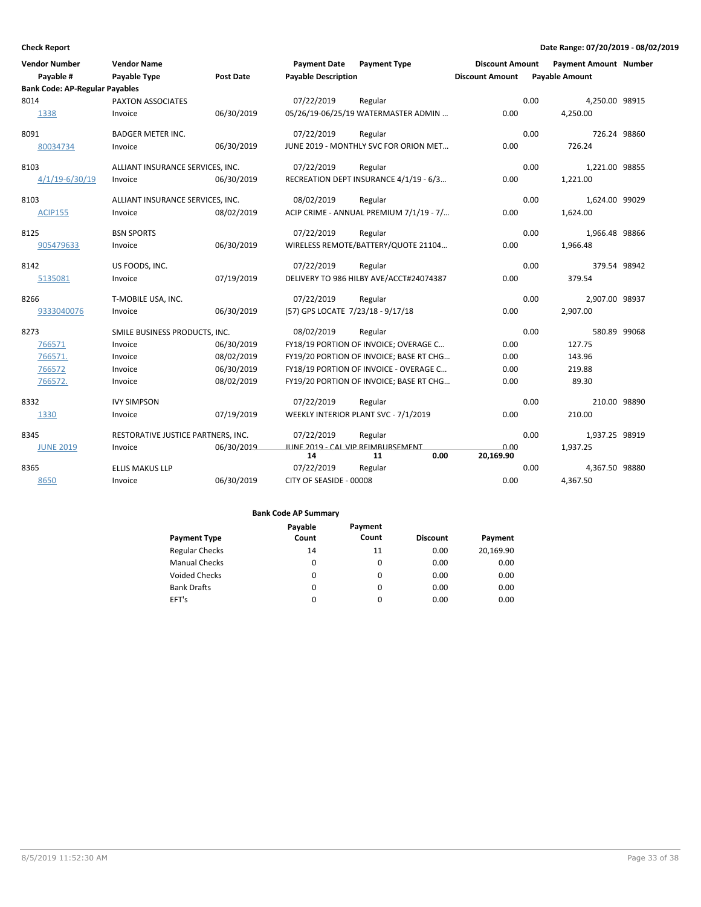**Check Report** | **Date Range: 07/20/2019 - 08/02/2019**

| Vendor Number / Payable # | Vendor Name / Payable Type | Post Date | Payment Date / Payable Description | Payment Type | Discount Amount | Payment Amount / Payable Amount | Number |
|---|---|---|---|---|---|---|---|
| **Bank Code: AP-Regular Payables** | | | | | | | |
| 8014 | PAXTON ASSOCIATES | | 07/22/2019 | Regular | 0.00 | 4,250.00 | 98915 |
| 1338 | Invoice | 06/30/2019 | 05/26/19-06/25/19 WATERMASTER ADMIN ... | | 0.00 | 4,250.00 | |
| 8091 | BADGER METER INC. | | 07/22/2019 | Regular | 0.00 | 726.24 | 98860 |
| 80034734 | Invoice | 06/30/2019 | JUNE 2019 - MONTHLY SVC FOR ORION MET... | | 0.00 | 726.24 | |
| 8103 | ALLIANT INSURANCE SERVICES, INC. | | 07/22/2019 | Regular | 0.00 | 1,221.00 | 98855 |
| 4/1/19-6/30/19 | Invoice | 06/30/2019 | RECREATION DEPT INSURANCE 4/1/19 - 6/3... | | 0.00 | 1,221.00 | |
| 8103 | ALLIANT INSURANCE SERVICES, INC. | | 08/02/2019 | Regular | 0.00 | 1,624.00 | 99029 |
| ACIP155 | Invoice | 08/02/2019 | ACIP CRIME - ANNUAL PREMIUM 7/1/19 - 7/... | | 0.00 | 1,624.00 | |
| 8125 | BSN SPORTS | | 07/22/2019 | Regular | 0.00 | 1,966.48 | 98866 |
| 905479633 | Invoice | 06/30/2019 | WIRELESS REMOTE/BATTERY/QUOTE 21104... | | 0.00 | 1,966.48 | |
| 8142 | US FOODS, INC. | | 07/22/2019 | Regular | 0.00 | 379.54 | 98942 |
| 5135081 | Invoice | 07/19/2019 | DELIVERY TO 986 HILBY AVE/ACCT#24074387 | | 0.00 | 379.54 | |
| 8266 | T-MOBILE USA, INC. | | 07/22/2019 | Regular | 0.00 | 2,907.00 | 98937 |
| 9333040076 | Invoice | 06/30/2019 | (57) GPS LOCATE 7/23/18 - 9/17/18 | | 0.00 | 2,907.00 | |
| 8273 | SMILE BUSINESS PRODUCTS, INC. | | 08/02/2019 | Regular | 0.00 | 580.89 | 99068 |
| 766571 | Invoice | 06/30/2019 | FY18/19 PORTION OF INVOICE; OVERAGE C... | | 0.00 | 127.75 | |
| 766571. | Invoice | 08/02/2019 | FY19/20 PORTION OF INVOICE; BASE RT CHG... | | 0.00 | 143.96 | |
| 766572 | Invoice | 06/30/2019 | FY18/19 PORTION OF INVOICE - OVERAGE C... | | 0.00 | 219.88 | |
| 766572. | Invoice | 08/02/2019 | FY19/20 PORTION OF INVOICE; BASE RT CHG... | | 0.00 | 89.30 | |
| 8332 | IVY SIMPSON | | 07/22/2019 | Regular | 0.00 | 210.00 | 98890 |
| 1330 | Invoice | 07/19/2019 | WEEKLY INTERIOR PLANT SVC - 7/1/2019 | | 0.00 | 210.00 | |
| 8345 | RESTORATIVE JUSTICE PARTNERS, INC. | | 07/22/2019 | Regular | 0.00 | 1,937.25 | 98919 |
| JUNE 2019 | Invoice | 06/30/2019 | JUNE 2019 - CAL VIP REIMBURSEMENT | | 0.00 | 1,937.25 | |
| | | | **14** | **11** | **0.00** | **20,169.90** | |
| 8365 | ELLIS MAKUS LLP | | 07/22/2019 | Regular | 0.00 | 4,367.50 | 98880 |
| 8650 | Invoice | 06/30/2019 | CITY OF SEASIDE - 00008 | | 0.00 | 4,367.50 | |

**Bank Code AP Summary**

| Payment Type | Payable Count | Payment Count | Discount | Payment |
|---|---|---|---|---|
| Regular Checks | 14 | 11 | 0.00 | 20,169.90 |
| Manual Checks | 0 | 0 | 0.00 | 0.00 |
| Voided Checks | 0 | 0 | 0.00 | 0.00 |
| Bank Drafts | 0 | 0 | 0.00 | 0.00 |
| EFT's | 0 | 0 | 0.00 | 0.00 |

8/5/2019 11:52:30 AM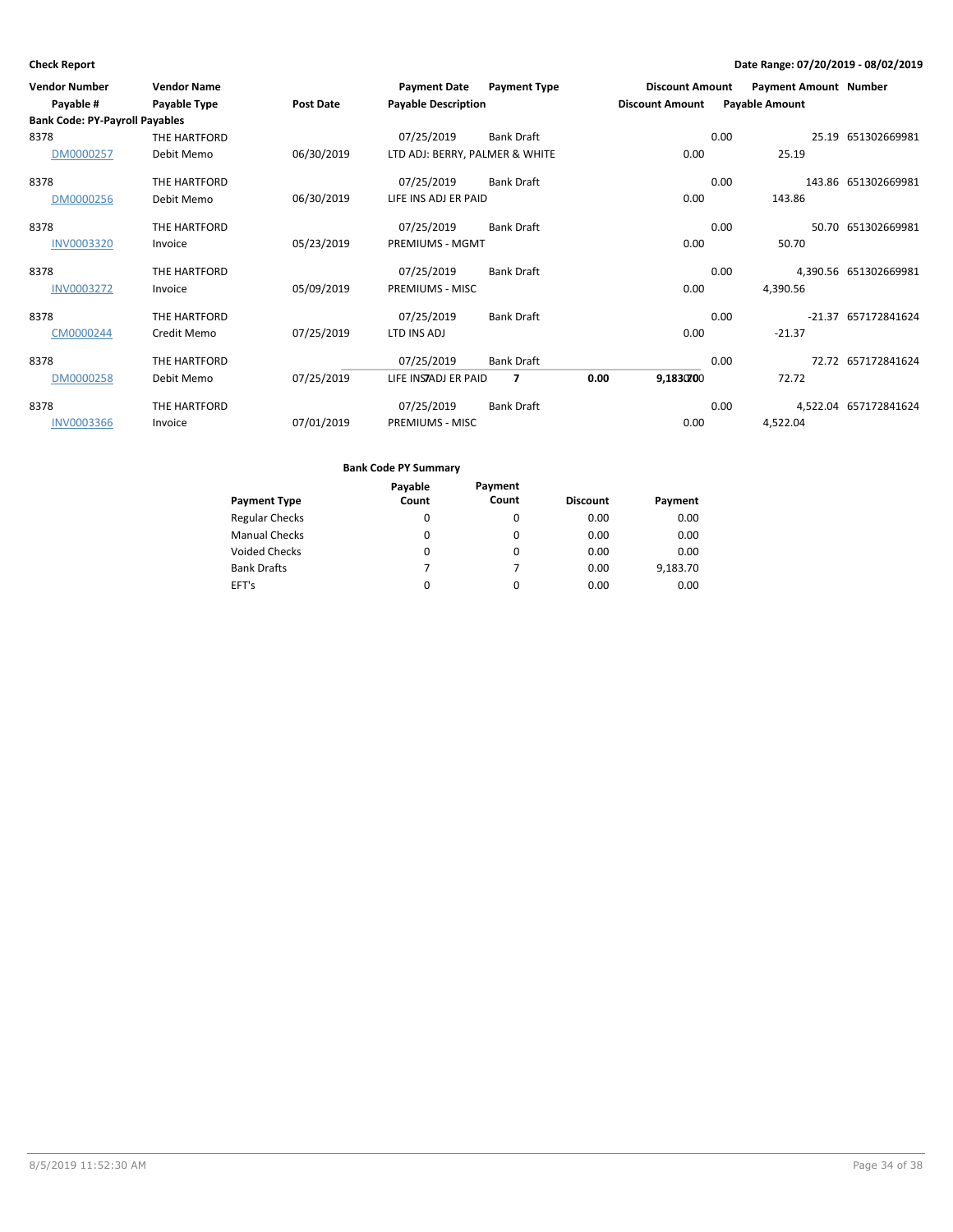**Check Report**

**Date Range: 07/20/2019 - 08/02/2019**

| Vendor Number / Payable # | Vendor Name / Payable Type | Post Date | Payment Date / Payable Description | Payment Type | Discount Amount / Discount Amount | Payment Amount / Payable Amount | Number |
|---|---|---|---|---|---|---|---|
| **Bank Code: PY-Payroll Payables** | | | | | | | |
| 8378 | THE HARTFORD | | 07/25/2019 | Bank Draft | 0.00 | 25.19 | 651302669981 |
| DM0000257 | Debit Memo | 06/30/2019 | LTD ADJ: BERRY, PALMER & WHITE | | 0.00 | 25.19 | |
| 8378 | THE HARTFORD | | 07/25/2019 | Bank Draft | 0.00 | 143.86 | 651302669981 |
| DM0000256 | Debit Memo | 06/30/2019 | LIFE INS ADJ ER PAID | | 0.00 | 143.86 | |
| 8378 | THE HARTFORD | | 07/25/2019 | Bank Draft | 0.00 | 50.70 | 651302669981 |
| INV0003320 | Invoice | 05/23/2019 | PREMIUMS - MGMT | | 0.00 | 50.70 | |
| 8378 | THE HARTFORD | | 07/25/2019 | Bank Draft | 0.00 | 4,390.56 | 651302669981 |
| INV0003272 | Invoice | 05/09/2019 | PREMIUMS - MISC | | 0.00 | 4,390.56 | |
| 8378 | THE HARTFORD | | 07/25/2019 | Bank Draft | 0.00 | -21.37 | 657172841624 |
| CM0000244 | Credit Memo | 07/25/2019 | LTD INS ADJ | | 0.00 | -21.37 | |
| 8378 | THE HARTFORD | | 07/25/2019 | Bank Draft | 0.00 | 72.72 | 657172841624 |
| DM0000258 | Debit Memo | 07/25/2019 | LIFE INS ADJ ER PAID | | 0.00 | 72.72 | |
| 8378 | THE HARTFORD | | 07/25/2019 | Bank Draft | 0.00 | 4,522.04 | 657172841624 |
| INV0003366 | Invoice | 07/01/2019 | PREMIUMS - MISC | | 0.00 | 4,522.04 | |
| | | | | 7 | 0.00 | 9,183.70 | |

**Bank Code PY Summary**

| Payment Type | Payable Count | Payment Count | Discount | Payment |
|---|---|---|---|---|
| Regular Checks | 0 | 0 | 0.00 | 0.00 |
| Manual Checks | 0 | 0 | 0.00 | 0.00 |
| Voided Checks | 0 | 0 | 0.00 | 0.00 |
| Bank Drafts | 7 | 7 | 0.00 | 9,183.70 |
| EFT's | 0 | 0 | 0.00 | 0.00 |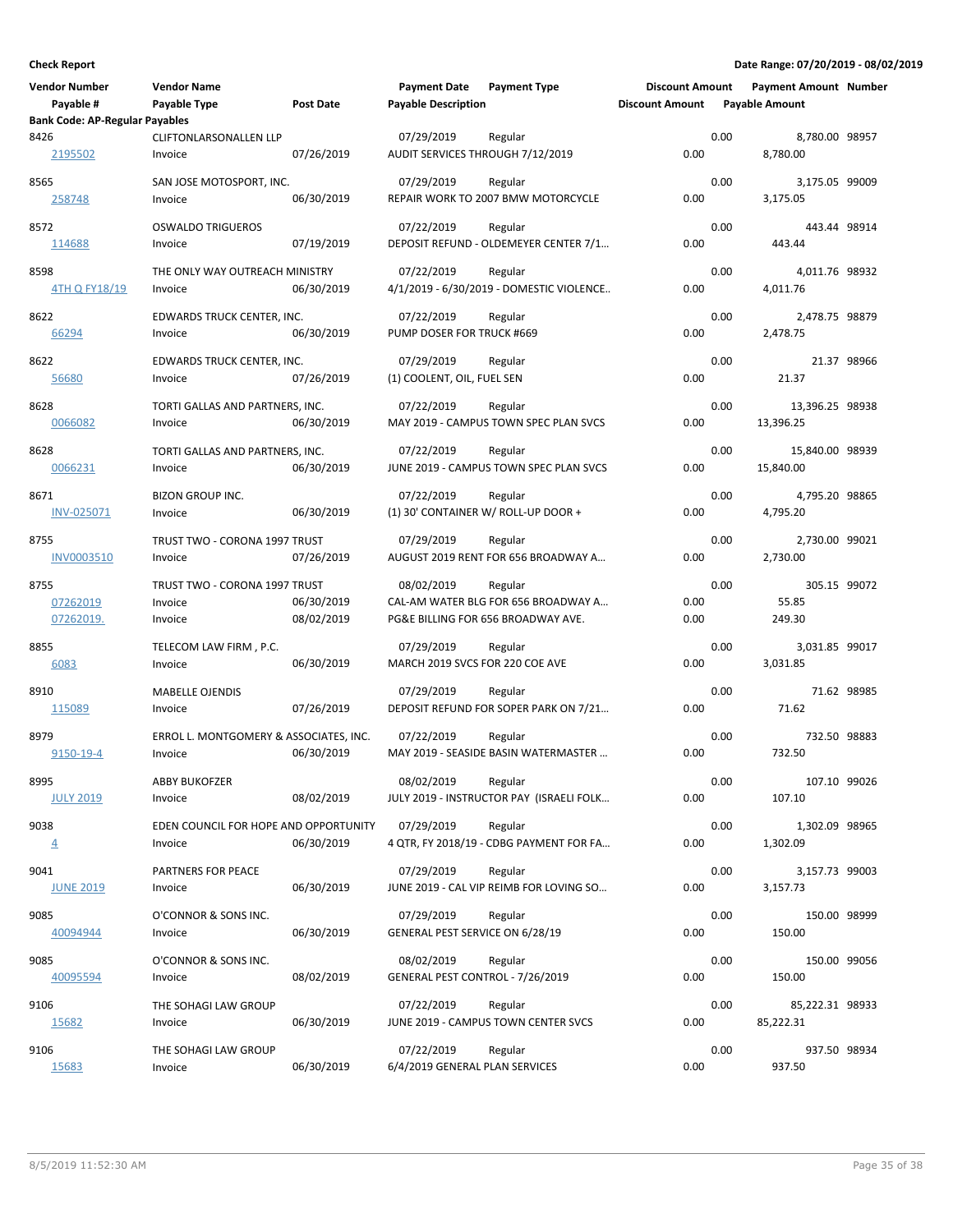**Check Report**

**Date Range: 07/20/2019 - 08/02/2019**

| Vendor Number / Payable # | Vendor Name / Payable Type | Post Date | Payment Date / Payable Description | Payment Type | Discount Amount / Discount Amount | Payment Amount / Payable Amount | Number |
|---|---|---|---|---|---|---|---|
| **Bank Code: AP-Regular Payables** | | | | | | | |
| 8426 | CLIFTONLARSONALLEN LLP | | 07/29/2019 | Regular | 0.00 | 8,780.00 | 98957 |
| 2195502 | Invoice | 07/26/2019 | AUDIT SERVICES THROUGH 7/12/2019 | | 0.00 | 8,780.00 | |
| 8565 | SAN JOSE MOTOSPORT, INC. | | 07/29/2019 | Regular | 0.00 | 3,175.05 | 99009 |
| 258748 | Invoice | 06/30/2019 | REPAIR WORK TO 2007 BMW MOTORCYCLE | | 0.00 | 3,175.05 | |
| 8572 | OSWALDO TRIGUEROS | | 07/22/2019 | Regular | 0.00 | 443.44 | 98914 |
| 114688 | Invoice | 07/19/2019 | DEPOSIT REFUND - OLDEMEYER CENTER 7/1… | | 0.00 | 443.44 | |
| 8598 | THE ONLY WAY OUTREACH MINISTRY | | 07/22/2019 | Regular | 0.00 | 4,011.76 | 98932 |
| 4TH Q FY18/19 | Invoice | 06/30/2019 | 4/1/2019 - 6/30/2019 - DOMESTIC VIOLENCE.. | | 0.00 | 4,011.76 | |
| 8622 | EDWARDS TRUCK CENTER, INC. | | 07/22/2019 | Regular | 0.00 | 2,478.75 | 98879 |
| 66294 | Invoice | 06/30/2019 | PUMP DOSER FOR TRUCK #669 | | 0.00 | 2,478.75 | |
| 8622 | EDWARDS TRUCK CENTER, INC. | | 07/29/2019 | Regular | 0.00 | 21.37 | 98966 |
| 56680 | Invoice | 07/26/2019 | (1) COOLENT, OIL, FUEL SEN | | 0.00 | 21.37 | |
| 8628 | TORTI GALLAS AND PARTNERS, INC. | | 07/22/2019 | Regular | 0.00 | 13,396.25 | 98938 |
| 0066082 | Invoice | 06/30/2019 | MAY 2019 - CAMPUS TOWN SPEC PLAN SVCS | | 0.00 | 13,396.25 | |
| 8628 | TORTI GALLAS AND PARTNERS, INC. | | 07/22/2019 | Regular | 0.00 | 15,840.00 | 98939 |
| 0066231 | Invoice | 06/30/2019 | JUNE 2019 - CAMPUS TOWN SPEC PLAN SVCS | | 0.00 | 15,840.00 | |
| 8671 | BIZON GROUP INC. | | 07/22/2019 | Regular | 0.00 | 4,795.20 | 98865 |
| INV-025071 | Invoice | 06/30/2019 | (1) 30' CONTAINER W/ ROLL-UP DOOR + | | 0.00 | 4,795.20 | |
| 8755 | TRUST TWO - CORONA 1997 TRUST | | 07/29/2019 | Regular | 0.00 | 2,730.00 | 99021 |
| INV0003510 | Invoice | 07/26/2019 | AUGUST 2019 RENT FOR 656 BROADWAY A… | | 0.00 | 2,730.00 | |
| 8755 | TRUST TWO - CORONA 1997 TRUST | | 08/02/2019 | Regular | 0.00 | 305.15 | 99072 |
| 07262019 | Invoice | 06/30/2019 | CAL-AM WATER BLG FOR 656 BROADWAY A… | | 0.00 | 55.85 | |
| 07262019. | Invoice | 08/02/2019 | PG&E BILLING FOR 656 BROADWAY AVE. | | 0.00 | 249.30 | |
| 8855 | TELECOM LAW FIRM , P.C. | | 07/29/2019 | Regular | 0.00 | 3,031.85 | 99017 |
| 6083 | Invoice | 06/30/2019 | MARCH 2019 SVCS FOR 220 COE AVE | | 0.00 | 3,031.85 | |
| 8910 | MABELLE OJENDIS | | 07/29/2019 | Regular | 0.00 | 71.62 | 98985 |
| 115089 | Invoice | 07/26/2019 | DEPOSIT REFUND FOR SOPER PARK ON 7/21… | | 0.00 | 71.62 | |
| 8979 | ERROL L. MONTGOMERY & ASSOCIATES, INC. | | 07/22/2019 | Regular | 0.00 | 732.50 | 98883 |
| 9150-19-4 | Invoice | 06/30/2019 | MAY 2019 - SEASIDE BASIN WATERMASTER … | | 0.00 | 732.50 | |
| 8995 | ABBY BUKOFZER | | 08/02/2019 | Regular | 0.00 | 107.10 | 99026 |
| JULY 2019 | Invoice | 08/02/2019 | JULY 2019 - INSTRUCTOR PAY (ISRAELI FOLK… | | 0.00 | 107.10 | |
| 9038 | EDEN COUNCIL FOR HOPE AND OPPORTUNITY | | 07/29/2019 | Regular | 0.00 | 1,302.09 | 98965 |
| 4 | Invoice | 06/30/2019 | 4 QTR, FY 2018/19 - CDBG PAYMENT FOR FA… | | 0.00 | 1,302.09 | |
| 9041 | PARTNERS FOR PEACE | | 07/29/2019 | Regular | 0.00 | 3,157.73 | 99003 |
| JUNE 2019 | Invoice | 06/30/2019 | JUNE 2019 - CAL VIP REIMB FOR LOVING SO… | | 0.00 | 3,157.73 | |
| 9085 | O'CONNOR & SONS INC. | | 07/29/2019 | Regular | 0.00 | 150.00 | 98999 |
| 40094944 | Invoice | 06/30/2019 | GENERAL PEST SERVICE ON 6/28/19 | | 0.00 | 150.00 | |
| 9085 | O'CONNOR & SONS INC. | | 08/02/2019 | Regular | 0.00 | 150.00 | 99056 |
| 40095594 | Invoice | 08/02/2019 | GENERAL PEST CONTROL - 7/26/2019 | | 0.00 | 150.00 | |
| 9106 | THE SOHAGI LAW GROUP | | 07/22/2019 | Regular | 0.00 | 85,222.31 | 98933 |
| 15682 | Invoice | 06/30/2019 | JUNE 2019 - CAMPUS TOWN CENTER SVCS | | 0.00 | 85,222.31 | |
| 9106 | THE SOHAGI LAW GROUP | | 07/22/2019 | Regular | 0.00 | 937.50 | 98934 |
| 15683 | Invoice | 06/30/2019 | 6/4/2019 GENERAL PLAN SERVICES | | 0.00 | 937.50 | |

8/5/2019 11:52:30 AM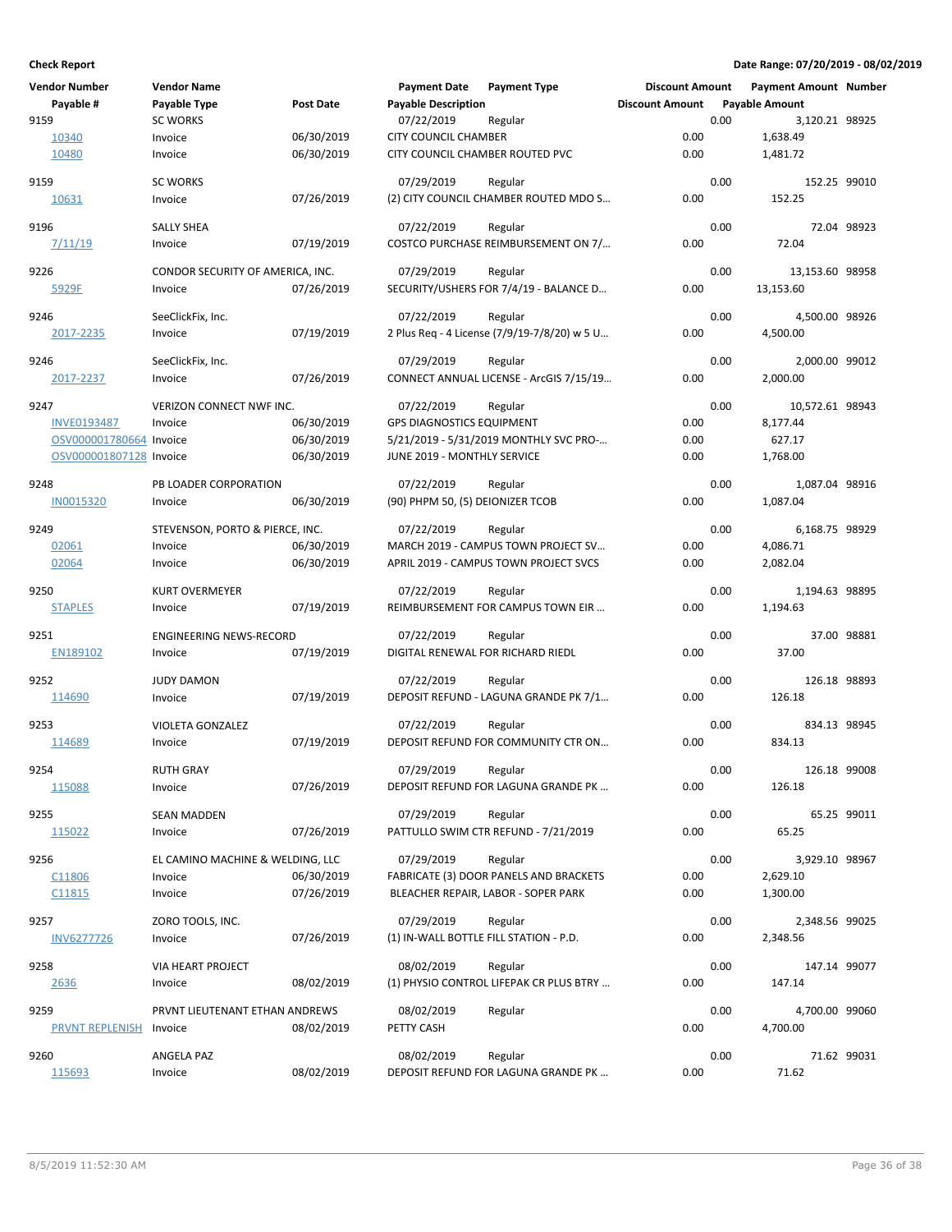**Check Report**

**Date Range: 07/20/2019 - 08/02/2019**

| Vendor Number / Payable # | Vendor Name / Payable Type | Post Date | Payment Date / Payable Description | Payment Type | Discount Amount / Discount Amount | Payment Amount / Payable Amount | Number |
|---|---|---|---|---|---|---|---|
| 9159 | SC WORKS | | 07/22/2019 | Regular | 0.00 | 3,120.21 | 98925 |
| 10340 | Invoice | 06/30/2019 | CITY COUNCIL CHAMBER | | 0.00 | 1,638.49 | |
| 10480 | Invoice | 06/30/2019 | CITY COUNCIL CHAMBER ROUTED PVC | | 0.00 | 1,481.72 | |
| 9159 | SC WORKS | | 07/29/2019 | Regular | 0.00 | 152.25 | 99010 |
| 10631 | Invoice | 07/26/2019 | (2) CITY COUNCIL CHAMBER ROUTED MDO S... | | 0.00 | 152.25 | |
| 9196 | SALLY SHEA | | 07/22/2019 | Regular | 0.00 | 72.04 | 98923 |
| 7/11/19 | Invoice | 07/19/2019 | COSTCO PURCHASE REIMBURSEMENT ON 7/... | | 0.00 | 72.04 | |
| 9226 | CONDOR SECURITY OF AMERICA, INC. | | 07/29/2019 | Regular | 0.00 | 13,153.60 | 98958 |
| 5929F | Invoice | 07/26/2019 | SECURITY/USHERS FOR 7/4/19 - BALANCE D... | | 0.00 | 13,153.60 | |
| 9246 | SeeClickFix, Inc. | | 07/22/2019 | Regular | 0.00 | 4,500.00 | 98926 |
| 2017-2235 | Invoice | 07/19/2019 | 2 Plus Req - 4 License (7/9/19-7/8/20) w 5 U... | | 0.00 | 4,500.00 | |
| 9246 | SeeClickFix, Inc. | | 07/29/2019 | Regular | 0.00 | 2,000.00 | 99012 |
| 2017-2237 | Invoice | 07/26/2019 | CONNECT ANNUAL LICENSE - ArcGIS 7/15/19... | | 0.00 | 2,000.00 | |
| 9247 | VERIZON CONNECT NWF INC. | | 07/22/2019 | Regular | 0.00 | 10,572.61 | 98943 |
| INVE0193487 | Invoice | 06/30/2019 | GPS DIAGNOSTICS EQUIPMENT | | 0.00 | 8,177.44 | |
| OSV000001780664 | Invoice | 06/30/2019 | 5/21/2019 - 5/31/2019 MONTHLY SVC PRO-... | | 0.00 | 627.17 | |
| OSV000001807128 | Invoice | 06/30/2019 | JUNE 2019 - MONTHLY SERVICE | | 0.00 | 1,768.00 | |
| 9248 | PB LOADER CORPORATION | | 07/22/2019 | Regular | 0.00 | 1,087.04 | 98916 |
| IN0015320 | Invoice | 06/30/2019 | (90) PHPM 50, (5) DEIONIZER TCOB | | 0.00 | 1,087.04 | |
| 9249 | STEVENSON, PORTO & PIERCE, INC. | | 07/22/2019 | Regular | 0.00 | 6,168.75 | 98929 |
| 02061 | Invoice | 06/30/2019 | MARCH 2019 - CAMPUS TOWN PROJECT SV... | | 0.00 | 4,086.71 | |
| 02064 | Invoice | 06/30/2019 | APRIL 2019 - CAMPUS TOWN PROJECT SVCS | | 0.00 | 2,082.04 | |
| 9250 | KURT OVERMEYER | | 07/22/2019 | Regular | 0.00 | 1,194.63 | 98895 |
| STAPLES | Invoice | 07/19/2019 | REIMBURSEMENT FOR CAMPUS TOWN EIR ... | | 0.00 | 1,194.63 | |
| 9251 | ENGINEERING NEWS-RECORD | | 07/22/2019 | Regular | 0.00 | 37.00 | 98881 |
| EN189102 | Invoice | 07/19/2019 | DIGITAL RENEWAL FOR RICHARD RIEDL | | 0.00 | 37.00 | |
| 9252 | JUDY DAMON | | 07/22/2019 | Regular | 0.00 | 126.18 | 98893 |
| 114690 | Invoice | 07/19/2019 | DEPOSIT REFUND - LAGUNA GRANDE PK 7/1... | | 0.00 | 126.18 | |
| 9253 | VIOLETA GONZALEZ | | 07/22/2019 | Regular | 0.00 | 834.13 | 98945 |
| 114689 | Invoice | 07/19/2019 | DEPOSIT REFUND FOR COMMUNITY CTR ON... | | 0.00 | 834.13 | |
| 9254 | RUTH GRAY | | 07/29/2019 | Regular | 0.00 | 126.18 | 99008 |
| 115088 | Invoice | 07/26/2019 | DEPOSIT REFUND FOR LAGUNA GRANDE PK ... | | 0.00 | 126.18 | |
| 9255 | SEAN MADDEN | | 07/29/2019 | Regular | 0.00 | 65.25 | 99011 |
| 115022 | Invoice | 07/26/2019 | PATTULLO SWIM CTR REFUND - 7/21/2019 | | 0.00 | 65.25 | |
| 9256 | EL CAMINO MACHINE & WELDING, LLC | | 07/29/2019 | Regular | 0.00 | 3,929.10 | 98967 |
| C11806 | Invoice | 06/30/2019 | FABRICATE (3) DOOR PANELS AND BRACKETS | | 0.00 | 2,629.10 | |
| C11815 | Invoice | 07/26/2019 | BLEACHER REPAIR, LABOR - SOPER PARK | | 0.00 | 1,300.00 | |
| 9257 | ZORO TOOLS, INC. | | 07/29/2019 | Regular | 0.00 | 2,348.56 | 99025 |
| INV6277726 | Invoice | 07/26/2019 | (1) IN-WALL BOTTLE FILL STATION - P.D. | | 0.00 | 2,348.56 | |
| 9258 | VIA HEART PROJECT | | 08/02/2019 | Regular | 0.00 | 147.14 | 99077 |
| 2636 | Invoice | 08/02/2019 | (1) PHYSIO CONTROL LIFEPAK CR PLUS BTRY ... | | 0.00 | 147.14 | |
| 9259 | PRVNT LIEUTENANT ETHAN ANDREWS | | 08/02/2019 | Regular | 0.00 | 4,700.00 | 99060 |
| PRVNT REPLENISH | Invoice | 08/02/2019 | PETTY CASH | | 0.00 | 4,700.00 | |
| 9260 | ANGELA PAZ | | 08/02/2019 | Regular | 0.00 | 71.62 | 99031 |
| 115693 | Invoice | 08/02/2019 | DEPOSIT REFUND FOR LAGUNA GRANDE PK ... | | 0.00 | 71.62 | |

8/5/2019 11:52:30 AM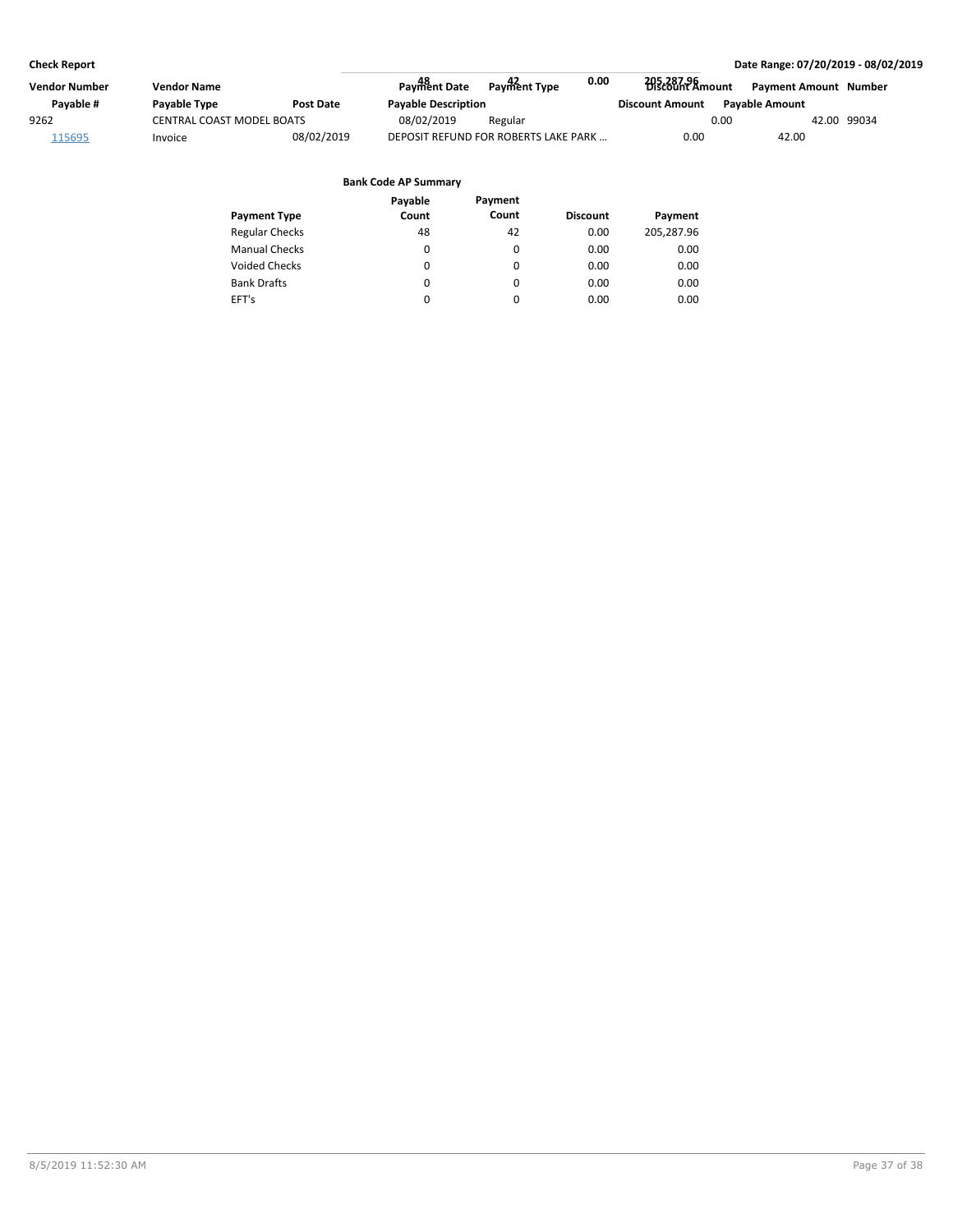| Vendor Number | Vendor Name | | Payment Date | Payment Type | Discount Amount | Payment Amount | Number |
|---|---|---|---|---|---|---|---|
| Payable # | Payable Type | Post Date | Payable Description | | Discount Amount | Payable Amount | |
| 9262 | CENTRAL COAST MODEL BOATS | | 08/02/2019 | Regular | 0.00 | 42.00 | 99034 |
| 115695 | Invoice | 08/02/2019 | DEPOSIT REFUND FOR ROBERTS LAKE PARK ... | | 0.00 | 42.00 | |

| | 48 | 42 | 0.00 | 205,287.96 |
|---|---|---|---|---|

**Bank Code AP Summary**

| Payment Type | Payable Count | Payment Count | Discount | Payment |
|---|---|---|---|---|
| Regular Checks | 48 | 42 | 0.00 | 205,287.96 |
| Manual Checks | 0 | 0 | 0.00 | 0.00 |
| Voided Checks | 0 | 0 | 0.00 | 0.00 |
| Bank Drafts | 0 | 0 | 0.00 | 0.00 |
| EFT's | 0 | 0 | 0.00 | 0.00 |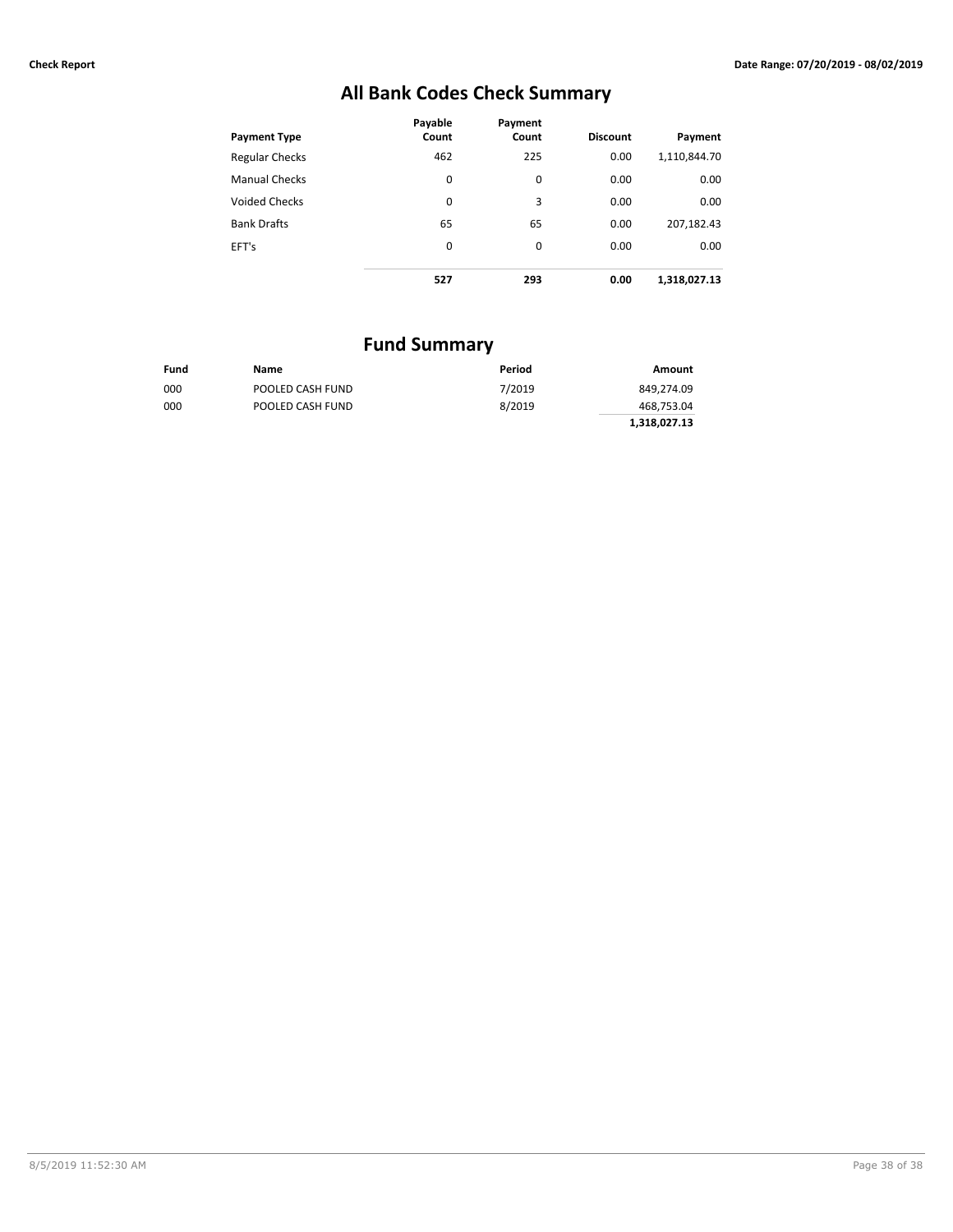# All Bank Codes Check Summary

| Payment Type | Payable Count | Payment Count | Discount | Payment |
|---|---|---|---|---|
| Regular Checks | 462 | 225 | 0.00 | 1,110,844.70 |
| Manual Checks | 0 | 0 | 0.00 | 0.00 |
| Voided Checks | 0 | 3 | 0.00 | 0.00 |
| Bank Drafts | 65 | 65 | 0.00 | 207,182.43 |
| EFT's | 0 | 0 | 0.00 | 0.00 |
| | **527** | **293** | **0.00** | **1,318,027.13** |

# Fund Summary

| Fund | Name | Period | Amount |
|---|---|---|---|
| 000 | POOLED CASH FUND | 7/2019 | 849,274.09 |
| 000 | POOLED CASH FUND | 8/2019 | 468,753.04 |
| | | | **1,318,027.13** |